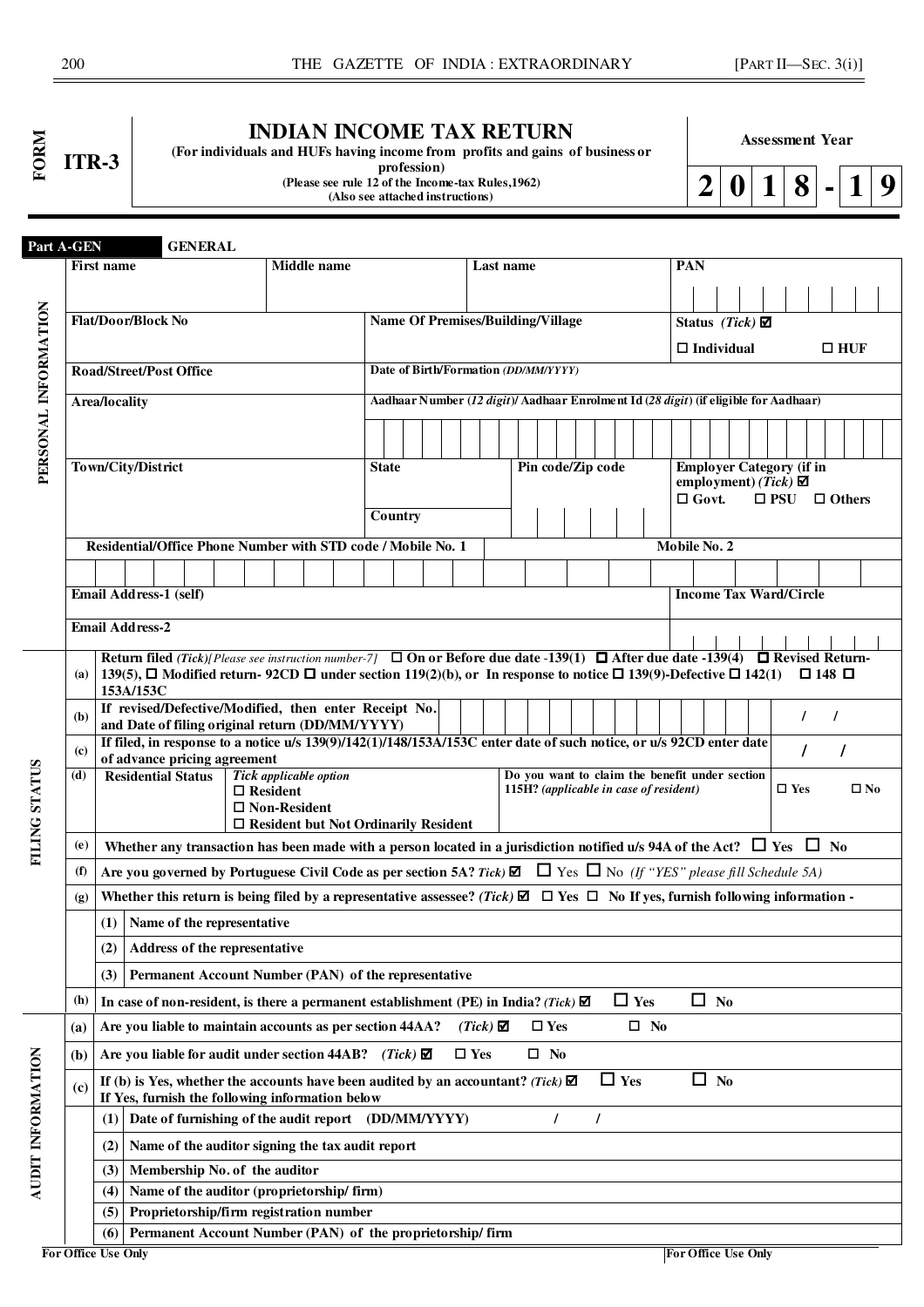# FORM ITR-3

## INDIAN INCOME TAX RETURN

**(For individuals and HUFs having income from profits and gains of business or profession)**

**(Please see rule 12 of the Income-tax Rules,1962)**

**(Also see attached instructions)**

**Assessment Year**

**2 0 1 8 - 1 9**

### Part A-GEN GENERAL

**PERSONAL INFORMATION**

| First name | Middle name | Last name | PAN |
|---|---|---|---|
| | | | |
| **Flat/Door/Block No** | **Name Of Premises/Building/Village** | | **Status** *(Tick)* ☑ ☐ Individual ☐ HUF |
| **Road/Street/Post Office** | **Date of Birth/Formation** *(DD/MM/YYYY)* | | |
| **Area/locality** | **Aadhaar Number (*12 digit*)/ Aadhaar Enrolment Id (*28 digit*) (if eligible for Aadhaar)** | | |
| **Town/City/District** | **State** / **Country** | **Pin code/Zip code** | **Employer Category (if in employment)** *(Tick)* ☑ ☐ Govt. ☐ PSU ☐ Others |
| **Residential/Office Phone Number with STD code / Mobile No. 1** | | | **Mobile No. 2** |
| **Email Address-1 (self)** | | | **Income Tax Ward/Circle** |
| **Email Address-2** | | | |

**FILING STATUS**

| | |
|---|---|
| (a) | **Return filed** *(Tick)[Please see instruction number-7]* ☐ **On or Before due date -139(1)** ☐ **After due date -139(4)** ☐ **Revised Return-139(5),** ☐ **Modified return- 92CD** ☐ **under section 119(2)(b), or In response to notice** ☐ **139(9)-Defective** ☐ **142(1)** ☐ **148** ☐ **153A/153C** |
| (b) | **If revised/Defective/Modified, then enter Receipt No. and Date of filing original return (DD/MM/YYYY)** / / |
| (c) | **If filed, in response to a notice u/s 139(9)/142(1)/148/153A/153C enter date of such notice, or u/s 92CD enter date of advance pricing agreement** / / |
| (d) | **Residential Status** — *Tick applicable option* ☐ **Resident** ☐ **Non-Resident** ☐ **Resident but Not Ordinarily Resident** — **Do you want to claim the benefit under section 115H?** *(applicable in case of resident)* ☐ **Yes** ☐ **No** |
| (e) | **Whether any transaction has been made with a person located in a jurisdiction notified u/s 94A of the Act?** ☐ **Yes** ☐ **No** |
| (f) | **Are you governed by Portuguese Civil Code as per section 5A?** *Tick)* ☑ ☐ Yes ☐ No *(If "YES" please fill Schedule 5A)* |
| (g) | **Whether this return is being filed by a representative assessee?** *(Tick)* ☑ ☐ **Yes** ☐ **No If yes, furnish following information -** |
| | **(1)** **Name of the representative** |
| | **(2)** **Address of the representative** |
| | **(3)** **Permanent Account Number (PAN) of the representative** |
| (h) | **In case of non-resident, is there a permanent establishment (PE) in India?** *(Tick)* ☑ ☐ **Yes** ☐ **No** |

**AUDIT INFORMATION**

| | |
|---|---|
| (a) | **Are you liable to maintain accounts as per section 44AA?** *(Tick)* ☑ ☐ **Yes** ☐ **No** |
| (b) | **Are you liable for audit under section 44AB?** *(Tick)* ☑ ☐ **Yes** ☐ **No** |
| (c) | **If (b) is Yes, whether the accounts have been audited by an accountant?** *(Tick)* ☑ ☐ **Yes** ☐ **No** **If Yes, furnish the following information below** |
| | **(1)** **Date of furnishing of the audit report (DD/MM/YYYY)** / / |
| | **(2)** **Name of the auditor signing the tax audit report** |
| | **(3)** **Membership No. of the auditor** |
| | **(4)** **Name of the auditor (proprietorship/ firm)** |
| | **(5)** **Proprietorship/firm registration number** |
| | **(6)** **Permanent Account Number (PAN) of the proprietorship/ firm** |

**For Office Use Only** **For Office Use Only**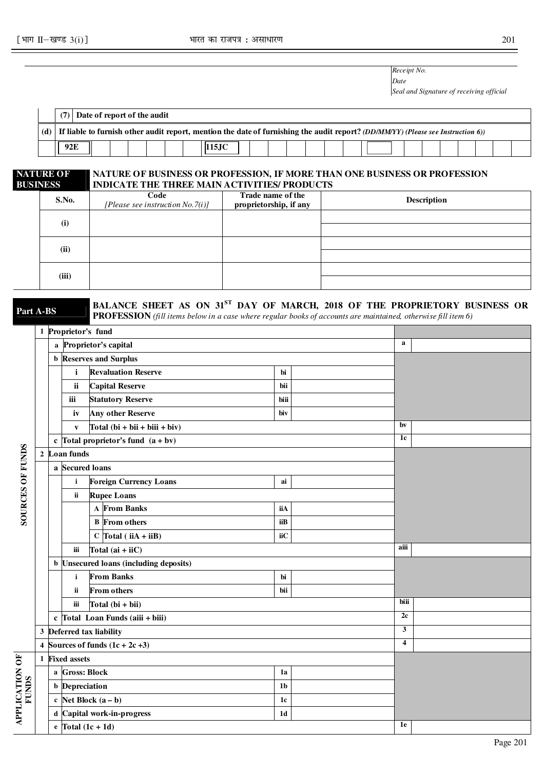Receipt No.
Date
Seal and Signature of receiving official

| | (7) | Date of report of the audit |
|---|---|---|
| (d) | If liable to furnish other audit report, mention the date of furnishing the audit report? *(DD/MM/YY) (Please see Instruction 6))* | |
| | 92E | 115JC |

## NATURE OF BUSINESS

**NATURE OF BUSINESS OR PROFESSION, IF MORE THAN ONE BUSINESS OR PROFESSION INDICATE THE THREE MAIN ACTIVITIES/ PRODUCTS**

| S.No. | Code *[Please see instruction No.7(i)]* | Trade name of the proprietorship, if any | Description |
|---|---|---|---|
| (i) | | | |
| (ii) | | | |
| (iii) | | | |

## Part A-BS

**BALANCE SHEET AS ON 31ST DAY OF MARCH, 2018 OF THE PROPRIETORY BUSINESS OR PROFESSION** *(fill items below in a case where regular books of accounts are maintained, otherwise fill item 6)*

| | | | | | | | | |
|---|---|---|---|---|---|---|---|---|
| SOURCES OF FUNDS | 1 | **Proprietor's fund** | | | | | | |
| | | a | **Proprietor's capital** | | | | a | |
| | | b | **Reserves and Surplus** | | | | | |
| | | | i | **Revaluation Reserve** | bi | | | |
| | | | ii | **Capital Reserve** | bii | | | |
| | | | iii | **Statutory Reserve** | biii | | | |
| | | | iv | **Any other Reserve** | biv | | | |
| | | | v | **Total (bi + bii + biii + biv)** | | | bv | |
| | | c | **Total proprietor's fund (a + bv)** | | | | 1c | |
| | 2 | **Loan funds** | | | | | | |
| | | a | **Secured loans** | | | | | |
| | | | i | **Foreign Currency Loans** | ai | | | |
| | | | ii | **Rupee Loans** | | | | |
| | | | | A **From Banks** | iiA | | | |
| | | | | B **From others** | iiB | | | |
| | | | | C **Total ( iiA + iiB)** | iiC | | | |
| | | | iii | **Total (ai + iiC)** | | | aiii | |
| | | b | **Unsecured loans (including deposits)** | | | | | |
| | | | i | **From Banks** | bi | | | |
| | | | ii | **From others** | bii | | | |
| | | | iii | **Total (bi + bii)** | | | biii | |
| | | c | **Total Loan Funds (aiii + biii)** | | | | 2c | |
| | 3 | **Deferred tax liability** | | | | | 3 | |
| | 4 | **Sources of funds (1c + 2c +3)** | | | | | 4 | |
| APPLICATION OF FUNDS | 1 | **Fixed assets** | | | | | | |
| | | a | **Gross: Block** | | 1a | | | |
| | | b | **Depreciation** | | 1b | | | |
| | | c | **Net Block (a – b)** | | 1c | | | |
| | | d | **Capital work-in-progress** | | 1d | | | |
| | | e | **Total (1c + 1d)** | | | | 1e | |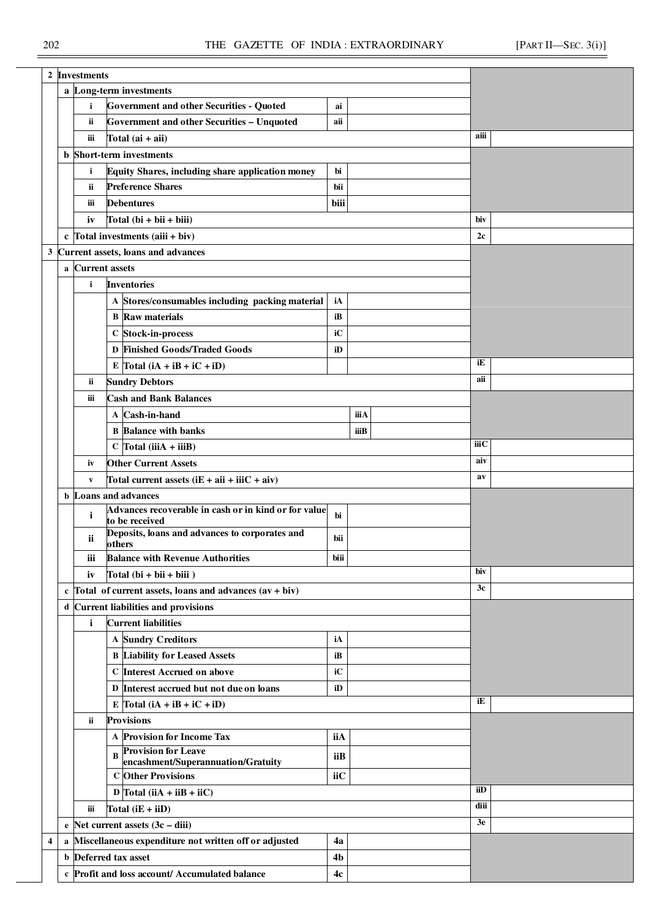| | | | | | | | | |
|---|---|---|---|---|---|---|---|---|
| **2** | **Investments** | | | | | | | |
| | **a** | **Long-term investments** | | | | | | |
| | | **i** | **Government and other Securities - Quoted** | | **ai** | | | |
| | | **ii** | **Government and other Securities – Unquoted** | | **aii** | | | |
| | | **iii** | **Total (ai + aii)** | | | | **aiii** | |
| | **b** | **Short-term investments** | | | | | | |
| | | **i** | **Equity Shares, including share application money** | | **bi** | | | |
| | | **ii** | **Preference Shares** | | **bii** | | | |
| | | **iii** | **Debentures** | | **biii** | | | |
| | | **iv** | **Total (bi + bii + biii)** | | | | **biv** | |
| | **c** | **Total investments (aiii + biv)** | | | | | **2c** | |
| **3** | **Current assets, loans and advances** | | | | | | | |
| | **a** | **Current assets** | | | | | | |
| | | **i** | **Inventories** | | | | | |
| | | | **A** | **Stores/consumables including packing material** | **iA** | | | |
| | | | **B** | **Raw materials** | **iB** | | | |
| | | | **C** | **Stock-in-process** | **iC** | | | |
| | | | **D** | **Finished Goods/Traded Goods** | **iD** | | | |
| | | | **E** | **Total (iA + iB + iC + iD)** | | | **iE** | |
| | | **ii** | **Sundry Debtors** | | | | **aii** | |
| | | **iii** | **Cash and Bank Balances** | | | | | |
| | | | **A** | **Cash-in-hand** | **iiiA** | | | |
| | | | **B** | **Balance with banks** | **iiiB** | | | |
| | | | **C** | **Total (iiiA + iiiB)** | | | **iiiC** | |
| | | **iv** | **Other Current Assets** | | | | **aiv** | |
| | | **v** | **Total current assets (iE + aii + iiiC + aiv)** | | | | **av** | |
| | **b** | **Loans and advances** | | | | | | |
| | | **i** | **Advances recoverable in cash or in kind or for value to be received** | | **bi** | | | |
| | | **ii** | **Deposits, loans and advances to corporates and others** | | **bii** | | | |
| | | **iii** | **Balance with Revenue Authorities** | | **biii** | | | |
| | | **iv** | **Total (bi + bii + biii )** | | | | **biv** | |
| | **c** | **Total of current assets, loans and advances (av + biv)** | | | | | **3c** | |
| | **d** | **Current liabilities and provisions** | | | | | | |
| | | **i** | **Current liabilities** | | | | | |
| | | | **A** | **Sundry Creditors** | **iA** | | | |
| | | | **B** | **Liability for Leased Assets** | **iB** | | | |
| | | | **C** | **Interest Accrued on above** | **iC** | | | |
| | | | **D** | **Interest accrued but not due on loans** | **iD** | | | |
| | | | **E** | **Total (iA + iB + iC + iD)** | | | **iE** | |
| | | **ii** | **Provisions** | | | | | |
| | | | **A** | **Provision for Income Tax** | **iiA** | | | |
| | | | **B** | **Provision for Leave encashment/Superannuation/Gratuity** | **iiB** | | | |
| | | | **C** | **Other Provisions** | **iiC** | | | |
| | | | **D** | **Total (iiA + iiB + iiC)** | | | **iiD** | |
| | | **iii** | **Total (iE + iiD)** | | | | **diii** | |
| | **e** | **Net current assets (3c – diii)** | | | | | **3e** | |
| **4** | **a** | **Miscellaneous expenditure not written off or adjusted** | | | **4a** | | | |
| | **b** | **Deferred tax asset** | | | **4b** | | | |
| | **c** | **Profit and loss account/ Accumulated balance** | | | **4c** | | | |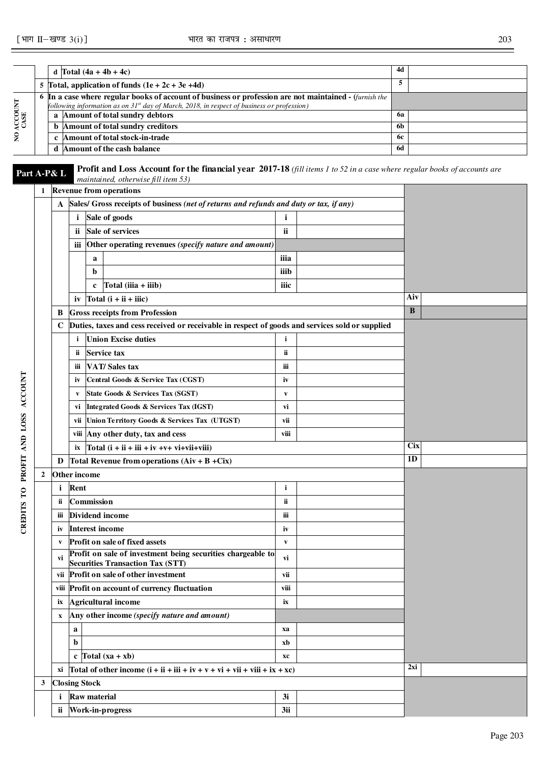| | | | | |
|---|---|---|---|---|
| | | d | Total (4a + 4b + 4c) | 4d | |
| | 5 | Total, application of funds (1e + 2c + 3e +4d) | | 5 | |
| NO ACCOUNT CASE | 6 | In a case where regular books of account of business or profession are not maintained - (*furnish the following information as on 31[st] day of March, 2018, in respect of business or profession*) | | | |
| | | a | Amount of total sundry debtors | 6a | |
| | | b | Amount of total sundry creditors | 6b | |
| | | c | Amount of total stock-in-trade | 6c | |
| | | d | Amount of the cash balance | 6d | |

**Part A-P& L** **Profit and Loss Account for the financial year 2017-18** *(fill items 1 to 52 in a case where regular books of accounts are maintained, otherwise fill item 53)*

**CREDITS TO PROFIT AND LOSS ACCOUNT**

| | | | | | | | |
|---|---|---|---|---|---|---|---|
| 1 | Revenue from operations | | | | | | |
| | A | Sales/ Gross receipts of business *(net of returns and refunds and duty or tax, if any)* | | | | | |
| | | i | Sale of goods | i | | | |
| | | ii | Sale of services | ii | | | |
| | | iii | Other operating revenues *(specify nature and amount)* | | | | |
| | | | a | iiia | | | |
| | | | b | iiib | | | |
| | | | c Total (iiia + iiib) | iiic | | | |
| | | iv | Total (i + ii + iiic) | | | Aiv | |
| | B | Gross receipts from Profession | | | | B | |
| | C | Duties, taxes and cess received or receivable in respect of goods and services sold or supplied | | | | | |
| | | i | Union Excise duties | i | | | |
| | | ii | Service tax | ii | | | |
| | | iii | VAT/ Sales tax | iii | | | |
| | | iv | Central Goods & Service Tax (CGST) | iv | | | |
| | | v | State Goods & Services Tax (SGST) | v | | | |
| | | vi | Integrated Goods & Services Tax (IGST) | vi | | | |
| | | vii | Union Territory Goods & Services Tax (UTGST) | vii | | | |
| | | viii | Any other duty, tax and cess | viii | | | |
| | | ix | Total (i + ii + iii + iv +v+ vi+vii+viii) | | | Cix | |
| | D | Total Revenue from operations (Aiv + B +Cix) | | | | 1D | |
| 2 | Other income | | | | | | |
| | i | Rent | | i | | | |
| | ii | Commission | | ii | | | |
| | iii | Dividend income | | iii | | | |
| | iv | Interest income | | iv | | | |
| | v | Profit on sale of fixed assets | | v | | | |
| | vi | Profit on sale of investment being securities chargeable to Securities Transaction Tax (STT) | | vi | | | |
| | vii | Profit on sale of other investment | | vii | | | |
| | viii | Profit on account of currency fluctuation | | viii | | | |
| | ix | Agricultural income | | ix | | | |
| | x | Any other income *(specify nature and amount)* | | | | | |
| | | a | | xa | | | |
| | | b | | xb | | | |
| | | c Total (xa + xb) | | xc | | | |
| | xi | Total of other income (i + ii + iii + iv + v + vi + vii + viii + ix + xc) | | | | 2xi | |
| 3 | Closing Stock | | | | | | |
| | i | Raw material | | 3i | | | |
| | ii | Work-in-progress | | 3ii | | | |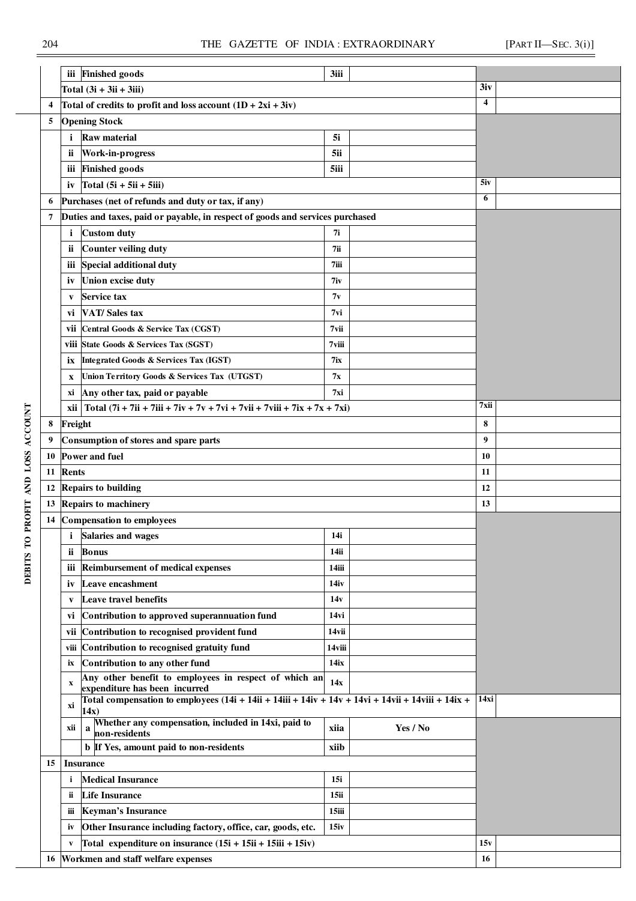| | | | | | | |
|---|---|---|---|---|---|---|
| | | iii | Finished goods | 3iii | | | |
| | | Total (3i + 3ii + 3iii) | | | | 3iv | |
| | 4 | Total of credits to profit and loss account (1D + 2xi + 3iv) | | | | 4 | |
| DEBITS TO PROFIT AND LOSS ACCOUNT | 5 | Opening Stock | | | | | |
| | | i | Raw material | 5i | | | |
| | | ii | Work-in-progress | 5ii | | | |
| | | iii | Finished goods | 5iii | | | |
| | | iv | Total (5i + 5ii + 5iii) | | | 5iv | |
| | 6 | Purchases (net of refunds and duty or tax, if any) | | | | 6 | |
| | 7 | Duties and taxes, paid or payable, in respect of goods and services purchased | | | | | |
| | | i | Custom duty | 7i | | | |
| | | ii | Counter veiling duty | 7ii | | | |
| | | iii | Special additional duty | 7iii | | | |
| | | iv | Union excise duty | 7iv | | | |
| | | v | Service tax | 7v | | | |
| | | vi | VAT/ Sales tax | 7vi | | | |
| | | vii | Central Goods & Service Tax (CGST) | 7vii | | | |
| | | viii | State Goods & Services Tax (SGST) | 7viii | | | |
| | | ix | Integrated Goods & Services Tax (IGST) | 7ix | | | |
| | | x | Union Territory Goods & Services Tax (UTGST) | 7x | | | |
| | | xi | Any other tax, paid or payable | 7xi | | | |
| | | xii | Total (7i + 7ii + 7iii + 7iv + 7v + 7vi + 7vii + 7viii + 7ix + 7x + 7xi) | | | 7xii | |
| | 8 | Freight | | | | 8 | |
| | 9 | Consumption of stores and spare parts | | | | 9 | |
| | 10 | Power and fuel | | | | 10 | |
| | 11 | Rents | | | | 11 | |
| | 12 | Repairs to building | | | | 12 | |
| | 13 | Repairs to machinery | | | | 13 | |
| | 14 | Compensation to employees | | | | | |
| | | i | Salaries and wages | 14i | | | |
| | | ii | Bonus | 14ii | | | |
| | | iii | Reimbursement of medical expenses | 14iii | | | |
| | | iv | Leave encashment | 14iv | | | |
| | | v | Leave travel benefits | 14v | | | |
| | | vi | Contribution to approved superannuation fund | 14vi | | | |
| | | vii | Contribution to recognised provident fund | 14vii | | | |
| | | viii | Contribution to recognised gratuity fund | 14viii | | | |
| | | ix | Contribution to any other fund | 14ix | | | |
| | | x | Any other benefit to employees in respect of which an expenditure has been incurred | 14x | | | |
| | | xi | Total compensation to employees (14i + 14ii + 14iii + 14iv + 14v + 14vi + 14vii + 14viii + 14ix + 14x) | | | 14xi | |
| | | xii | a Whether any compensation, included in 14xi, paid to non-residents | xiia | Yes / No | | |
| | | | b If Yes, amount paid to non-residents | xiib | | | |
| | 15 | Insurance | | | | | |
| | | i | Medical Insurance | 15i | | | |
| | | ii | Life Insurance | 15ii | | | |
| | | iii | Keyman's Insurance | 15iii | | | |
| | | iv | Other Insurance including factory, office, car, goods, etc. | 15iv | | | |
| | | v | Total expenditure on insurance (15i + 15ii + 15iii + 15iv) | | | 15v | |
| | 16 | Workmen and staff welfare expenses | | | | 16 | |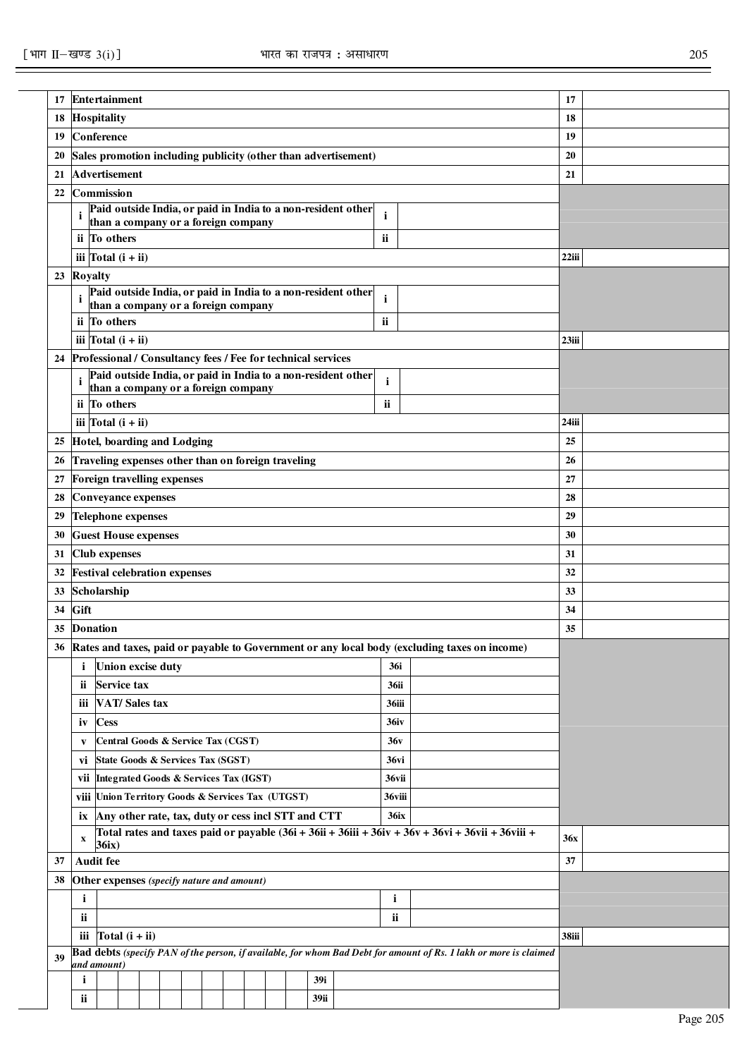| | | | | | |
|---|---|---|---|---|---|
| 17 | **Entertainment** | | | 17 | |
| 18 | **Hospitality** | | | 18 | |
| 19 | **Conference** | | | 19 | |
| 20 | **Sales promotion including publicity (other than advertisement)** | | | 20 | |
| 21 | **Advertisement** | | | 21 | |
| 22 | **Commission** | | | | |
| | i **Paid outside India, or paid in India to a non-resident other than a company or a foreign company** | i | | | |
| | ii **To others** | ii | | | |
| | iii **Total (i + ii)** | | | 22iii | |
| 23 | **Royalty** | | | | |
| | i **Paid outside India, or paid in India to a non-resident other than a company or a foreign company** | i | | | |
| | ii **To others** | ii | | | |
| | iii **Total (i + ii)** | | | 23iii | |
| 24 | **Professional / Consultancy fees / Fee for technical services** | | | | |
| | i **Paid outside India, or paid in India to a non-resident other than a company or a foreign company** | i | | | |
| | ii **To others** | ii | | | |
| | iii **Total (i + ii)** | | | 24iii | |
| 25 | **Hotel, boarding and Lodging** | | | 25 | |
| 26 | **Traveling expenses other than on foreign traveling** | | | 26 | |
| 27 | **Foreign travelling expenses** | | | 27 | |
| 28 | **Conveyance expenses** | | | 28 | |
| 29 | **Telephone expenses** | | | 29 | |
| 30 | **Guest House expenses** | | | 30 | |
| 31 | **Club expenses** | | | 31 | |
| 32 | **Festival celebration expenses** | | | 32 | |
| 33 | **Scholarship** | | | 33 | |
| 34 | **Gift** | | | 34 | |
| 35 | **Donation** | | | 35 | |
| 36 | **Rates and taxes, paid or payable to Government or any local body (excluding taxes on income)** | | | | |
| | i **Union excise duty** | 36i | | | |
| | ii **Service tax** | 36ii | | | |
| | iii **VAT/ Sales tax** | 36iii | | | |
| | iv **Cess** | 36iv | | | |
| | v **Central Goods & Service Tax (CGST)** | 36v | | | |
| | vi **State Goods & Services Tax (SGST)** | 36vi | | | |
| | vii **Integrated Goods & Services Tax (IGST)** | 36vii | | | |
| | viii **Union Territory Goods & Services Tax (UTGST)** | 36viii | | | |
| | ix **Any other rate, tax, duty or cess incl STT and CTT** | 36ix | | | |
| | x **Total rates and taxes paid or payable (36i + 36ii + 36iii + 36iv + 36v + 36vi + 36vii + 36viii + 36ix)** | | | 36x | |
| 37 | **Audit fee** | | | 37 | |
| 38 | **Other expenses** *(specify nature and amount)* | | | | |
| | i | i | | | |
| | ii | ii | | | |
| | iii **Total (i + ii)** | | | 38iii | |
| 39 | **Bad debts** *(specify PAN of the person, if available, for whom Bad Debt for amount of Rs. 1 lakh or more is claimed and amount)* | | | | |
| | i | 39i | | | |
| | ii | 39ii | | | |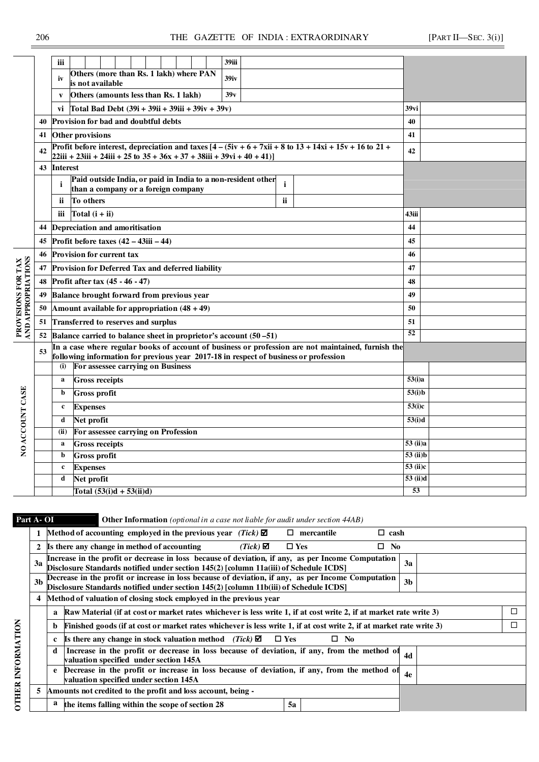| | | | | |
|---|---|---|---|---|
| | iii | | 39iii | |
| | iv | Others (more than Rs. 1 lakh) where PAN is not available | 39iv | |
| | v | Others (amounts less than Rs. 1 lakh) | 39v | |
| | vi | Total Bad Debt (39i + 39ii + 39iii + 39iv + 39v) | 39vi | |
| 40 | | Provision for bad and doubtful debts | 40 | |
| 41 | | Other provisions | 41 | |
| 42 | | Profit before interest, depreciation and taxes [4 – (5iv + 6 + 7xii + 8 to 13 + 14xi + 15v + 16 to 21 + 22iii + 23iii + 24iii + 25 to 35 + 36x + 37 + 38iii + 39vi + 40 + 41)] | 42 | |
| 43 | | Interest | | |
| | i | Paid outside India, or paid in India to a non-resident other than a company or a foreign company | i | |
| | ii | To others | ii | |
| | iii | Total (i + ii) | 43iii | |
| 44 | | Depreciation and amortisation | 44 | |
| 45 | | Profit before taxes (42 – 43iii – 44) | 45 | |

**PROVISIONS FOR TAX AND APPROPRIATIONS**

| | | | |
|---|---|---|---|
| 46 | Provision for current tax | 46 | |
| 47 | Provision for Deferred Tax and deferred liability | 47 | |
| 48 | Profit after tax (45 - 46 - 47) | 48 | |
| 49 | Balance brought forward from previous year | 49 | |
| 50 | Amount available for appropriation (48 + 49) | 50 | |
| 51 | Transferred to reserves and surplus | 51 | |
| 52 | Balance carried to balance sheet in proprietor's account (50 –51) | 52 | |

**NO ACCOUNT CASE**

| | | | | |
|---|---|---|---|---|
| 53 | | In a case where regular books of account of business or profession are not maintained, furnish the following information for previous year 2017-18 in respect of business or profession | | |
| | (i) | For assessee carrying on Business | | |
| | a | Gross receipts | 53(i)a | |
| | b | Gross profit | 53(i)b | |
| | c | Expenses | 53(i)c | |
| | d | Net profit | 53(i)d | |
| | (ii) | For assessee carrying on Profession | | |
| | a | Gross receipts | 53 (ii)a | |
| | b | Gross profit | 53 (ii)b | |
| | c | Expenses | 53 (ii)c | |
| | d | Net profit | 53 (ii)d | |
| | | Total (53(i)d + 53(ii)d) | 53 | |

**Part A- OI** **Other Information** *(optional in a case not liable for audit under section 44AB)*

**OTHER INFORMATION**

| | | | | |
|---|---|---|---|---|
| 1 | | Method of accounting employed in the previous year *(Tick)* ☑ ☐ mercantile ☐ cash | | |
| 2 | | Is there any change in method of accounting *(Tick)* ☑ ☐ Yes ☐ No | | |
| 3a | | Increase in the profit or decrease in loss because of deviation, if any, as per Income Computation Disclosure Standards notified under section 145(2) [column 11a(iii) of Schedule ICDS] | 3a | |
| 3b | | Decrease in the profit or increase in loss because of deviation, if any, as per Income Computation Disclosure Standards notified under section 145(2) [column 11b(iii) of Schedule ICDS] | 3b | |
| 4 | | Method of valuation of closing stock employed in the previous year | | |
| | a | Raw Material (if at cost or market rates whichever is less write 1, if at cost write 2, if at market rate write 3) | | ☐ |
| | b | Finished goods (if at cost or market rates whichever is less write 1, if at cost write 2, if at market rate write 3) | | ☐ |
| | c | Is there any change in stock valuation method *(Tick)* ☑ ☐ Yes ☐ No | | |
| | d | Increase in the profit or decrease in loss because of deviation, if any, from the method of valuation specified under section 145A | 4d | |
| | e | Decrease in the profit or increase in loss because of deviation, if any, from the method of valuation specified under section 145A | 4e | |
| 5 | | Amounts not credited to the profit and loss account, being - | | |
| | a | the items falling within the scope of section 28 | 5a | |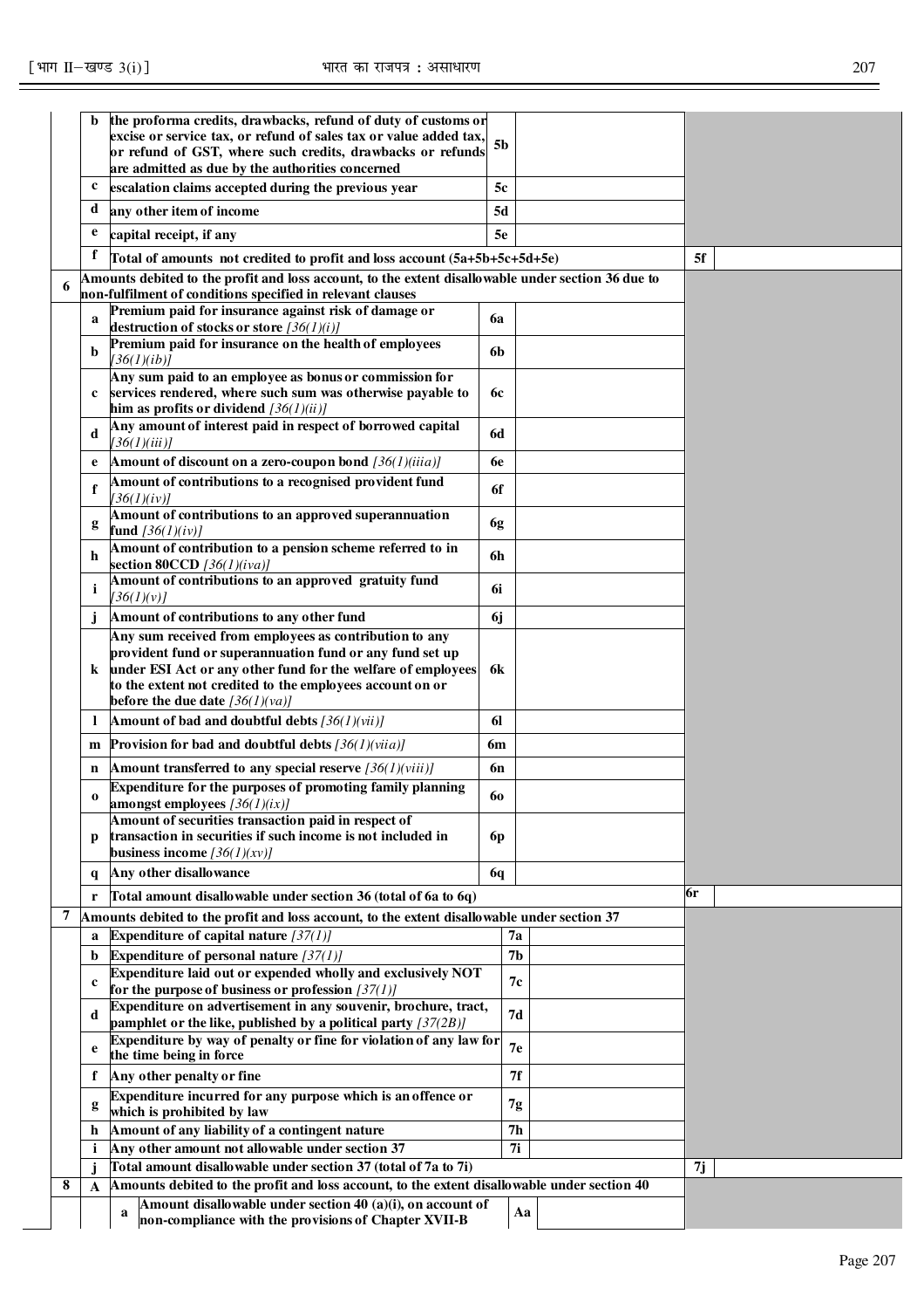| | | | | | | |
|---|---|---|---|---|---|---|
| | **b** | **the proforma credits, drawbacks, refund of duty of customs or excise or service tax, or refund of sales tax or value added tax, or refund of GST, where such credits, drawbacks or refunds are admitted as due by the authorities concerned** | **5b** | | | |
| | **c** | **escalation claims accepted during the previous year** | **5c** | | | |
| | **d** | **any other item of income** | **5d** | | | |
| | **e** | **capital receipt, if any** | **5e** | | | |
| | **f** | **Total of amounts not credited to profit and loss account (5a+5b+5c+5d+5e)** | | | **5f** | |
| **6** | | **Amounts debited to the profit and loss account, to the extent disallowable under section 36 due to non-fulfilment of conditions specified in relevant clauses** | | | | |
| | **a** | **Premium paid for insurance against risk of damage or destruction of stocks or store** *[36(1)(i)]* | **6a** | | | |
| | **b** | **Premium paid for insurance on the health of employees** *[36(1)(ib)]* | **6b** | | | |
| | **c** | **Any sum paid to an employee as bonus or commission for services rendered, where such sum was otherwise payable to him as profits or dividend** *[36(1)(ii)]* | **6c** | | | |
| | **d** | **Any amount of interest paid in respect of borrowed capital** *[36(1)(iii)]* | **6d** | | | |
| | **e** | **Amount of discount on a zero-coupon bond** *[36(1)(iiia)]* | **6e** | | | |
| | **f** | **Amount of contributions to a recognised provident fund** *[36(1)(iv)]* | **6f** | | | |
| | **g** | **Amount of contributions to an approved superannuation fund** *[36(1)(iv)]* | **6g** | | | |
| | **h** | **Amount of contribution to a pension scheme referred to in section 80CCD** *[36(1)(iva)]* | **6h** | | | |
| | **i** | **Amount of contributions to an approved gratuity fund** *[36(1)(v)]* | **6i** | | | |
| | **j** | **Amount of contributions to any other fund** | **6j** | | | |
| | **k** | **Any sum received from employees as contribution to any provident fund or superannuation fund or any fund set up under ESI Act or any other fund for the welfare of employees to the extent not credited to the employees account on or before the due date** *[36(1)(va)]* | **6k** | | | |
| | **l** | **Amount of bad and doubtful debts** *[36(1)(vii)]* | **6l** | | | |
| | **m** | **Provision for bad and doubtful debts** *[36(1)(viia)]* | **6m** | | | |
| | **n** | **Amount transferred to any special reserve** *[36(1)(viii)]* | **6n** | | | |
| | **o** | **Expenditure for the purposes of promoting family planning amongst employees** *[36(1)(ix)]* | **6o** | | | |
| | **p** | **Amount of securities transaction paid in respect of transaction in securities if such income is not included in business income** *[36(1)(xv)]* | **6p** | | | |
| | **q** | **Any other disallowance** | **6q** | | | |
| | **r** | **Total amount disallowable under section 36 (total of 6a to 6q)** | | | **6r** | |
| **7** | | **Amounts debited to the profit and loss account, to the extent disallowable under section 37** | | | | |
| | **a** | **Expenditure of capital nature** *[37(1)]* | **7a** | | | |
| | **b** | **Expenditure of personal nature** *[37(1)]* | **7b** | | | |
| | **c** | **Expenditure laid out or expended wholly and exclusively NOT for the purpose of business or profession** *[37(1)]* | **7c** | | | |
| | **d** | **Expenditure on advertisement in any souvenir, brochure, tract, pamphlet or the like, published by a political party** *[37(2B)]* | **7d** | | | |
| | **e** | **Expenditure by way of penalty or fine for violation of any law for the time being in force** | **7e** | | | |
| | **f** | **Any other penalty or fine** | **7f** | | | |
| | **g** | **Expenditure incurred for any purpose which is an offence or which is prohibited by law** | **7g** | | | |
| | **h** | **Amount of any liability of a contingent nature** | **7h** | | | |
| | **i** | **Any other amount not allowable under section 37** | **7i** | | | |
| | **j** | **Total amount disallowable under section 37 (total of 7a to 7i)** | | | **7j** | |
| **8** | **A** | **Amounts debited to the profit and loss account, to the extent disallowable under section 40** | | | | |
| | | **a** **Amount disallowable under section 40 (a)(i), on account of non-compliance with the provisions of Chapter XVII-B** | **Aa** | | | |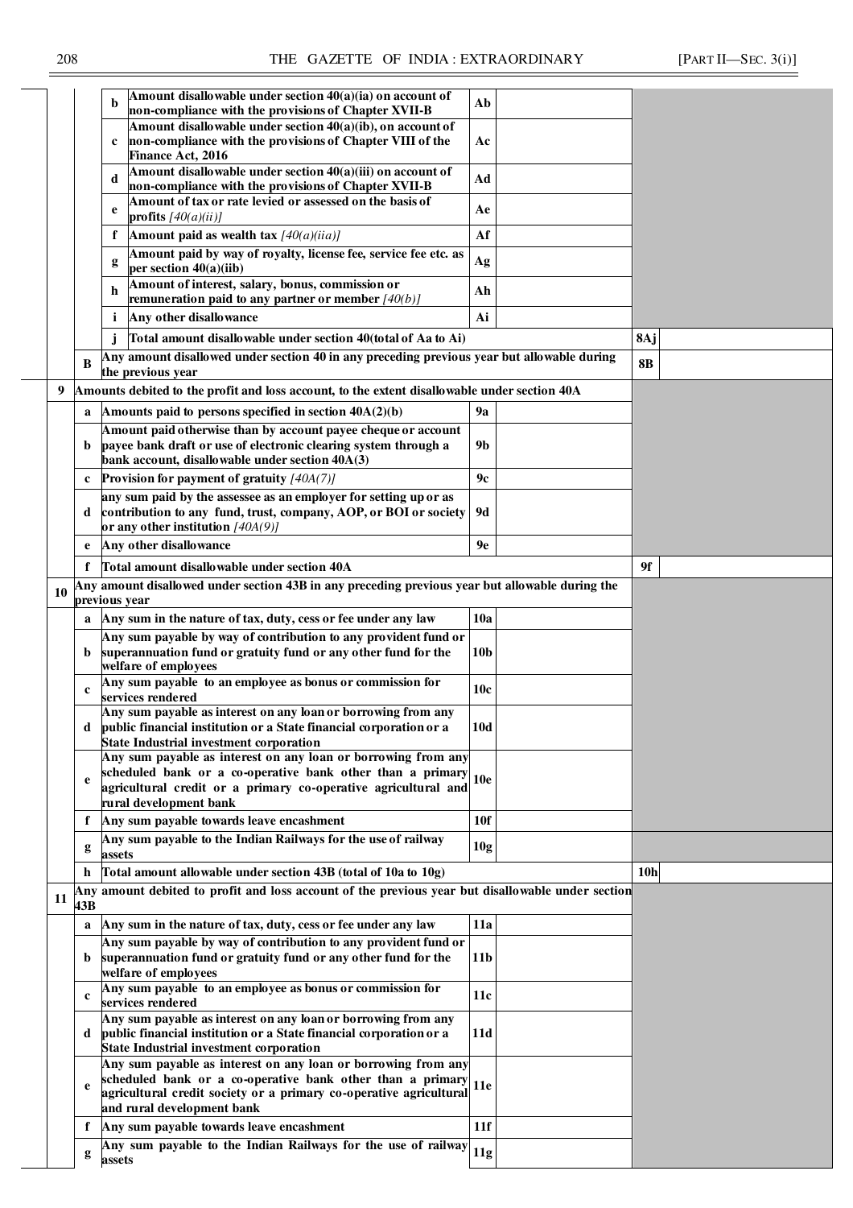| | | | | | | |
|---|---|---|---|---|---|---|
| | | b | Amount disallowable under section 40(a)(ia) on account of non-compliance with the provisions of Chapter XVII-B | Ab | | |
| | | c | Amount disallowable under section 40(a)(ib), on account of non-compliance with the provisions of Chapter VIII of the Finance Act, 2016 | Ac | | |
| | | d | Amount disallowable under section 40(a)(iii) on account of non-compliance with the provisions of Chapter XVII-B | Ad | | |
| | | e | Amount of tax or rate levied or assessed on the basis of profits *[40(a)(ii)]* | Ae | | |
| | | f | Amount paid as wealth tax *[40(a)(iia)]* | Af | | |
| | | g | Amount paid by way of royalty, license fee, service fee etc. as per section 40(a)(iib) | Ag | | |
| | | h | Amount of interest, salary, bonus, commission or remuneration paid to any partner or member *[40(b)]* | Ah | | |
| | | i | Any other disallowance | Ai | | |
| | | j | Total amount disallowable under section 40(total of Aa to Ai) | | 8Aj | |
| | B | | Any amount disallowed under section 40 in any preceding previous year but allowable during the previous year | | 8B | |
| 9 | | | Amounts debited to the profit and loss account, to the extent disallowable under section 40A | | | |
| | a | | Amounts paid to persons specified in section 40A(2)(b) | 9a | | |
| | b | | Amount paid otherwise than by account payee cheque or account payee bank draft or use of electronic clearing system through a bank account, disallowable under section 40A(3) | 9b | | |
| | c | | Provision for payment of gratuity *[40A(7)]* | 9c | | |
| | d | | any sum paid by the assessee as an employer for setting up or as contribution to any fund, trust, company, AOP, or BOI or society or any other institution *[40A(9)]* | 9d | | |
| | e | | Any other disallowance | 9e | | |
| | f | | Total amount disallowable under section 40A | | 9f | |
| 10 | | | Any amount disallowed under section 43B in any preceding previous year but allowable during the previous year | | | |
| | a | | Any sum in the nature of tax, duty, cess or fee under any law | 10a | | |
| | b | | Any sum payable by way of contribution to any provident fund or superannuation fund or gratuity fund or any other fund for the welfare of employees | 10b | | |
| | c | | Any sum payable to an employee as bonus or commission for services rendered | 10c | | |
| | d | | Any sum payable as interest on any loan or borrowing from any public financial institution or a State financial corporation or a State Industrial investment corporation | 10d | | |
| | e | | Any sum payable as interest on any loan or borrowing from any scheduled bank or a co-operative bank other than a primary agricultural credit or a primary co-operative agricultural and rural development bank | 10e | | |
| | f | | Any sum payable towards leave encashment | 10f | | |
| | g | | Any sum payable to the Indian Railways for the use of railway assets | 10g | | |
| | h | | Total amount allowable under section 43B (total of 10a to 10g) | | 10h | |
| 11 | | | Any amount debited to profit and loss account of the previous year but disallowable under section 43B | | | |
| | a | | Any sum in the nature of tax, duty, cess or fee under any law | 11a | | |
| | b | | Any sum payable by way of contribution to any provident fund or superannuation fund or gratuity fund or any other fund for the welfare of employees | 11b | | |
| | c | | Any sum payable to an employee as bonus or commission for services rendered | 11c | | |
| | d | | Any sum payable as interest on any loan or borrowing from any public financial institution or a State financial corporation or a State Industrial investment corporation | 11d | | |
| | e | | Any sum payable as interest on any loan or borrowing from any scheduled bank or a co-operative bank other than a primary agricultural credit society or a primary co-operative agricultural and rural development bank | 11e | | |
| | f | | Any sum payable towards leave encashment | 11f | | |
| | g | | Any sum payable to the Indian Railways for the use of railway assets | 11g | | |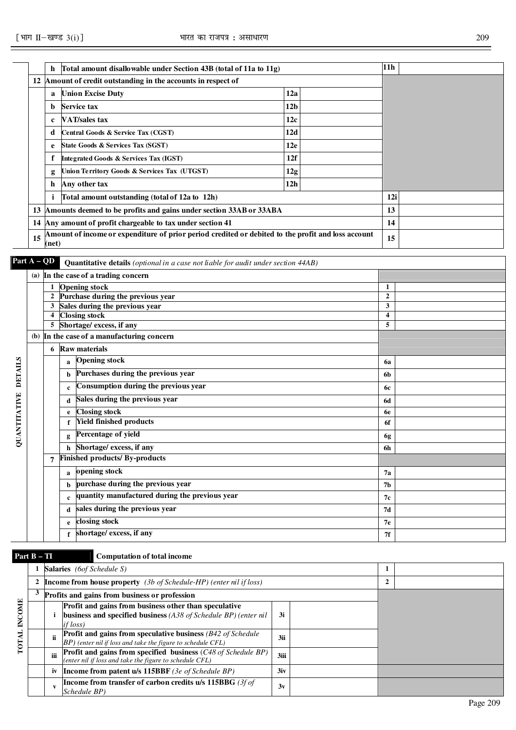| | | | | | |
|---|---|---|---|---|---|
| | h | Total amount disallowable under Section 43B (total of 11a to 11g) | | | 11h | |
| 12 | | Amount of credit outstanding in the accounts in respect of | | | | |
| | a | Union Excise Duty | 12a | | | |
| | b | Service tax | 12b | | | |
| | c | VAT/sales tax | 12c | | | |
| | d | Central Goods & Service Tax (CGST) | 12d | | | |
| | e | State Goods & Services Tax (SGST) | 12e | | | |
| | f | Integrated Goods & Services Tax (IGST) | 12f | | | |
| | g | Union Territory Goods & Services Tax (UTGST) | 12g | | | |
| | h | Any other tax | 12h | | | |
| | i | Total amount outstanding (total of 12a to 12h) | | | 12i | |
| 13 | | Amounts deemed to be profits and gains under section 33AB or 33ABA | | | 13 | |
| 14 | | Any amount of profit chargeable to tax under section 41 | | | 14 | |
| 15 | | Amount of income or expenditure of prior period credited or debited to the profit and loss account (net) | | | 15 | |

**Part A – QD** **Quantitative details** *(optional in a case not liable for audit under section 44AB)*

QUANTITATIVE DETAILS

| | | | | |
|---|---|---|---|---|
| (a) | | In the case of a trading concern | | |
| | 1 | Opening stock | 1 | |
| | 2 | Purchase during the previous year | 2 | |
| | 3 | Sales during the previous year | 3 | |
| | 4 | Closing stock | 4 | |
| | 5 | Shortage/ excess, if any | 5 | |
| (b) | | In the case of a manufacturing concern | | |
| | 6 | Raw materials | | |
| | a | Opening stock | 6a | |
| | b | Purchases during the previous year | 6b | |
| | c | Consumption during the previous year | 6c | |
| | d | Sales during the previous year | 6d | |
| | e | Closing stock | 6e | |
| | f | Yield finished products | 6f | |
| | g | Percentage of yield | 6g | |
| | h | Shortage/ excess, if any | 6h | |
| | 7 | Finished products/ By-products | | |
| | a | opening stock | 7a | |
| | b | purchase during the previous year | 7b | |
| | c | quantity manufactured during the previous year | 7c | |
| | d | sales during the previous year | 7d | |
| | e | closing stock | 7e | |
| | f | shortage/ excess, if any | 7f | |

**Part B – TI** **Computation of total income**

TOTAL INCOME

| | | | | | | |
|---|---|---|---|---|---|---|
| 1 | | **Salaries** *(6of Schedule S)* | | | 1 | |
| 2 | | **Income from house property** *(3b of Schedule-HP) (enter nil if loss)* | | | 2 | |
| 3 | | **Profits and gains from business or profession** | | | | |
| | i | **Profit and gains from business other than speculative business and specified business** *(A38 of Schedule BP) (enter nil if loss)* | 3i | | | |
| | ii | **Profit and gains from speculative business** *(B42 of Schedule BP) (enter nil if loss and take the figure to schedule CFL)* | 3ii | | | |
| | iii | **Profit and gains from specified business** *(C48 of Schedule BP) (enter nil if loss and take the figure to schedule CFL)* | 3iii | | | |
| | iv | **Income from patent u/s 115BBF** *(3e of Schedule BP)* | 3iv | | | |
| | v | **Income from transfer of carbon credits u/s 115BBG** *(3f of Schedule BP)* | 3v | | | |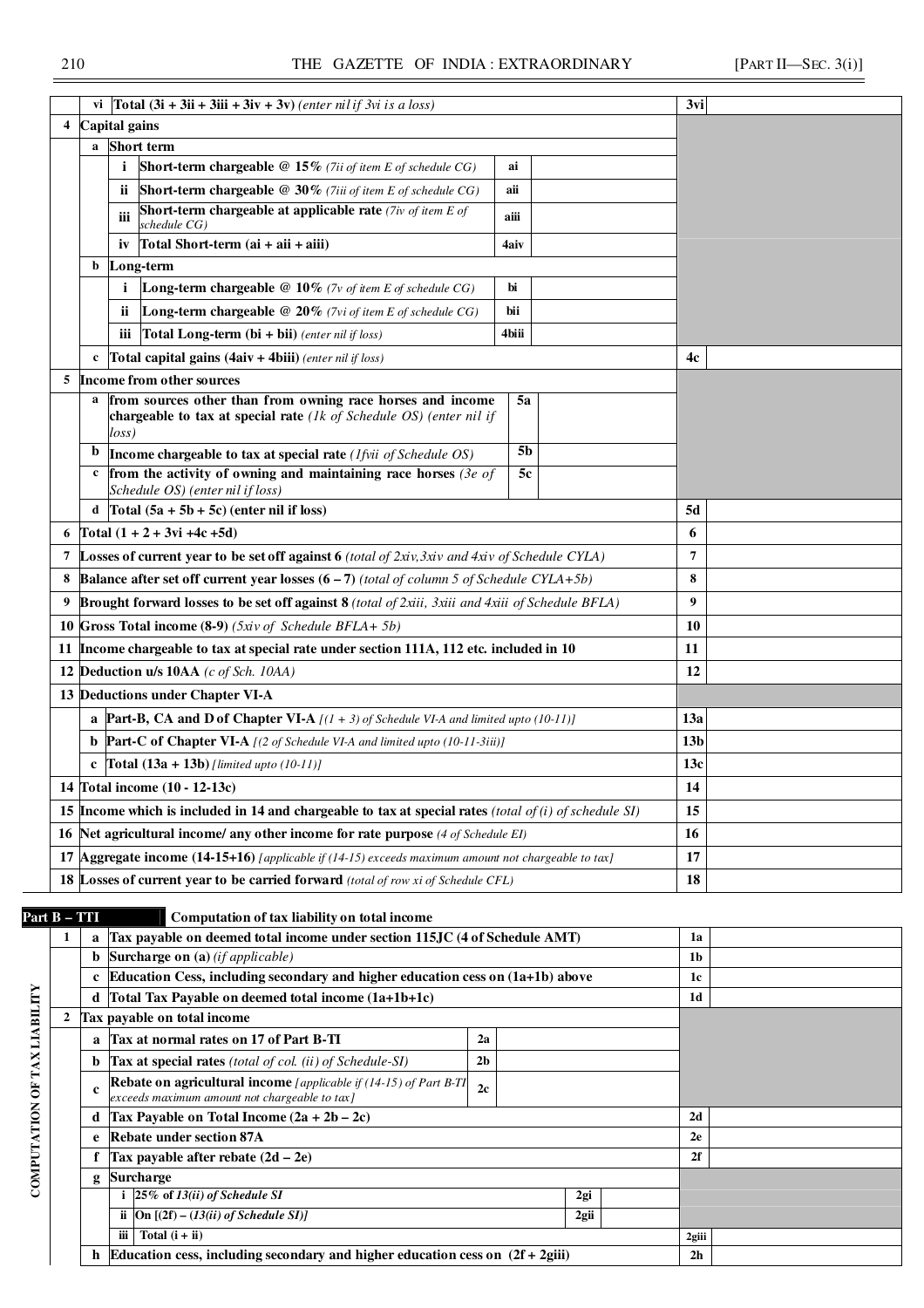| | | | | | | |
|---|---|---|---|---|---|---|
| | vi | **Total (3i + 3ii + 3iii + 3iv + 3v)** *(enter nil if 3vi is a loss)* | | | 3vi | |
| 4 | **Capital gains** | | | | | |
| | a | **Short term** | | | | |
| | | i **Short-term chargeable @ 15%** *(7ii of item E of schedule CG)* | ai | | | |
| | | ii **Short-term chargeable @ 30%** *(7iii of item E of schedule CG)* | aii | | | |
| | | iii **Short-term chargeable at applicable rate** *(7iv of item E of schedule CG)* | aiii | | | |
| | | iv **Total Short-term (ai + aii + aiii)** | 4aiv | | | |
| | b | **Long-term** | | | | |
| | | i **Long-term chargeable @ 10%** *(7v of item E of schedule CG)* | bi | | | |
| | | ii **Long-term chargeable @ 20%** *(7vi of item E of schedule CG)* | bii | | | |
| | | iii **Total Long-term (bi + bii)** *(enter nil if loss)* | 4biii | | | |
| | c | **Total capital gains (4aiv + 4biii)** *(enter nil if loss)* | | | 4c | |
| 5 | **Income from other sources** | | | | | |
| | a | **from sources other than from owning race horses and income chargeable to tax at special rate** *(1k of Schedule OS) (enter nil if loss)* | 5a | | | |
| | b | **Income chargeable to tax at special rate** *(1fvii of Schedule OS)* | 5b | | | |
| | c | **from the activity of owning and maintaining race horses** *(3e of Schedule OS) (enter nil if loss)* | 5c | | | |
| | d | **Total (5a + 5b + 5c) (enter nil if loss)** | | | 5d | |
| 6 | **Total (1 + 2 + 3vi +4c +5d)** | | | | 6 | |
| 7 | **Losses of current year to be set off against 6** *(total of 2xiv,3xiv and 4xiv of Schedule CYLA)* | | | | 7 | |
| 8 | **Balance after set off current year losses (6 – 7)** *(total of column 5 of Schedule CYLA+5b)* | | | | 8 | |
| 9 | **Brought forward losses to be set off against 8** *(total of 2xiii, 3xiii and 4xiii of Schedule BFLA)* | | | | 9 | |
| 10 | **Gross Total income (8-9)** *(5xiv of Schedule BFLA+ 5b)* | | | | 10 | |
| 11 | **Income chargeable to tax at special rate under section 111A, 112 etc. included in 10** | | | | 11 | |
| 12 | **Deduction u/s 10AA** *(c of Sch. 10AA)* | | | | 12 | |
| 13 | **Deductions under Chapter VI-A** | | | | | |
| | a | **Part-B, CA and D of Chapter VI-A** *[(1 + 3) of Schedule VI-A and limited upto (10-11)]* | | | 13a | |
| | b | **Part-C of Chapter VI-A** *[(2 of Schedule VI-A and limited upto (10-11-3iii)]* | | | 13b | |
| | c | **Total (13a + 13b)** *[limited upto (10-11)]* | | | 13c | |
| 14 | **Total income (10 - 12-13c)** | | | | 14 | |
| 15 | **Income which is included in 14 and chargeable to tax at special rates** *(total of (i) of schedule SI)* | | | | 15 | |
| 16 | **Net agricultural income/ any other income for rate purpose** *(4 of Schedule EI)* | | | | 16 | |
| 17 | **Aggregate income (14-15+16)** *[applicable if (14-15) exceeds maximum amount not chargeable to tax]* | | | | 17 | |
| 18 | **Losses of current year to be carried forward** *(total of row xi of Schedule CFL)* | | | | 18 | |

**Part B – TTI** **Computation of tax liability on total income**

COMPUTATION OF TAX LIABILITY

| | | | | | | |
|---|---|---|---|---|---|---|
| 1 | a | **Tax payable on deemed total income under section 115JC (4 of Schedule AMT)** | | | 1a | |
| | b | **Surcharge on (a)** *(if applicable)* | | | 1b | |
| | c | **Education Cess, including secondary and higher education cess on (1a+1b) above** | | | 1c | |
| | d | **Total Tax Payable on deemed total income (1a+1b+1c)** | | | 1d | |
| 2 | **Tax payable on total income** | | | | | |
| | a | **Tax at normal rates on 17 of Part B-TI** | 2a | | | |
| | b | **Tax at special rates** *(total of col. (ii) of Schedule-SI)* | 2b | | | |
| | c | **Rebate on agricultural income** *[applicable if (14-15) of Part B-TI exceeds maximum amount not chargeable to tax]* | 2c | | | |
| | d | **Tax Payable on Total Income (2a + 2b – 2c)** | | | 2d | |
| | e | **Rebate under section 87A** | | | 2e | |
| | f | **Tax payable after rebate (2d – 2e)** | | | 2f | |
| | g | **Surcharge** | | | | |
| | | i ***25% of 13(ii) of Schedule SI*** | 2gi | | | |
| | | ii **On [(2f) – *(13(ii) of Schedule SI)*]** | 2gii | | | |
| | | iii **Total (i + ii)** | | | 2giii | |
| | h | **Education cess, including secondary and higher education cess on (2f + 2giii)** | | | 2h | |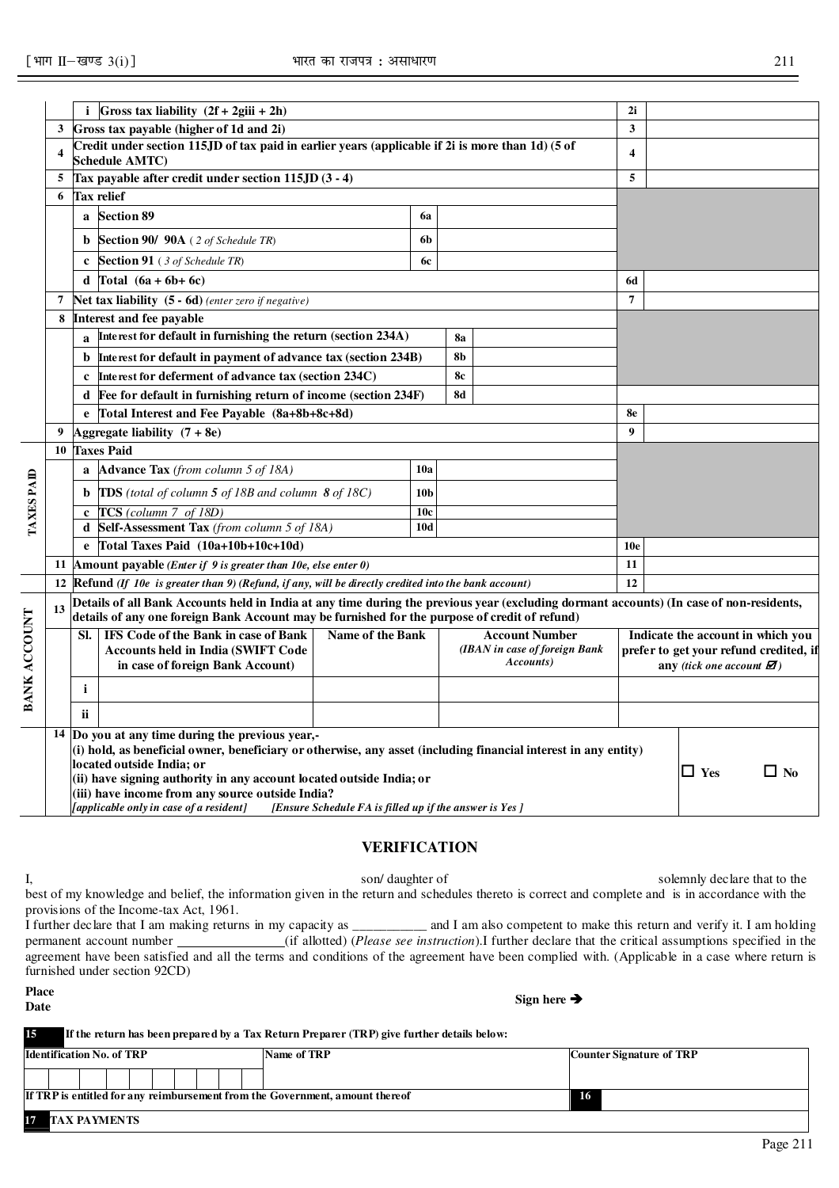| | | | | | | |
|---|---|---|---|---|---|---|
| | | i | Gross tax liability (2f + 2giii + 2h) | | 2i | |
| | 3 | | Gross tax payable (higher of 1d and 2i) | | 3 | |
| | 4 | | Credit under section 115JD of tax paid in earlier years (applicable if 2i is more than 1d) (5 of Schedule AMTC) | | 4 | |
| | 5 | | Tax payable after credit under section 115JD (3 - 4) | | 5 | |
| | 6 | | Tax relief | | | |
| | | a | Section 89 | 6a | | |
| | | b | Section 90/ 90A ( *2 of Schedule TR*) | 6b | | |
| | | c | Section 91 ( *3 of Schedule TR*) | 6c | | |
| | | d | Total (6a + 6b+ 6c) | | 6d | |
| | 7 | | Net tax liability (5 - 6d) *(enter zero if negative)* | | 7 | |
| | 8 | | Interest and fee payable | | | |
| | | a | Interest for default in furnishing the return (section 234A) | 8a | | |
| | | b | Interest for default in payment of advance tax (section 234B) | 8b | | |
| | | c | Interest for deferment of advance tax (section 234C) | 8c | | |
| | | d | Fee for default in furnishing return of income (section 234F) | 8d | | |
| | | e | Total Interest and Fee Payable (8a+8b+8c+8d) | | 8e | |
| | 9 | | Aggregate liability (7 + 8e) | | 9 | |
| TAXES PAID | 10 | | Taxes Paid | | | |
| | | a | Advance Tax *(from column 5 of 18A)* | 10a | | |
| | | b | TDS *(total of column 5 of 18B and column 8 of 18C)* | 10b | | |
| | | c | TCS *(column 7 of 18D)* | 10c | | |
| | | d | Self-Assessment Tax *(from column 5 of 18A)* | 10d | | |
| | | e | Total Taxes Paid (10a+10b+10c+10d) | | 10e | |
| | 11 | | Amount payable *(Enter if 9 is greater than 10e, else enter 0)* | | 11 | |
| | 12 | | Refund *(If 10e is greater than 9) (Refund, if any, will be directly credited into the bank account)* | | 12 | |

**BANK ACCOUNT**

13 Details of all Bank Accounts held in India at any time during the previous year (excluding dormant accounts) (In case of non-residents, details of any one foreign Bank Account may be furnished for the purpose of credit of refund)

| Sl. | IFS Code of the Bank in case of Bank Accounts held in India (SWIFT Code in case of foreign Bank Account) | Name of the Bank | Account Number *(IBAN in case of foreign Bank Accounts)* | Indicate the account in which you prefer to get your refund credited, if any *(tick one account ☑)* |
|---|---|---|---|---|
| i | | | | |
| ii | | | | |

| | |
|---|---|
| 14 Do you at any time during the previous year,- (i) hold, as beneficial owner, beneficiary or otherwise, any asset (including financial interest in any entity) located outside India; or (ii) have signing authority in any account located outside India; or (iii) have income from any source outside India? *[applicable only in case of a resident]* *[Ensure Schedule FA is filled up if the answer is Yes ]* | ☐ Yes ☐ No |

## VERIFICATION

I, son/ daughter of solemnly declare that to the best of my knowledge and belief, the information given in the return and schedules thereto is correct and complete and is in accordance with the provisions of the Income-tax Act, 1961.

I further declare that I am making returns in my capacity as ___________ and I am also competent to make this return and verify it. I am holding permanent account number _______________(if allotted) (*Please see instruction*).I further declare that the critical assumptions specified in the agreement have been satisfied and all the terms and conditions of the agreement have been complied with. (Applicable in a case where return is furnished under section 92CD)

**Place**

**Date**

**Sign here ➔**

**15** If the return has been prepared by a Tax Return Preparer (TRP) give further details below:

| Identification No. of TRP | Name of TRP | Counter Signature of TRP |
|---|---|---|
| | | |

| If TRP is entitled for any reimbursement from the Government, amount thereof | 16 | |
|---|---|---|

**17 TAX PAYMENTS**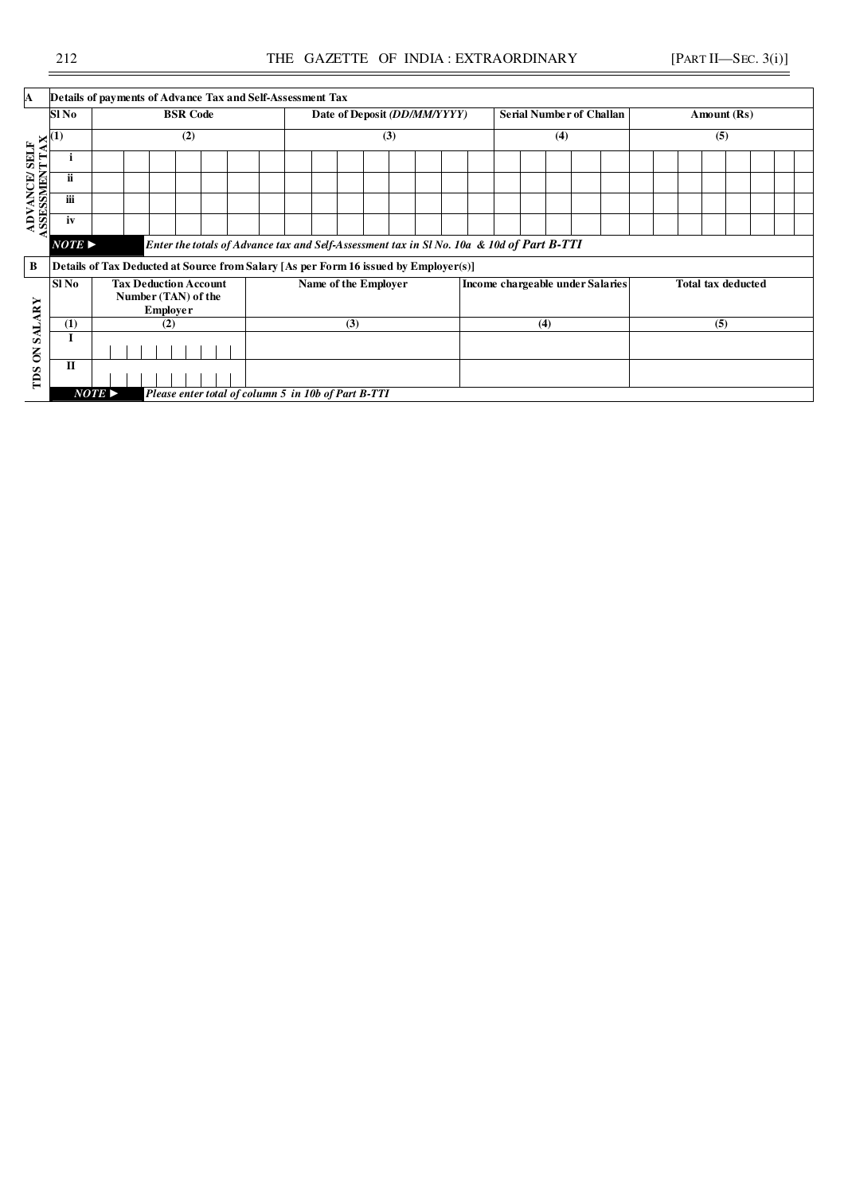**A** **Details of payments of Advance Tax and Self-Assessment Tax**

**ADVANCE/ SELF ASSESSMENT TAX**

| Sl No | BSR Code | Date of Deposit *(DD/MM/YYYY)* | Serial Number of Challan | Amount (Rs) |
|---|---|---|---|---|
| (1) | (2) | (3) | (4) | (5) |
| i | | | | |
| ii | | | | |
| iii | | | | |
| iv | | | | |

***NOTE ►*** *Enter the totals of Advance tax and Self-Assessment tax in Sl No. 10a & 10d of Part B-TTI*

**B** **Details of Tax Deducted at Source from Salary [As per Form 16 issued by Employer(s)]**

**TDS ON SALARY**

| Sl No | Tax Deduction Account Number (TAN) of the Employer | Name of the Employer | Income chargeable under Salaries | Total tax deducted |
|---|---|---|---|---|
| (1) | (2) | (3) | (4) | (5) |
| I | | | | |
| II | | | | |

***NOTE ►*** *Please enter total of column 5 in 10b of Part B-TTI*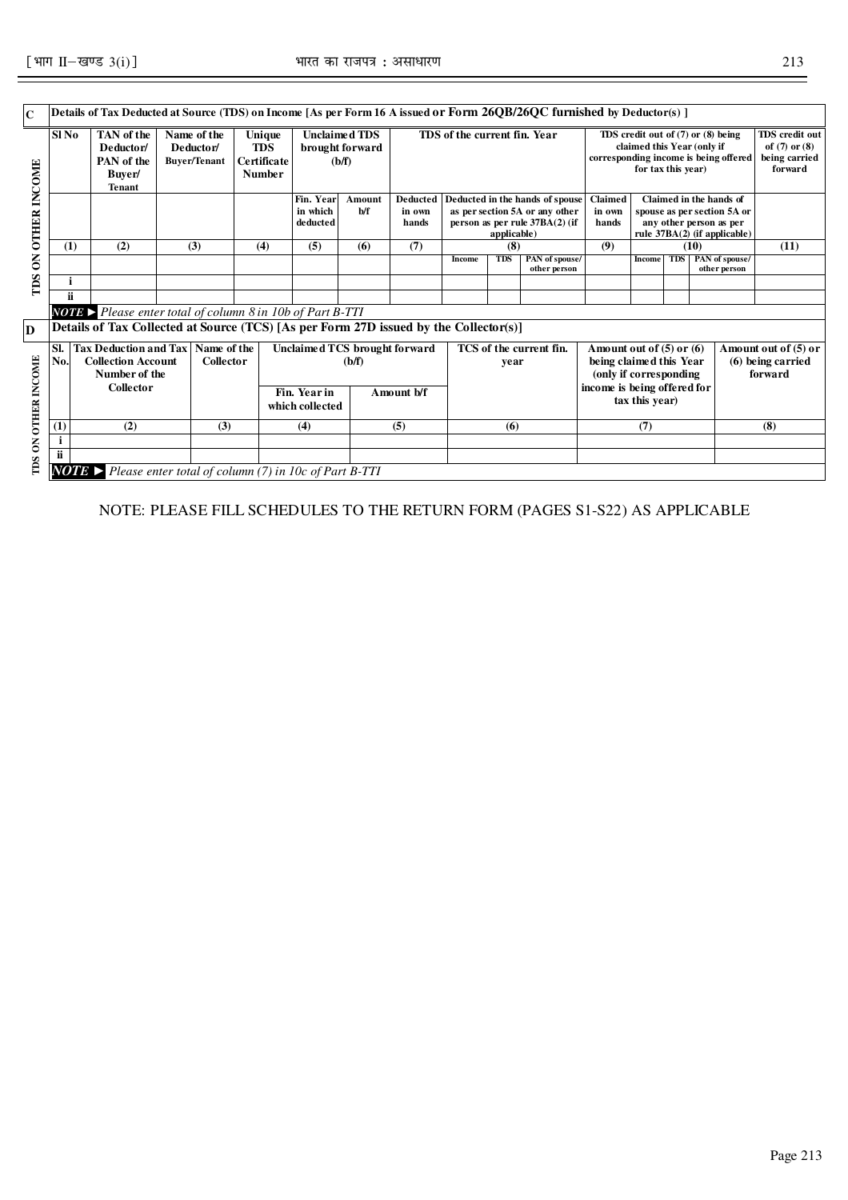**C** Details of Tax Deducted at Source (TDS) on Income [As per Form 16 A issued or Form 26QB/26QC furnished by Deductor(s) ]

TDS ON OTHER INCOME

| Sl No | TAN of the Deductor/ PAN of the Buyer/ Tenant | Name of the Deductor/ Buyer/Tenant | Unique TDS Certificate Number | Unclaimed TDS brought forward (b/f) | | TDS of the current fin. Year | | | | TDS credit out of (7) or (8) being claimed this Year (only if corresponding income is being offered for tax this year) | | | | TDS credit out of (7) or (8) being carried forward |
|---|---|---|---|---|---|---|---|---|---|---|---|---|---|---|
| | | | | Fin. Year in which deducted | Amount b/f | Deducted in own hands | Deducted in the hands of spouse as per section 5A or any other person as per rule 37BA(2) (if applicable) | | | Claimed in own hands | Claimed in the hands of spouse as per section 5A or any other person as per rule 37BA(2) (if applicable) | | | |
| (1) | (2) | (3) | (4) | (5) | (6) | (7) | (8) | | | (9) | (10) | | | (11) |
| | | | | | | | Income | TDS | PAN of spouse/ other person | | Income | TDS | PAN of spouse/ other person | |
| i | | | | | | | | | | | | | | |
| ii | | | | | | | | | | | | | | |

***NOTE ►*** *Please enter total of column 8 in 10b of Part B-TTI*

**D** Details of Tax Collected at Source (TCS) [As per Form 27D issued by the Collector(s)]

TDS ON OTHER INCOME

| Sl. No. | Tax Deduction and Tax Collection Account Number of the Collector | Name of the Collector | Unclaimed TCS brought forward (b/f) | | TCS of the current fin. year | Amount out of (5) or (6) being claimed this Year (only if corresponding income is being offered for tax this year) | Amount out of (5) or (6) being carried forward |
|---|---|---|---|---|---|---|---|
| | | | Fin. Year in which collected | Amount b/f | | | |
| (1) | (2) | (3) | (4) | (5) | (6) | (7) | (8) |
| i | | | | | | | |
| ii | | | | | | | |

***NOTE ►*** *Please enter total of column (7) in 10c of Part B-TTI*

NOTE: PLEASE FILL SCHEDULES TO THE RETURN FORM (PAGES S1-S22) AS APPLICABLE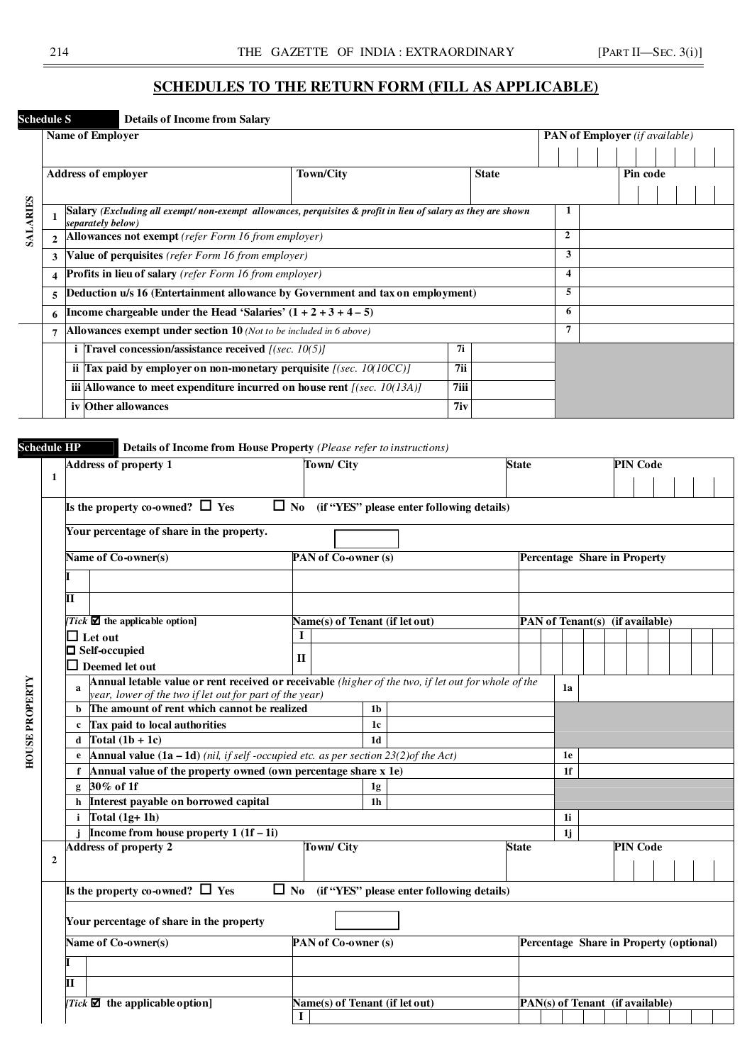## SCHEDULES TO THE RETURN FORM (FILL AS APPLICABLE)

**Schedule S** **Details of Income from Salary**

| SALARIES | | | | | |
|---|---|---|---|---|---|
| | **Name of Employer** | | | **PAN of Employer** *(if available)* | |
| | **Address of employer** | **Town/City** | **State** | **Pin code** | |
| | 1 | **Salary** *(Excluding all exempt/ non-exempt allowances, perquisites & profit in lieu of salary as they are shown separately below)* | | 1 | |
| | 2 | **Allowances not exempt** *(refer Form 16 from employer)* | | 2 | |
| | 3 | **Value of perquisites** *(refer Form 16 from employer)* | | 3 | |
| | 4 | **Profits in lieu of salary** *(refer Form 16 from employer)* | | 4 | |
| | 5 | **Deduction u/s 16 (Entertainment allowance by Government and tax on employment)** | | 5 | |
| | 6 | **Income chargeable under the Head 'Salaries' (1 + 2 + 3 + 4 – 5)** | | 6 | |
| | 7 | **Allowances exempt under section 10** *(Not to be included in 6 above)* | | 7 | |
| | | i **Travel concession/assistance received** *[(sec. 10(5)]* | 7i | | |
| | | ii **Tax paid by employer on non-monetary perquisite** *[(sec. 10(10CC)]* | 7ii | | |
| | | iii **Allowance to meet expenditure incurred on house rent** *[(sec. 10(13A)]* | 7iii | | |
| | | iv **Other allowances** | 7iv | | |

**Schedule HP** **Details of Income from House Property** *(Please refer to instructions)*

| HOUSE PROPERTY | | | | | | |
|---|---|---|---|---|---|---|
| 1 | **Address of property 1** | | **Town/ City** | **State** | **PIN Code** | |
| | **Is the property co-owned?** ☐ **Yes** ☐ **No (if "YES" please enter following details)** | | | | | |
| | **Your percentage of share in the property.** | | | | | |
| | **Name of Co-owner(s)** | | **PAN of Co-owner (s)** | **Percentage Share in Property** | | |
| | I | | | | | |
| | II | | | | | |
| | *[Tick* ☑ **the applicable option]** | | **Name(s) of Tenant (if let out)** | **PAN of Tenant(s) (if available)** | | |
| | ☐ **Let out** ☐ **Self-occupied** ☐ **Deemed let out** | | I | | | |
| | | | II | | | |
| | a | **Annual letable value or rent received or receivable** *(higher of the two, if let out for whole of the year, lower of the two if let out for part of the year)* | | | 1a | |
| | b | **The amount of rent which cannot be realized** | 1b | | | |
| | c | **Tax paid to local authorities** | 1c | | | |
| | d | **Total (1b + 1c)** | 1d | | | |
| | e | **Annual value (1a – 1d)** *(nil, if self -occupied etc. as per section 23(2)of the Act)* | | | 1e | |
| | f | **Annual value of the property owned (own percentage share x 1e)** | | | 1f | |
| | g | **30% of 1f** | 1g | | | |
| | h | **Interest payable on borrowed capital** | 1h | | | |
| | i | **Total (1g+ 1h)** | | | 1i | |
| | j | **Income from house property 1 (1f – 1i)** | | | 1j | |
| 2 | **Address of property 2** | | **Town/ City** | **State** | **PIN Code** | |
| | **Is the property co-owned?** ☐ **Yes** ☐ **No (if "YES" please enter following details)** | | | | | |
| | **Your percentage of share in the property** | | | | | |
| | **Name of Co-owner(s)** | | **PAN of Co-owner (s)** | **Percentage Share in Property (optional)** | | |
| | I | | | | | |
| | II | | | | | |
| | *[Tick* ☑ **the applicable option]** | | **Name(s) of Tenant (if let out)** | **PAN(s) of Tenant (if available)** | | |
| | | | I | | | |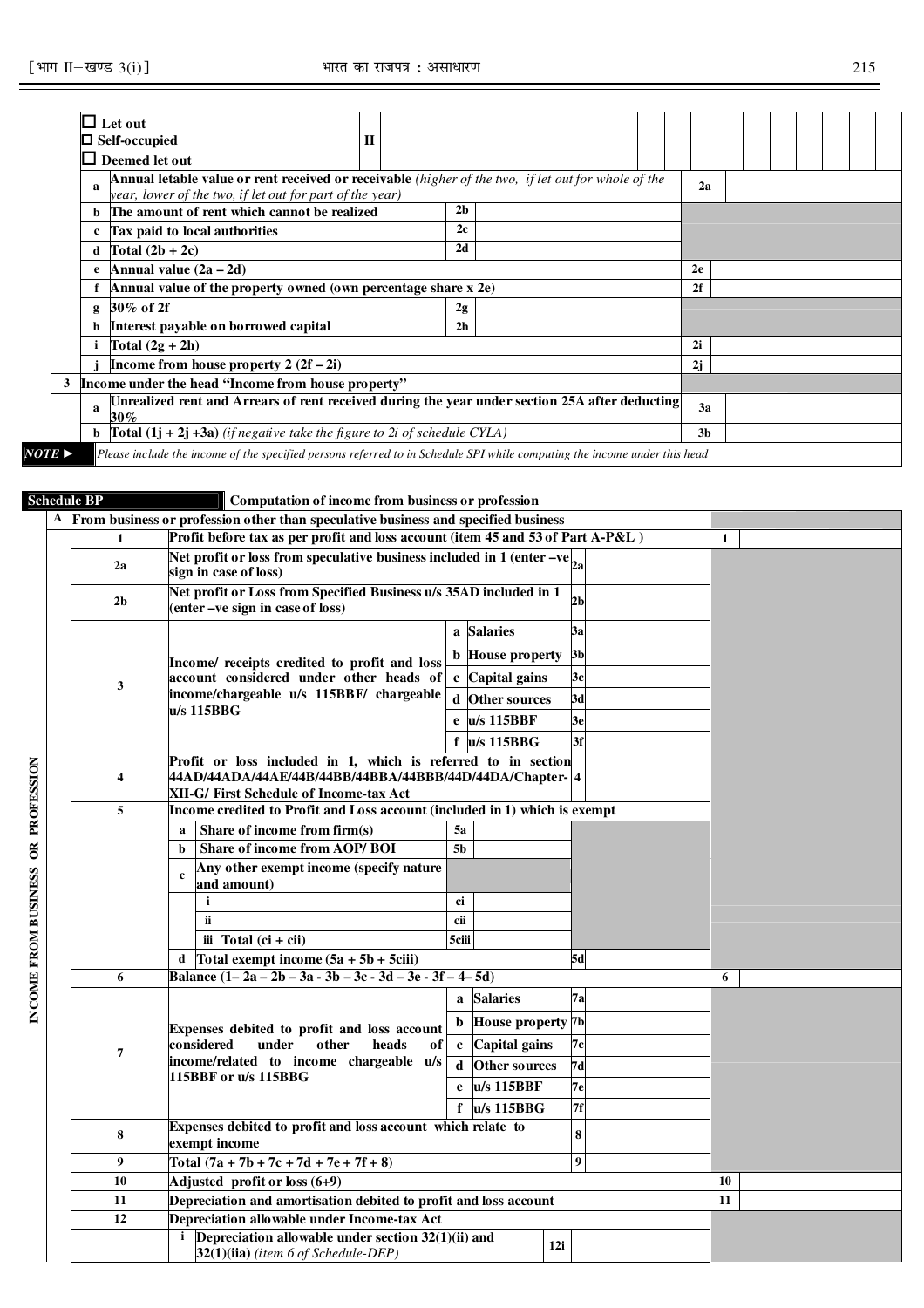| | | | | | |
|---|---|---|---|---|---|
| ☐ Let out ☐ Self-occupied ☐ Deemed let out | | II | | | |
| a | Annual letable value or rent received or receivable *(higher of the two, if let out for whole of the year, lower of the two, if let out for part of the year)* | | | 2a | |
| b | The amount of rent which cannot be realized | 2b | | | |
| c | Tax paid to local authorities | 2c | | | |
| d | Total (2b + 2c) | 2d | | | |
| e | Annual value (2a – 2d) | | | 2e | |
| f | Annual value of the property owned (own percentage share x 2e) | | | 2f | |
| g | 30% of 2f | 2g | | | |
| h | Interest payable on borrowed capital | 2h | | | |
| i | Total (2g + 2h) | | | 2i | |
| j | Income from house property 2 (2f – 2i) | | | 2j | |

| | | | |
|---|---|---|---|
| **3** | **Income under the head "Income from house property"** | | |
| a | Unrealized rent and Arrears of rent received during the year under section 25A after deducting 30% | 3a | |
| b | Total (1j + 2j +3a) *(if negative take the figure to 2i of schedule CYLA)* | 3b | |

**NOTE ►** *Please include the income of the specified persons referred to in Schedule SPI while computing the income under this head*

## Schedule BP — Computation of income from business or profession

INCOME FROM BUSINESS OR PROFESSION

**A From business or profession other than speculative business and specified business**

| No. | Particulars | | | | | |
|---|---|---|---|---|---|---|
| 1 | Profit before tax as per profit and loss account (item 45 and 53 of Part A-P&L ) | | | | 1 | |
| 2a | Net profit or loss from speculative business included in 1 (enter –ve sign in case of loss) | | 2a | | | |
| 2b | Net profit or Loss from Specified Business u/s 35AD included in 1 (enter –ve sign in case of loss) | | 2b | | | |
| 3 | Income/ receipts credited to profit and loss account considered under other heads of income/chargeable u/s 115BBF/ chargeable u/s 115BBG | a Salaries | 3a | | | |
| | | b House property | 3b | | | |
| | | c Capital gains | 3c | | | |
| | | d Other sources | 3d | | | |
| | | e u/s 115BBF | 3e | | | |
| | | f u/s 115BBG | 3f | | | |
| 4 | Profit or loss included in 1, which is referred to in section 44AD/44ADA/44AE/44B/44BB/44BBA/44BBB/44D/44DA/Chapter-XII-G/ First Schedule of Income-tax Act | | 4 | | | |
| 5 | Income credited to Profit and Loss account (included in 1) which is exempt | | | | | |
| | a Share of income from firm(s) | 5a | | | | |
| | b Share of income from AOP/ BOI | 5b | | | | |
| | c Any other exempt income (specify nature and amount) | | | | | |
| | i | ci | | | | |
| | ii | cii | | | | |
| | iii Total (ci + cii) | 5ciii | | | | |
| | d Total exempt income (5a + 5b + 5ciii) | | 5d | | | |
| 6 | Balance (1– 2a – 2b – 3a - 3b – 3c - 3d – 3e - 3f – 4– 5d) | | | | 6 | |
| 7 | Expenses debited to profit and loss account considered under other heads of income/related to income chargeable u/s 115BBF or u/s 115BBG | a Salaries | 7a | | | |
| | | b House property | 7b | | | |
| | | c Capital gains | 7c | | | |
| | | d Other sources | 7d | | | |
| | | e u/s 115BBF | 7e | | | |
| | | f u/s 115BBG | 7f | | | |
| 8 | Expenses debited to profit and loss account which relate to exempt income | | 8 | | | |
| 9 | Total (7a + 7b + 7c + 7d + 7e + 7f + 8) | | 9 | | | |
| 10 | Adjusted profit or loss (6+9) | | | | 10 | |
| 11 | Depreciation and amortisation debited to profit and loss account | | | | 11 | |
| 12 | Depreciation allowable under Income-tax Act | | | | | |
| | i Depreciation allowable under section 32(1)(ii) and 32(1)(iia) *(item 6 of Schedule-DEP)* | 12i | | | | |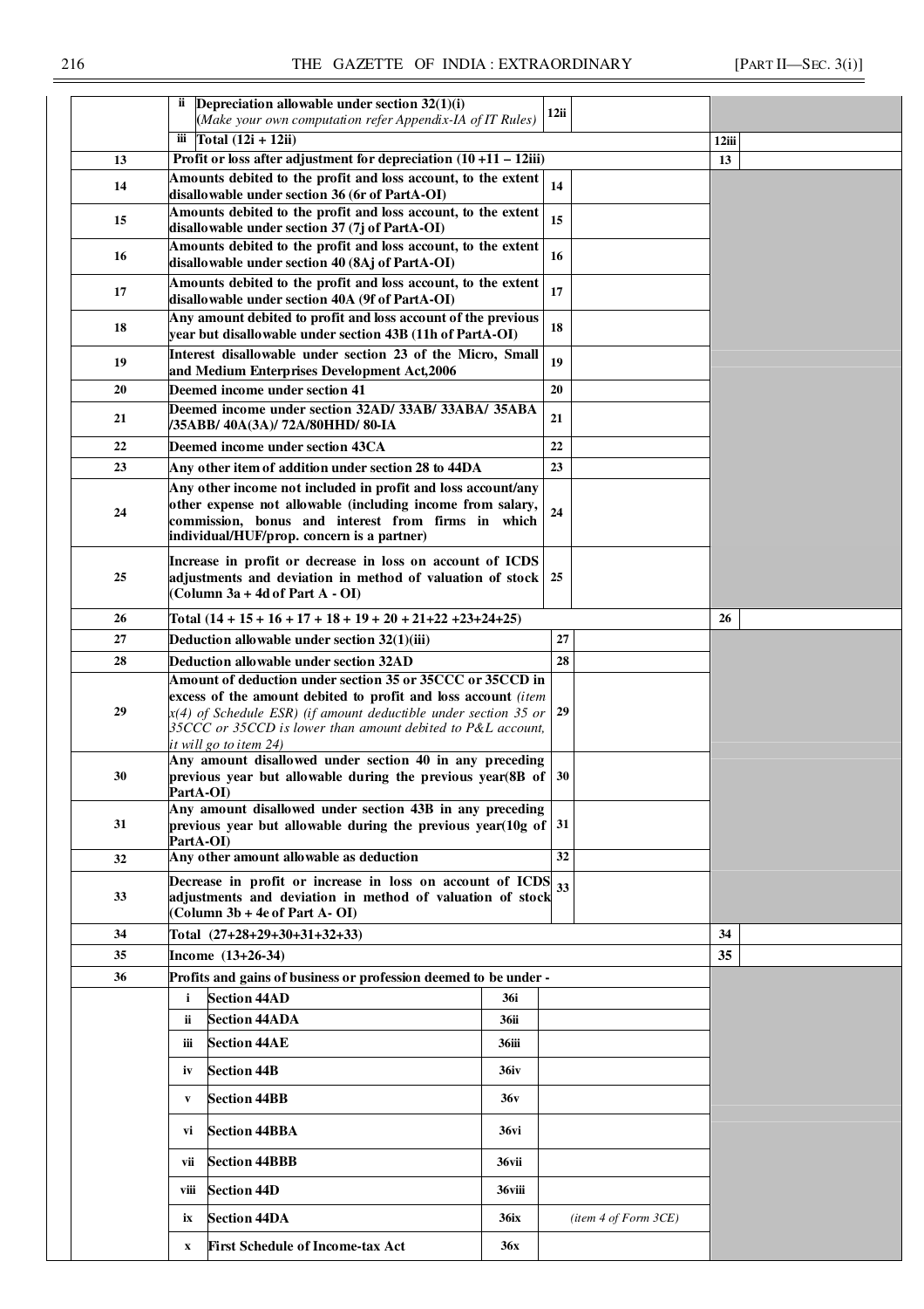| | | | | |
|---|---|---|---|---|
| | ii Depreciation allowable under section 32(1)(i) (*Make your own computation refer Appendix-IA of IT Rules*) | 12ii | | |
| | iii Total (12i + 12ii) | | 12iii | |
| 13 | Profit or loss after adjustment for depreciation (10 +11 – 12iii) | | 13 | |
| 14 | Amounts debited to the profit and loss account, to the extent disallowable under section 36 (6r of PartA-OI) | 14 | | |
| 15 | Amounts debited to the profit and loss account, to the extent disallowable under section 37 (7j of PartA-OI) | 15 | | |
| 16 | Amounts debited to the profit and loss account, to the extent disallowable under section 40 (8Aj of PartA-OI) | 16 | | |
| 17 | Amounts debited to the profit and loss account, to the extent disallowable under section 40A (9f of PartA-OI) | 17 | | |
| 18 | Any amount debited to profit and loss account of the previous year but disallowable under section 43B (11h of PartA-OI) | 18 | | |
| 19 | Interest disallowable under section 23 of the Micro, Small and Medium Enterprises Development Act,2006 | 19 | | |
| 20 | Deemed income under section 41 | 20 | | |
| 21 | Deemed income under section 32AD/ 33AB/ 33ABA/ 35ABA /35ABB/ 40A(3A)/ 72A/80HHD/ 80-IA | 21 | | |
| 22 | Deemed income under section 43CA | 22 | | |
| 23 | Any other item of addition under section 28 to 44DA | 23 | | |
| 24 | Any other income not included in profit and loss account/any other expense not allowable (including income from salary, commission, bonus and interest from firms in which individual/HUF/prop. concern is a partner) | 24 | | |
| 25 | Increase in profit or decrease in loss on account of ICDS adjustments and deviation in method of valuation of stock (Column 3a + 4d of Part A - OI) | 25 | | |
| 26 | Total (14 + 15 + 16 + 17 + 18 + 19 + 20 + 21+22 +23+24+25) | | 26 | |
| 27 | Deduction allowable under section 32(1)(iii) | 27 | | |
| 28 | Deduction allowable under section 32AD | 28 | | |
| 29 | Amount of deduction under section 35 or 35CCC or 35CCD in excess of the amount debited to profit and loss account *(item x(4) of Schedule ESR) (if amount deductible under section 35 or 35CCC or 35CCD is lower than amount debited to P&L account, it will go to item 24)* | 29 | | |
| 30 | Any amount disallowed under section 40 in any preceding previous year but allowable during the previous year(8B of PartA-OI) | 30 | | |
| 31 | Any amount disallowed under section 43B in any preceding previous year but allowable during the previous year(10g of PartA-OI) | 31 | | |
| 32 | Any other amount allowable as deduction | 32 | | |
| 33 | Decrease in profit or increase in loss on account of ICDS adjustments and deviation in method of valuation of stock (Column 3b + 4e of Part A- OI) | 33 | | |
| 34 | Total (27+28+29+30+31+32+33) | | 34 | |
| 35 | Income (13+26-34) | | 35 | |
| 36 | Profits and gains of business or profession deemed to be under - | | | |
| | i Section 44AD | 36i | | |
| | ii Section 44ADA | 36ii | | |
| | iii Section 44AE | 36iii | | |
| | iv Section 44B | 36iv | | |
| | v Section 44BB | 36v | | |
| | vi Section 44BBA | 36vi | | |
| | vii Section 44BBB | 36vii | | |
| | viii Section 44D | 36viii | | |
| | ix Section 44DA | 36ix | *(item 4 of Form 3CE)* | |
| | x First Schedule of Income-tax Act | 36x | | |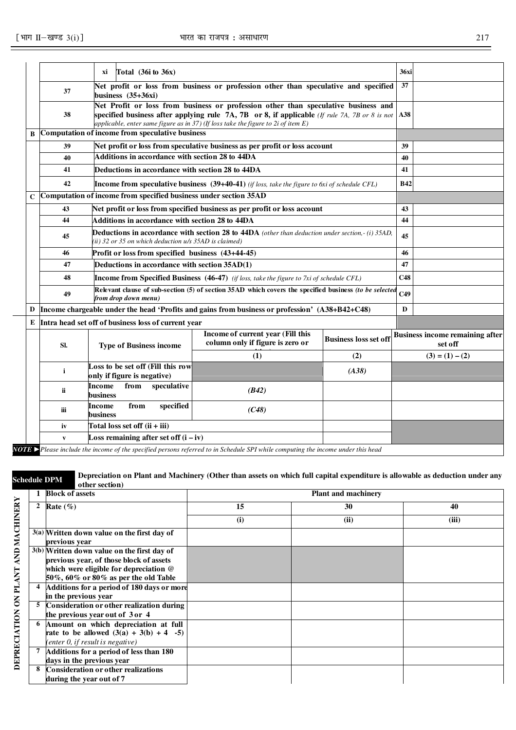| | | | | |
|---|---|---|---|---|
| | | xi Total (36i to 36x) | 36xi | |
| | 37 | Net profit or loss from business or profession other than speculative and specified business (35+36xi) | 37 | |
| | 38 | Net Profit or loss from business or profession other than speculative business and specified business after applying rule 7A, 7B or 8, if applicable *(If rule 7A, 7B or 8 is not applicable, enter same figure as in 37) (If loss take the figure to 2i of item E)* | A38 | |
| B | Computation of income from speculative business | | | |
| | 39 | Net profit or loss from speculative business as per profit or loss account | 39 | |
| | 40 | Additions in accordance with section 28 to 44DA | 40 | |
| | 41 | Deductions in accordance with section 28 to 44DA | 41 | |
| | 42 | Income from speculative business (39+40-41) *(if loss, take the figure to 6xi of schedule CFL)* | B42 | |
| C | Computation of income from specified business under section 35AD | | | |
| | 43 | Net profit or loss from specified business as per profit or loss account | 43 | |
| | 44 | Additions in accordance with section 28 to 44DA | 44 | |
| | 45 | Deductions in accordance with section 28 to 44DA *(other than deduction under section,- (i) 35AD, (ii) 32 or 35 on which deduction u/s 35AD is claimed)* | 45 | |
| | 46 | Profit or loss from specified business (43+44-45) | 46 | |
| | 47 | Deductions in accordance with section 35AD(1) | 47 | |
| | 48 | Income from Specified Business (46-47) *(if loss, take the figure to 7xi of schedule CFL)* | C48 | |
| | 49 | Relevant clause of sub-section (5) of section 35AD which covers the specified business *(to be selected from drop down menu)* | C49 | |
| D | Income chargeable under the head 'Profits and gains from business or profession' (A38+B42+C48) | | D | |
| E | Intra head set off of business loss of current year | | | |

| Sl. | Type of Business income | Income of current year (Fill this column only if figure is zero or positive) | Business loss set off | Business income remaining after set off |
|---|---|---|---|---|
| | | (1) | (2) | (3) = (1) – (2) |
| i | Loss to be set off (Fill this row only if figure is negative) | | *(A38)* | |
| ii | Income from speculative business | *(B42)* | | |
| iii | Income from specified business | *(C48)* | | |
| iv | Total loss set off (ii + iii) | | | |
| v | Loss remaining after set off (i – iv) | | | |

***NOTE ►*** *Please include the income of the specified persons referred to in Schedule SPI while computing the income under this head*

**Schedule DPM** — **Depreciation on Plant and Machinery (Other than assets on which full capital expenditure is allowable as deduction under any other section)**

**DEPRECIATION ON PLANT AND MACHINERY**

| | | | | |
|---|---|---|---|---|
| 1 | Block of assets | Plant and machinery | | |
| 2 | Rate (%) | 15 | 30 | 40 |
| | | (i) | (ii) | (iii) |
| 3(a) | Written down value on the first day of previous year | | | |
| 3(b) | Written down value on the first day of previous year, of those block of assets which were eligible for depreciation @ 50%, 60% or 80% as per the old Table | | | |
| 4 | Additions for a period of 180 days or more in the previous year | | | |
| 5 | Consideration or other realization during the previous year out of 3 or 4 | | | |
| 6 | Amount on which depreciation at full rate to be allowed (3(a) + 3(b) + 4 -5) *(enter 0, if result is negative)* | | | |
| 7 | Additions for a period of less than 180 days in the previous year | | | |
| 8 | Consideration or other realizations during the year out of 7 | | | |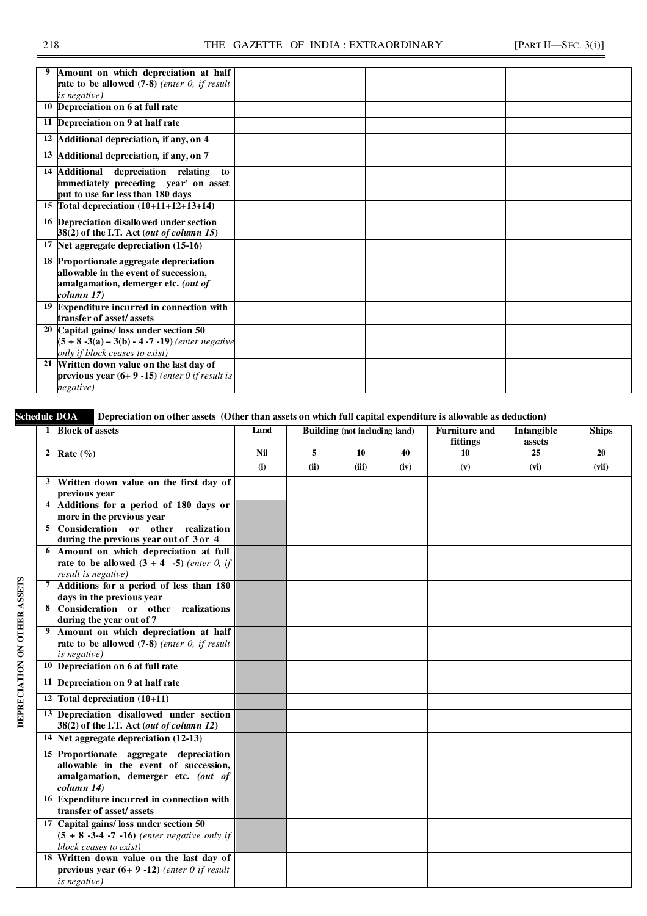| | | | | |
|---|---|---|---|---|
| 9 | **Amount on which depreciation at half rate to be allowed (7-8)** *(enter 0, if result is negative)* | | | |
| 10 | **Depreciation on 6 at full rate** | | | |
| 11 | **Depreciation on 9 at half rate** | | | |
| 12 | **Additional depreciation, if any, on 4** | | | |
| 13 | **Additional depreciation, if any, on 7** | | | |
| 14 | **Additional depreciation relating to immediately preceding year' on asset put to use for less than 180 days** | | | |
| 15 | **Total depreciation (10+11+12+13+14)** | | | |
| 16 | **Depreciation disallowed under section 38(2) of the I.T. Act (*out of column 15*)** | | | |
| 17 | **Net aggregate depreciation (15-16)** | | | |
| 18 | **Proportionate aggregate depreciation allowable in the event of succession, amalgamation, demerger etc. *(out of column 17)*** | | | |
| 19 | **Expenditure incurred in connection with transfer of asset/ assets** | | | |
| 20 | **Capital gains/ loss under section 50 (5 + 8 -3(a) – 3(b) - 4 -7 -19)** *(enter negative only if block ceases to exist)* | | | |
| 21 | **Written down value on the last day of previous year (6+ 9 -15)** *(enter 0 if result is negative)* | | | |

**Schedule DOA** **Depreciation on other assets (Other than assets on which full capital expenditure is allowable as deduction)**

**DEPRECIATION ON OTHER ASSETS**

| | | | | | | | | |
|---|---|---|---|---|---|---|---|---|
| 1 | **Block of assets** | **Land** | **Building (not including land)** | | | **Furniture and fittings** | **Intangible assets** | **Ships** |
| 2 | **Rate (%)** | **Nil** | **5** | **10** | **40** | **10** | **25** | **20** |
| | | **(i)** | **(ii)** | **(iii)** | **(iv)** | **(v)** | **(vi)** | **(vii)** |
| 3 | **Written down value on the first day of previous year** | | | | | | | |
| 4 | **Additions for a period of 180 days or more in the previous year** | | | | | | | |
| 5 | **Consideration or other realization during the previous year out of 3 or 4** | | | | | | | |
| 6 | **Amount on which depreciation at full rate to be allowed (3 + 4 -5)** *(enter 0, if result is negative)* | | | | | | | |
| 7 | **Additions for a period of less than 180 days in the previous year** | | | | | | | |
| 8 | **Consideration or other realizations during the year out of 7** | | | | | | | |
| 9 | **Amount on which depreciation at half rate to be allowed (7-8)** *(enter 0, if result is negative)* | | | | | | | |
| 10 | **Depreciation on 6 at full rate** | | | | | | | |
| 11 | **Depreciation on 9 at half rate** | | | | | | | |
| 12 | **Total depreciation (10+11)** | | | | | | | |
| 13 | **Depreciation disallowed under section 38(2) of the I.T. Act (*out of column 12*)** | | | | | | | |
| 14 | **Net aggregate depreciation (12-13)** | | | | | | | |
| 15 | **Proportionate aggregate depreciation allowable in the event of succession, amalgamation, demerger etc. *(out of column 14)*** | | | | | | | |
| 16 | **Expenditure incurred in connection with transfer of asset/ assets** | | | | | | | |
| 17 | **Capital gains/ loss under section 50 (5 + 8 -3-4 -7 -16)** *(enter negative only if block ceases to exist)* | | | | | | | |
| 18 | **Written down value on the last day of previous year (6+ 9 -12)** *(enter 0 if result is negative)* | | | | | | | |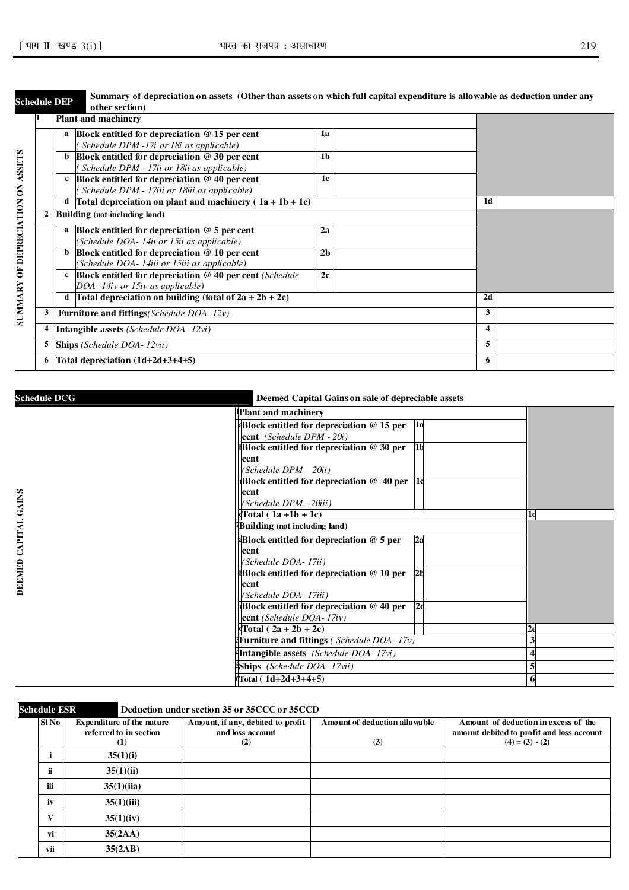**Schedule DEP** — Summary of depreciation on assets (Other than assets on which full capital expenditure is allowable as deduction under any other section)

SUMMARY OF DEPRECIATION ON ASSETS

| | | | | | | |
|---|---|---|---|---|---|---|
| 1 | Plant and machinery | | | | | |
| | a | Block entitled for depreciation @ 15 per cent ( Schedule DPM -17i or 18i as applicable) | 1a | | | |
| | b | Block entitled for depreciation @ 30 per cent ( Schedule DPM - 17ii or 18ii as applicable) | 1b | | | |
| | c | Block entitled for depreciation @ 40 per cent ( Schedule DPM - 17iii or 18iii as applicable) | 1c | | | |
| | d | Total depreciation on plant and machinery ( 1a + 1b + 1c) | | | 1d | |
| 2 | Building (not including land) | | | | | |
| | a | Block entitled for depreciation @ 5 per cent (Schedule DOA- 14ii or 15ii as applicable) | 2a | | | |
| | b | Block entitled for depreciation @ 10 per cent (Schedule DOA- 14iii or 15iii as applicable) | 2b | | | |
| | c | Block entitled for depreciation @ 40 per cent (Schedule DOA- 14iv or 15iv as applicable) | 2c | | | |
| | d | Total depreciation on building (total of 2a + 2b + 2c) | | | 2d | |
| 3 | Furniture and fittings(Schedule DOA- 12v) | | | | 3 | |
| 4 | Intangible assets (Schedule DOA- 12vi) | | | | 4 | |
| 5 | Ships (Schedule DOA- 12vii) | | | | 5 | |
| 6 | Total depreciation (1d+2d+3+4+5) | | | | 6 | |

**Schedule DCG** — Deemed Capital Gains on sale of depreciable assets

DEEMED CAPITAL GAINS

| | | | | | | |
|---|---|---|---|---|---|---|
| 1 | Plant and machinery | | | | | |
| | a | Block entitled for depreciation @ 15 per cent (Schedule DPM - 20i) | 1a | | | |
| | b | Block entitled for depreciation @ 30 per cent (Schedule DPM – 20ii) | 1b | | | |
| | c | Block entitled for depreciation @ 40 per cent (Schedule DPM - 20iii) | 1c | | | |
| | d | Total ( 1a +1b + 1c) | | | 1d | |
| 2 | Building (not including land) | | | | | |
| | a | Block entitled for depreciation @ 5 per cent (Schedule DOA- 17ii) | 2a | | | |
| | b | Block entitled for depreciation @ 10 per cent (Schedule DOA- 17iii) | 2b | | | |
| | c | Block entitled for depreciation @ 40 per cent (Schedule DOA- 17iv) | 2c | | | |
| | d | Total ( 2a + 2b + 2c) | | | 2d | |
| 3 | Furniture and fittings ( Schedule DOA- 17v) | | | | 3 | |
| 4 | Intangible assets (Schedule DOA- 17vi) | | | | 4 | |
| 5 | Ships (Schedule DOA- 17vii) | | | | 5 | |
| 6 | Total ( 1d+2d+3+4+5) | | | | 6 | |

**Schedule ESR** — Deduction under section 35 or 35CCC or 35CCD

| Sl No | Expenditure of the nature referred to in section (1) | Amount, if any, debited to profit and loss account (2) | Amount of deduction allowable (3) | Amount of deduction in excess of the amount debited to profit and loss account (4) = (3) - (2) |
|---|---|---|---|---|
| i | 35(1)(i) | | | |
| ii | 35(1)(ii) | | | |
| iii | 35(1)(iia) | | | |
| iv | 35(1)(iii) | | | |
| V | 35(1)(iv) | | | |
| vi | 35(2AA) | | | |
| vii | 35(2AB) | | | |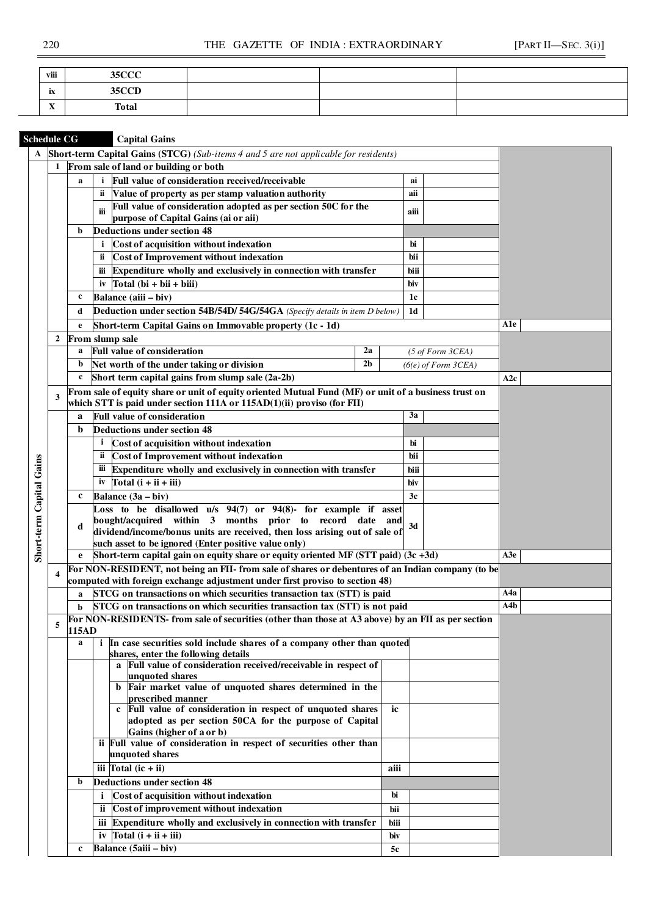| viii | 35CCC | | | |
|---|---|---|---|---|
| ix | 35CCD | | | |
| X | Total | | | |

**Schedule CG** **Capital Gains**

| | | | | | | | |
|---|---|---|---|---|---|---|---|
| **Short-term Capital Gains** | **A** | **Short-term Capital Gains (STCG)** *(Sub-items 4 and 5 are not applicable for residents)* | | | | | |
| | **1** | **From sale of land or building or both** | | | | | |
| | | **a** | **i** Full value of consideration received/receivable | ai | | | |
| | | | **ii** Value of property as per stamp valuation authority | aii | | | |
| | | | **iii** Full value of consideration adopted as per section 50C for the purpose of Capital Gains (ai or aii) | aiii | | | |
| | | **b** | **Deductions under section 48** | | | | |
| | | | **i** Cost of acquisition without indexation | bi | | | |
| | | | **ii** Cost of Improvement without indexation | bii | | | |
| | | | **iii** Expenditure wholly and exclusively in connection with transfer | biii | | | |
| | | | **iv** Total (bi + bii + biii) | biv | | | |
| | | **c** | **Balance (aiii – biv)** | 1c | | | |
| | | **d** | **Deduction under section 54B/54D/ 54G/54GA** *(Specify details in item D below)* | 1d | | | |
| | | **e** | **Short-term Capital Gains on Immovable property (1c - 1d)** | | | A1e | |
| | **2** | **From slump sale** | | | | | |
| | | **a** | **Full value of consideration** | 2a | *(5 of Form 3CEA)* | | |
| | | **b** | **Net worth of the under taking or division** | 2b | *(6(e) of Form 3CEA)* | | |
| | | **c** | **Short term capital gains from slump sale (2a-2b)** | | | A2c | |
| | **3** | **From sale of equity share or unit of equity oriented Mutual Fund (MF) or unit of a business trust on which STT is paid under section 111A or 115AD(1)(ii) proviso (for FII)** | | | | | |
| | | **a** | **Full value of consideration** | 3a | | | |
| | | **b** | **Deductions under section 48** | | | | |
| | | | **i** Cost of acquisition without indexation | bi | | | |
| | | | **ii** Cost of Improvement without indexation | bii | | | |
| | | | **iii** Expenditure wholly and exclusively in connection with transfer | biii | | | |
| | | | **iv** Total (i + ii + iii) | biv | | | |
| | | **c** | **Balance (3a – biv)** | 3c | | | |
| | | **d** | **Loss to be disallowed u/s 94(7) or 94(8)- for example if asset bought/acquired within 3 months prior to record date and dividend/income/bonus units are received, then loss arising out of sale of such asset to be ignored (Enter positive value only)** | 3d | | | |
| | | **e** | **Short-term capital gain on equity share or equity oriented MF (STT paid) (3c +3d)** | | | A3e | |
| | **4** | **For NON-RESIDENT, not being an FII- from sale of shares or debentures of an Indian company (to be computed with foreign exchange adjustment under first proviso to section 48)** | | | | | |
| | | **a** | **STCG on transactions on which securities transaction tax (STT) is paid** | | | A4a | |
| | | **b** | **STCG on transactions on which securities transaction tax (STT) is not paid** | | | A4b | |
| | **5** | **For NON-RESIDENTS- from sale of securities (other than those at A3 above) by an FII as per section 115AD** | | | | | |
| | | **a** | **i** In case securities sold include shares of a company other than quoted shares, enter the following details | | | | |
| | | | **a** Full value of consideration received/receivable in respect of unquoted shares | | | | |
| | | | **b** Fair market value of unquoted shares determined in the prescribed manner | | | | |
| | | | **c** Full value of consideration in respect of unquoted shares adopted as per section 50CA for the purpose of Capital Gains (higher of a or b) | ic | | | |
| | | | **ii** Full value of consideration in respect of securities other than unquoted shares | | | | |
| | | | **iii** Total (ic + ii) | aiii | | | |
| | | **b** | **Deductions under section 48** | | | | |
| | | | **i** Cost of acquisition without indexation | bi | | | |
| | | | **ii** Cost of improvement without indexation | bii | | | |
| | | | **iii** Expenditure wholly and exclusively in connection with transfer | biii | | | |
| | | | **iv** Total (i + ii + iii) | biv | | | |
| | | **c** | **Balance (5aiii – biv)** | 5c | | | |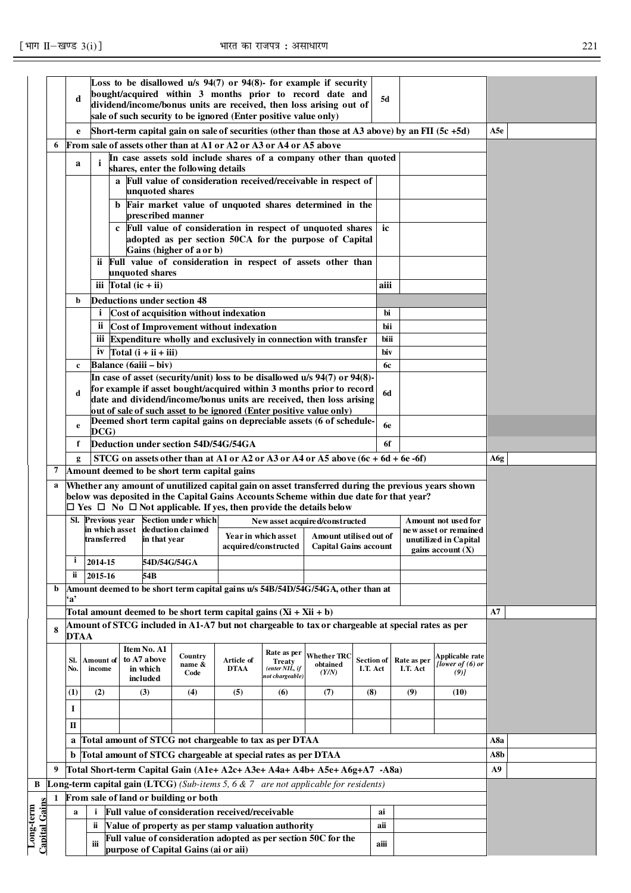| | | | | | | | |
|---|---|---|---|---|---|---|---|
| | | **d** | **Loss to be disallowed u/s 94(7) or 94(8)- for example if security bought/acquired within 3 months prior to record date and dividend/income/bonus units are received, then loss arising out of sale of such security to be ignored (Enter positive value only)** | **5d** | | | |
| | | **e** | **Short-term capital gain on sale of securities (other than those at A3 above) by an FII (5c +5d)** | | | **A5e** | |
| | **6** | **From sale of assets other than at A1 or A2 or A3 or A4 or A5 above** | | | | | |
| | | **a** | **i** In case assets sold include shares of a company other than quoted shares, enter the following details | | | | |
| | | | **a** Full value of consideration received/receivable in respect of unquoted shares | | | | |
| | | | **b** Fair market value of unquoted shares determined in the prescribed manner | | | | |
| | | | **c** Full value of consideration in respect of unquoted shares adopted as per section 50CA for the purpose of Capital Gains (higher of a or b) | **ic** | | | |
| | | | **ii** Full value of consideration in respect of assets other than unquoted shares | | | | |
| | | | **iii** Total (ic + ii) | **aiii** | | | |
| | | **b** | **Deductions under section 48** | | | | |
| | | | **i** Cost of acquisition without indexation | **bi** | | | |
| | | | **ii** Cost of Improvement without indexation | **bii** | | | |
| | | | **iii** Expenditure wholly and exclusively in connection with transfer | **biii** | | | |
| | | | **iv** Total (i + ii + iii) | **biv** | | | |
| | | **c** | **Balance (6aiii – biv)** | **6c** | | | |
| | | **d** | **In case of asset (security/unit) loss to be disallowed u/s 94(7) or 94(8)- for example if asset bought/acquired within 3 months prior to record date and dividend/income/bonus units are received, then loss arising out of sale of such asset to be ignored (Enter positive value only)** | **6d** | | | |
| | | **e** | **Deemed short term capital gains on depreciable assets (6 of schedule-DCG)** | **6e** | | | |
| | | **f** | **Deduction under section 54D/54G/54GA** | **6f** | | | |
| | | **g** | **STCG on assets other than at A1 or A2 or A3 or A4 or A5 above (6c + 6d + 6e -6f)** | | | **A6g** | |
| | **7** | **Amount deemed to be short term capital gains** | | | | | |

**a** **Whether any amount of unutilized capital gain on asset transferred during the previous years shown below was deposited in the Capital Gains Accounts Scheme within due date for that year?**
☐ Yes ☐ No ☐ Not applicable. If yes, then provide the details below

| Sl. | Previous year in which asset transferred | Section under which deduction claimed in that year | New asset acquired/constructed | | Amount not used for new asset or remained unutilized in Capital gains account (X) |
|---|---|---|---|---|---|
| | | | Year in which asset acquired/constructed | Amount utilised out of Capital Gains account | |
| i | 2014-15 | 54D/54G/54GA | | | |
| ii | 2015-16 | 54B | | | |

| | | |
|---|---|---|
| **b** | **Amount deemed to be short term capital gains u/s 54B/54D/54G/54GA, other than at 'a'** | |
| | **Total amount deemed to be short term capital gains (Xi + Xii + b)** | **A7** |

**8** **Amount of STCG included in A1-A7 but not chargeable to tax or chargeable at special rates as per DTAA**

| Sl. No. | Amount of income | Item No. A1 to A7 above in which included | Country name & Code | Article of DTAA | Rate as per Treaty *(enter NIL, if not chargeable)* | Whether TRC obtained *(Y/N)* | Section of I.T. Act | Rate as per I.T. Act | Applicable rate *[lower of (6) or (9)]* |
|---|---|---|---|---|---|---|---|---|---|
| (1) | (2) | (3) | (4) | (5) | (6) | (7) | (8) | (9) | (10) |
| I | | | | | | | | | |
| II | | | | | | | | | |

| | | | |
|---|---|---|---|
| | **a** | **Total amount of STCG not chargeable to tax as per DTAA** | **A8a** |
| | **b** | **Total amount of STCG chargeable at special rates as per DTAA** | **A8b** |
| **9** | | **Total Short-term Capital Gain (A1e+ A2c+ A3e+ A4a+ A4b+ A5e+ A6g+A7 -A8a)** | **A9** |

**B** **Long-term capital gain (LTCG)** *(Sub-items 5, 6 & 7 are not applicable for residents)*

**Long-term Capital Gains**

| | | | | | |
|---|---|---|---|---|---|
| **1** | **From sale of land or building or both** | | | | |
| | **a** | **i** | **Full value of consideration received/receivable** | **ai** | |
| | | **ii** | **Value of property as per stamp valuation authority** | **aii** | |
| | | **iii** | **Full value of consideration adopted as per section 50C for the purpose of Capital Gains (ai or aii)** | **aiii** | |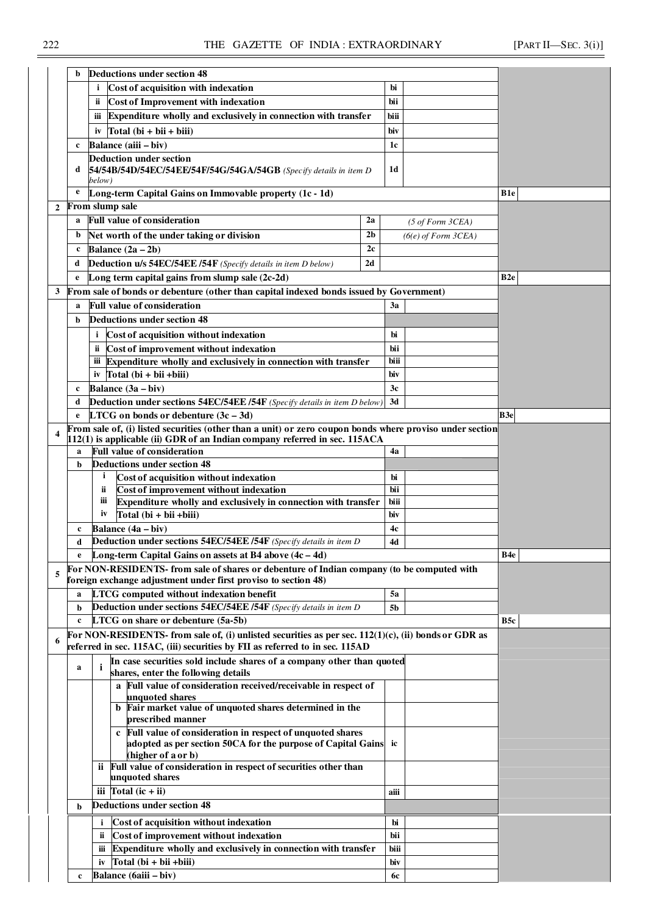| | | | | | | |
|---|---|---|---|---|---|---|
| | **b** | **Deductions under section 48** | | | | |
| | | **i** **Cost of acquisition with indexation** | **bi** | | | |
| | | **ii** **Cost of Improvement with indexation** | **bii** | | | |
| | | **iii** **Expenditure wholly and exclusively in connection with transfer** | **biii** | | | |
| | | **iv** **Total (bi + bii + biii)** | **biv** | | | |
| | **c** | **Balance (aiii – biv)** | **1c** | | | |
| | **d** | **Deduction under section 54/54B/54D/54EC/54EE/54F/54G/54GA/54GB** *(Specify details in item D below)* | **1d** | | | |
| | **e** | **Long-term Capital Gains on Immovable property (1c - 1d)** | | | **B1e** | |
| **2** | **From slump sale** | | | | | |
| | **a** | **Full value of consideration** | **2a** | *(5 of Form 3CEA)* | | |
| | **b** | **Net worth of the under taking or division** | **2b** | *(6(e) of Form 3CEA)* | | |
| | **c** | **Balance (2a – 2b)** | **2c** | | | |
| | **d** | **Deduction u/s 54EC/54EE /54F** *(Specify details in item D below)* | **2d** | | | |
| | **e** | **Long term capital gains from slump sale (2c-2d)** | | | **B2e** | |
| **3** | **From sale of bonds or debenture (other than capital indexed bonds issued by Government)** | | | | | |
| | **a** | **Full value of consideration** | **3a** | | | |
| | **b** | **Deductions under section 48** | | | | |
| | | **i** **Cost of acquisition without indexation** | **bi** | | | |
| | | **ii** **Cost of improvement without indexation** | **bii** | | | |
| | | **iii** **Expenditure wholly and exclusively in connection with transfer** | **biii** | | | |
| | | **iv** **Total (bi + bii +biii)** | **biv** | | | |
| | **c** | **Balance (3a – biv)** | **3c** | | | |
| | **d** | **Deduction under sections 54EC/54EE /54F** *(Specify details in item D below)* | **3d** | | | |
| | **e** | **LTCG on bonds or debenture (3c – 3d)** | | | **B3e** | |
| **4** | **From sale of, (i) listed securities (other than a unit) or zero coupon bonds where proviso under section 112(1) is applicable (ii) GDR of an Indian company referred in sec. 115ACA** | | | | | |
| | **a** | **Full value of consideration** | **4a** | | | |
| | **b** | **Deductions under section 48** | | | | |
| | | **i** **Cost of acquisition without indexation** | **bi** | | | |
| | | **ii** **Cost of improvement without indexation** | **bii** | | | |
| | | **iii** **Expenditure wholly and exclusively in connection with transfer** | **biii** | | | |
| | | **iv** **Total (bi + bii +biii)** | **biv** | | | |
| | **c** | **Balance (4a – biv)** | **4c** | | | |
| | **d** | **Deduction under sections 54EC/54EE /54F** *(Specify details in item D* | **4d** | | | |
| | **e** | **Long-term Capital Gains on assets at B4 above (4c – 4d)** | | | **B4e** | |
| **5** | **For NON-RESIDENTS- from sale of shares or debenture of Indian company (to be computed with foreign exchange adjustment under first proviso to section 48)** | | | | | |
| | **a** | **LTCG computed without indexation benefit** | **5a** | | | |
| | **b** | **Deduction under sections 54EC/54EE /54F** *(Specify details in item D* | **5b** | | | |
| | **c** | **LTCG on share or debenture (5a-5b)** | | | **B5c** | |
| **6** | **For NON-RESIDENTS- from sale of, (i) unlisted securities as per sec. 112(1)(c), (ii) bonds or GDR as referred in sec. 115AC, (iii) securities by FII as referred to in sec. 115AD** | | | | | |
| | **a** | **i** **In case securities sold include shares of a company other than quoted shares, enter the following details** | | | | |
| | | **a** **Full value of consideration received/receivable in respect of unquoted shares** | | | | |
| | | **b** **Fair market value of unquoted shares determined in the prescribed manner** | | | | |
| | | **c** **Full value of consideration in respect of unquoted shares adopted as per section 50CA for the purpose of Capital Gains (higher of a or b)** | **ic** | | | |
| | | **ii** **Full value of consideration in respect of securities other than unquoted shares** | | | | |
| | | **iii** **Total (ic + ii)** | **aiii** | | | |
| | **b** | **Deductions under section 48** | | | | |
| | | **i** **Cost of acquisition without indexation** | **bi** | | | |
| | | **ii** **Cost of improvement without indexation** | **bii** | | | |
| | | **iii** **Expenditure wholly and exclusively in connection with transfer** | **biii** | | | |
| | | **iv** **Total (bi + bii +biii)** | **biv** | | | |
| | **c** | **Balance (6aiii – biv)** | **6c** | | | |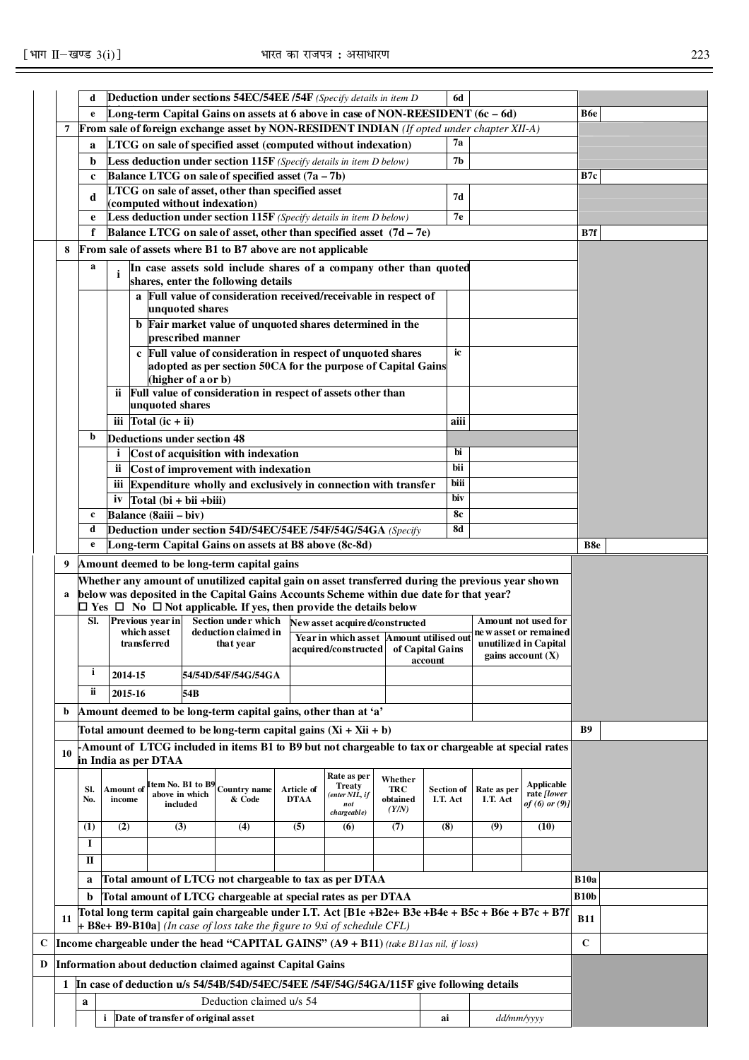| | | | | | |
|---|---|---|---|---|---|
| | d | Deduction under sections 54EC/54EE /54F *(Specify details in item D* | 6d | | |
| | e | Long-term Capital Gains on assets at 6 above in case of NON-REESIDENT (6c – 6d) | | B6e | |
| 7 | | From sale of foreign exchange asset by NON-RESIDENT INDIAN *(If opted under chapter XII-A)* | | | |
| | a | LTCG on sale of specified asset (computed without indexation) | 7a | | |
| | b | Less deduction under section 115F *(Specify details in item D below)* | 7b | | |
| | c | Balance LTCG on sale of specified asset (7a – 7b) | | B7c | |
| | d | LTCG on sale of asset, other than specified asset (computed without indexation) | 7d | | |
| | e | Less deduction under section 115F *(Specify details in item D below)* | 7e | | |
| | f | Balance LTCG on sale of asset, other than specified asset (7d – 7e) | | B7f | |
| 8 | | From sale of assets where B1 to B7 above are not applicable | | | |
| | a | i In case assets sold include shares of a company other than quoted shares, enter the following details | | | |
| | | a Full value of consideration received/receivable in respect of unquoted shares | | | |
| | | b Fair market value of unquoted shares determined in the prescribed manner | | | |
| | | c Full value of consideration in respect of unquoted shares adopted as per section 50CA for the purpose of Capital Gains (higher of a or b) | ic | | |
| | | ii Full value of consideration in respect of assets other than unquoted shares | | | |
| | | iii Total (ic + ii) | aiii | | |
| | b | Deductions under section 48 | | | |
| | | i Cost of acquisition with indexation | bi | | |
| | | ii Cost of improvement with indexation | bii | | |
| | | iii Expenditure wholly and exclusively in connection with transfer | biii | | |
| | | iv Total (bi + bii +biii) | biv | | |
| | c | Balance (8aiii – biv) | 8c | | |
| | d | Deduction under section 54D/54EC/54EE /54F/54G/54GA *(Specify* | 8d | | |
| | e | Long-term Capital Gains on assets at B8 above (8c-8d) | | B8e | |
| 9 | | Amount deemed to be long-term capital gains | | | |
| | a | Whether any amount of unutilized capital gain on asset transferred during the previous year shown below was deposited in the Capital Gains Accounts Scheme within due date for that year? ☐ Yes ☐ No ☐ Not applicable. If yes, then provide the details below | | | |

| Sl. | Previous year in which asset transferred | Section under which deduction claimed in that year | New asset acquired/constructed | | Amount not used for new asset or remained unutilized in Capital gains account (X) |
|---|---|---|---|---|---|
| | | | Year in which asset acquired/constructed | Amount utilised out of Capital Gains account | |
| i | 2014-15 | 54/54D/54F/54G/54GA | | | |
| ii | 2015-16 | 54B | | | |

| | | | |
|---|---|---|---|
| 9 | b | Amount deemed to be long-term capital gains, other than at 'a' | |
| | | Total amount deemed to be long-term capital gains (Xi + Xii + b) | B9 |
| 10 | | Amount of LTCG included in items B1 to B9 but not chargeable to tax or chargeable at special rates in India as per DTAA | |

| Sl. No. | Amount of income | Item No. B1 to B9 above in which included | Country name & Code | Article of DTAA | Rate as per Treaty *(enter NIL, if not chargeable)* | Whether TRC obtained *(Y/N)* | Section of I.T. Act | Rate as per I.T. Act | Applicable rate *[lower of (6) or (9)]* |
|---|---|---|---|---|---|---|---|---|---|
| (1) | (2) | (3) | (4) | (5) | (6) | (7) | (8) | (9) | (10) |
| I | | | | | | | | | |
| II | | | | | | | | | |

| | | | | |
|---|---|---|---|---|
| 10 | a | Total amount of LTCG not chargeable to tax as per DTAA | B10a | |
| | b | Total amount of LTCG chargeable at special rates as per DTAA | B10b | |
| 11 | | Total long term capital gain chargeable under I.T. Act [B1e +B2e+ B3e +B4e + B5c + B6e + B7c + B7f + B8e+ B9-B10a] *(In case of loss take the figure to 9xi of schedule CFL)* | B11 | |
| C | | Income chargeable under the head "CAPITAL GAINS" (A9 + B11) *(take B11as nil, if loss)* | C | |
| D | | Information about deduction claimed against Capital Gains | | |
| 1 | | In case of deduction u/s 54/54B/54D/54EC/54EE /54F/54G/54GA/115F give following details | | |
| | a | Deduction claimed u/s 54 | | |
| | | i Date of transfer of original asset | ai | *dd/mm/yyyy* |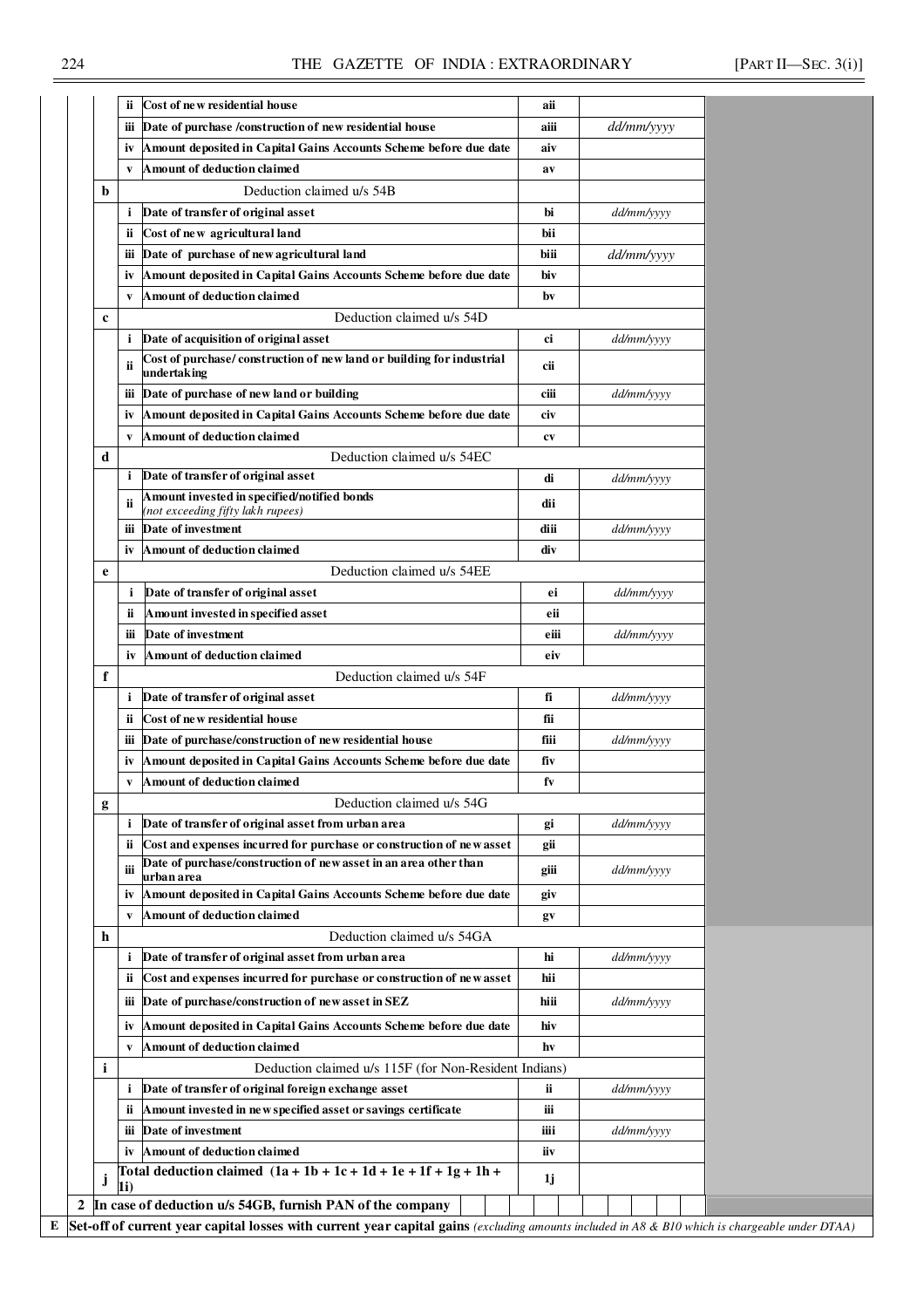| | | | | | |
|---|---|---|---|---|---|
| | | ii | Cost of new residential house | aii | |
| | | iii | Date of purchase /construction of new residential house | aiii | *dd/mm/yyyy* |
| | | iv | Amount deposited in Capital Gains Accounts Scheme before due date | aiv | |
| | | v | Amount of deduction claimed | av | |
| | b | | Deduction claimed u/s 54B | | |
| | | i | Date of transfer of original asset | bi | *dd/mm/yyyy* |
| | | ii | Cost of new agricultural land | bii | |
| | | iii | Date of purchase of new agricultural land | biii | *dd/mm/yyyy* |
| | | iv | Amount deposited in Capital Gains Accounts Scheme before due date | biv | |
| | | v | Amount of deduction claimed | bv | |
| | c | | Deduction claimed u/s 54D | | |
| | | i | Date of acquisition of original asset | ci | *dd/mm/yyyy* |
| | | ii | Cost of purchase/ construction of new land or building for industrial undertaking | cii | |
| | | iii | Date of purchase of new land or building | ciii | *dd/mm/yyyy* |
| | | iv | Amount deposited in Capital Gains Accounts Scheme before due date | civ | |
| | | v | Amount of deduction claimed | cv | |
| | d | | Deduction claimed u/s 54EC | | |
| | | i | Date of transfer of original asset | di | *dd/mm/yyyy* |
| | | ii | Amount invested in specified/notified bonds *(not exceeding fifty lakh rupees)* | dii | |
| | | iii | Date of investment | diii | *dd/mm/yyyy* |
| | | iv | Amount of deduction claimed | div | |
| | e | | Deduction claimed u/s 54EE | | |
| | | i | Date of transfer of original asset | ei | *dd/mm/yyyy* |
| | | ii | Amount invested in specified asset | eii | |
| | | iii | Date of investment | eiii | *dd/mm/yyyy* |
| | | iv | Amount of deduction claimed | eiv | |
| | f | | Deduction claimed u/s 54F | | |
| | | i | Date of transfer of original asset | fi | *dd/mm/yyyy* |
| | | ii | Cost of new residential house | fii | |
| | | iii | Date of purchase/construction of new residential house | fiii | *dd/mm/yyyy* |
| | | iv | Amount deposited in Capital Gains Accounts Scheme before due date | fiv | |
| | | v | Amount of deduction claimed | fv | |
| | g | | Deduction claimed u/s 54G | | |
| | | i | Date of transfer of original asset from urban area | gi | *dd/mm/yyyy* |
| | | ii | Cost and expenses incurred for purchase or construction of new asset | gii | |
| | | iii | Date of purchase/construction of new asset in an area other than urban area | giii | *dd/mm/yyyy* |
| | | iv | Amount deposited in Capital Gains Accounts Scheme before due date | giv | |
| | | v | Amount of deduction claimed | gv | |
| | h | | Deduction claimed u/s 54GA | | |
| | | i | Date of transfer of original asset from urban area | hi | *dd/mm/yyyy* |
| | | ii | Cost and expenses incurred for purchase or construction of new asset | hii | |
| | | iii | Date of purchase/construction of new asset in SEZ | hiii | *dd/mm/yyyy* |
| | | iv | Amount deposited in Capital Gains Accounts Scheme before due date | hiv | |
| | | v | Amount of deduction claimed | hv | |
| | i | | Deduction claimed u/s 115F (for Non-Resident Indians) | | |
| | | i | Date of transfer of original foreign exchange asset | ii | *dd/mm/yyyy* |
| | | ii | Amount invested in new specified asset or savings certificate | iii | |
| | | iii | Date of investment | iiii | *dd/mm/yyyy* |
| | | iv | Amount of deduction claimed | iiv | |
| | j | | Total deduction claimed (1a + 1b + 1c + 1d + 1e + 1f + 1g + 1h + 1i) | 1j | |
| | 2 | | In case of deduction u/s 54GB, furnish PAN of the company | | |
| E | | | Set-off of current year capital losses with current year capital gains *(excluding amounts included in A8 & B10 which is chargeable under DTAA)* | | |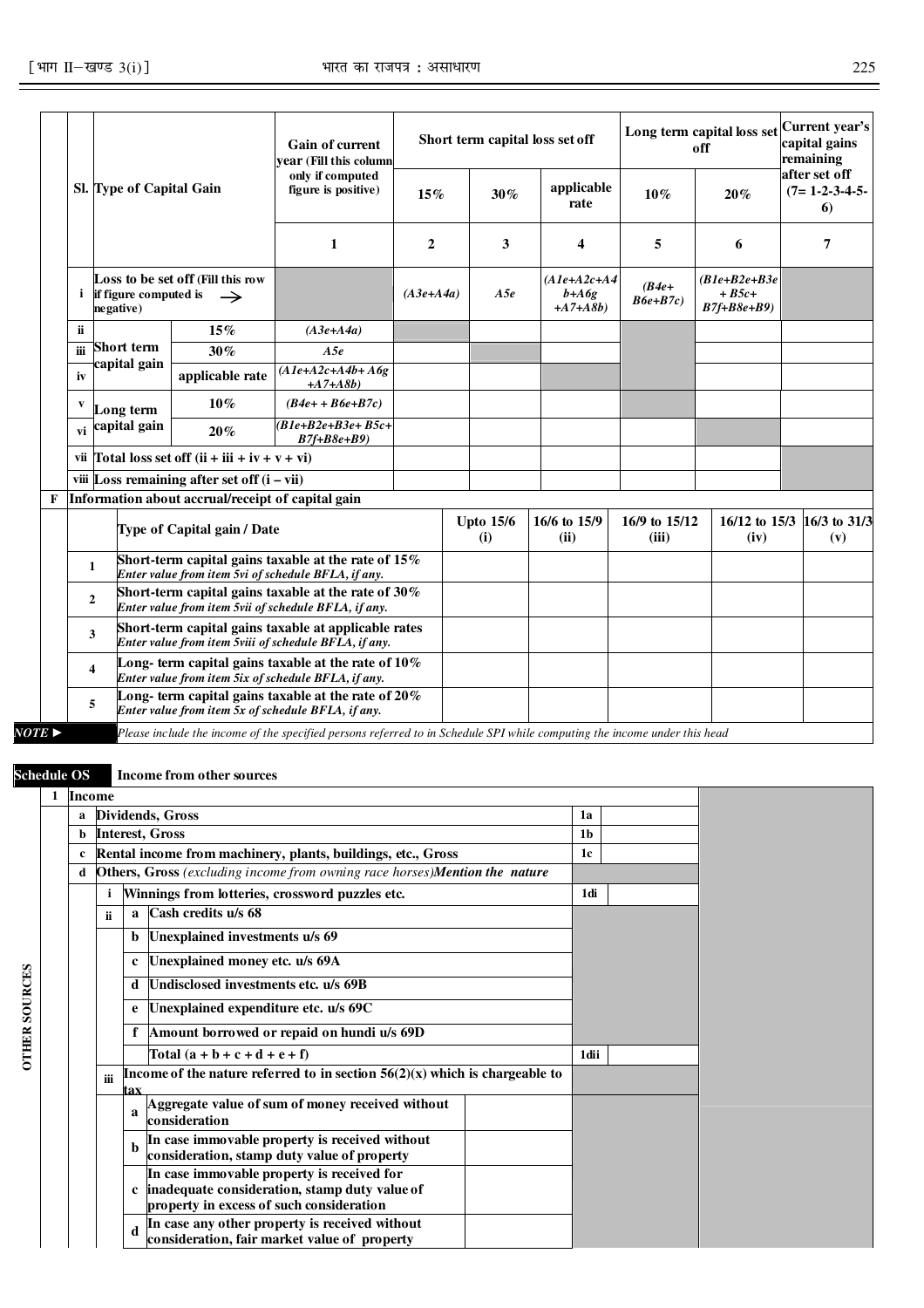| Sl. | Type of Capital Gain | | Gain of current year (Fill this column only if computed figure is positive) | Short term capital loss set off | | | Long term capital loss set off | | Current year's capital gains remaining after set off (7= 1-2-3-4-5-6) |
|---|---|---|---|---|---|---|---|---|---|
| | | | | 15% | 30% | applicable rate | 10% | 20% | |
| | | | 1 | 2 | 3 | 4 | 5 | 6 | 7 |
| i | Loss to be set off (Fill this row if figure computed is negative) → | | | *(A3e+A4a)* | *A5e* | *(A1e+A2c+A4b+A6g+A7+A8b)* | *(B4e+B6e+B7c)* | *(B1e+B2e+B3e+B5c+B7f+B8e+B9)* | |
| ii | Short term capital gain | 15% | *(A3e+A4a)* | | | | | | |
| iii | | 30% | *A5e* | | | | | | |
| iv | | applicable rate | *(A1e+A2c+A4b+A6g+A7+A8b)* | | | | | | |
| v | Long term capital gain | 10% | *(B4e+ + B6e+B7c)* | | | | | | |
| vi | | 20% | *(B1e+B2e+B3e+B5c+B7f+B8e+B9)* | | | | | | |
| vii | Total loss set off (ii + iii + iv + v + vi) | | | | | | | | |
| viii | Loss remaining after set off (i – vii) | | | | | | | | |

**F** Information about accrual/receipt of capital gain

| | Type of Capital gain / Date | Upto 15/6 (i) | 16/6 to 15/9 (ii) | 16/9 to 15/12 (iii) | 16/12 to 15/3 (iv) | 16/3 to 31/3 (v) |
|---|---|---|---|---|---|---|
| 1 | Short-term capital gains taxable at the rate of 15% *Enter value from item 5vi of schedule BFLA, if any.* | | | | | |
| 2 | Short-term capital gains taxable at the rate of 30% *Enter value from item 5vii of schedule BFLA, if any.* | | | | | |
| 3 | Short-term capital gains taxable at applicable rates *Enter value from item 5viii of schedule BFLA, if any.* | | | | | |
| 4 | Long- term capital gains taxable at the rate of 10% *Enter value from item 5ix of schedule BFLA, if any.* | | | | | |
| 5 | Long- term capital gains taxable at the rate of 20% *Enter value from item 5x of schedule BFLA, if any.* | | | | | |

*NOTE ►* *Please include the income of the specified persons referred to in Schedule SPI while computing the income under this head*

## Schedule OS — Income from other sources

OTHER SOURCES

| | | | | | |
|---|---|---|---|---|---|
| **1** | **Income** | | | | |
| **a** | **Dividends, Gross** | | | 1a | |
| **b** | **Interest, Gross** | | | 1b | |
| **c** | **Rental income from machinery, plants, buildings, etc., Gross** | | | 1c | |
| **d** | **Others, Gross** *(excluding income from owning race horses)* ***Mention the nature*** | | | | |
| | i | Winnings from lotteries, crossword puzzles etc. | | 1di | |
| | ii | a | Cash credits u/s 68 | | |
| | | b | Unexplained investments u/s 69 | | |
| | | c | Unexplained money etc. u/s 69A | | |
| | | d | Undisclosed investments etc. u/s 69B | | |
| | | e | Unexplained expenditure etc. u/s 69C | | |
| | | f | Amount borrowed or repaid on hundi u/s 69D | | |
| | | | Total (a + b + c + d + e + f) | 1dii | |
| | iii | Income of the nature referred to in section 56(2)(x) which is chargeable to tax | | | |
| | | a | Aggregate value of sum of money received without consideration | | |
| | | b | In case immovable property is received without consideration, stamp duty value of property | | |
| | | c | In case immovable property is received for inadequate consideration, stamp duty value of property in excess of such consideration | | |
| | | d | In case any other property is received without consideration, fair market value of property | | |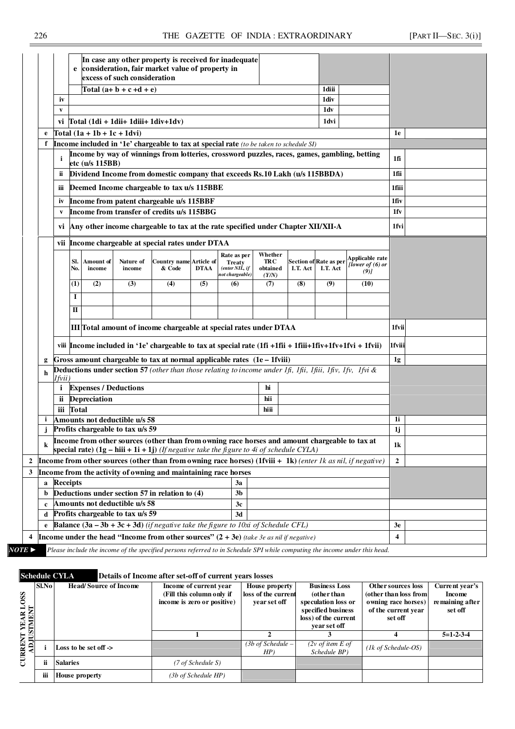| | | | | | |
|---|---|---|---|---|---|
| | | e | In case any other property is received for inadequate consideration, fair market value of property in excess of such consideration | | |
| | | | Total (a+ b + c +d + e) | 1diii | |
| | iv | | | 1div | |
| | v | | | 1dv | |
| | vi | | Total (1di + 1dii+ 1diii+ 1div+1dv) | 1dvi | |
| e | | | Total (1a + 1b + 1c + 1dvi) | 1e | |
| f | | | Income included in '1e' chargeable to tax at special rate *(to be taken to schedule SI)* | | |
| | i | | Income by way of winnings from lotteries, crossword puzzles, races, games, gambling, betting etc (u/s 115BB) | 1fi | |
| | ii | | Dividend Income from domestic company that exceeds Rs.10 Lakh (u/s 115BBDA) | 1fii | |
| | iii | | Deemed Income chargeable to tax u/s 115BBE | 1fiii | |
| | iv | | Income from patent chargeable u/s 115BBF | 1fiv | |
| | v | | Income from transfer of credits u/s 115BBG | 1fv | |
| | vi | | Any other income chargeable to tax at the rate specified under Chapter XII/XII-A | 1fvi | |
| | vii | | Income chargeable at special rates under DTAA | | |

| Sl. No. | Amount of income | Nature of income | Country name & Code | Article of DTAA | Rate as per Treaty *(enter NIL, if not chargeable)* | Whether TRC obtained *(Y/N)* | Section of I.T. Act | Rate as per I.T. Act | Applicable rate *[lower of (6) or (9)]* |
|---|---|---|---|---|---|---|---|---|---|
| (1) | (2) | (3) | (4) | (5) | (6) | (7) | (8) | (9) | (10) |
| I | | | | | | | | | |
| II | | | | | | | | | |

| | | | | | |
|---|---|---|---|---|---|
| | | III | Total amount of income chargeable at special rates under DTAA | 1fvii | |
| | viii | | Income included in '1e' chargeable to tax at special rate (1fi +1fii + 1fiii+1fiv+1fv+1fvi + 1fvii) | 1fviii | |
| g | | | Gross amount chargeable to tax at normal applicable rates (1e – 1fviii) | 1g | |
| h | | | Deductions under section 57 *(other than those relating to income under 1fi, 1fii, 1fiii, 1fiv, 1fv, 1fvi & 1fvii)* | | |
| | i | | Expenses / Deductions | hi | |
| | ii | | Depreciation | hii | |
| | iii | | Total | hiii | |
| i | | | Amounts not deductible u/s 58 | 1i | |
| j | | | Profits chargeable to tax u/s 59 | 1j | |
| k | | | Income from other sources (other than from owning race horses and amount chargeable to tax at special rate) (1g – hiii + 1i + 1j) *(If negative take the figure to 4i of schedule CYLA)* | 1k | |

| | | | | | |
|---|---|---|---|---|---|
| 2 | | Income from other sources (other than from owning race horses) (1fviii + 1k) *(enter 1k as nil, if negative)* | | 2 | |
| 3 | | Income from the activity of owning and maintaining race horses | | | |
| | a | Receipts | 3a | | |
| | b | Deductions under section 57 in relation to (4) | 3b | | |
| | c | Amounts not deductible u/s 58 | 3c | | |
| | d | Profits chargeable to tax u/s 59 | 3d | | |
| | e | Balance (3a – 3b + 3c + 3d) *(if negative take the figure to 10xi of Schedule CFL)* | | 3e | |
| 4 | | Income under the head "Income from other sources" (2 + 3e) *(take 3e as nil if negative)* | | 4 | |

**NOTE ►** *Please include the income of the specified persons referred to in Schedule SPI while computing the income under this head.*

**Schedule CYLA** **Details of Income after set-off of current years losses**

| CURRENT YEAR LOSS ADJUSTMENT | Sl.No | Head/ Source of Income | Income of current year (Fill this column only if income is zero or positive) | House property loss of the current year set off | Business Loss (other than speculation loss or specified business loss) of the current year set off | Other sources loss (other than loss from owning race horses) of the current year set off | Current year's Income remaining after set off |
|---|---|---|---|---|---|---|---|
| | | | 1 | 2 | 3 | 4 | 5=1-2-3-4 |
| | i | Loss to be set off -> | | *(3b of Schedule – HP)* | *(2v of item E of Schedule BP)* | *(1k of Schedule-OS)* | |
| | ii | Salaries | *(7 of Schedule S)* | | | | |
| | iii | House property | *(3b of Schedule HP)* | | | | |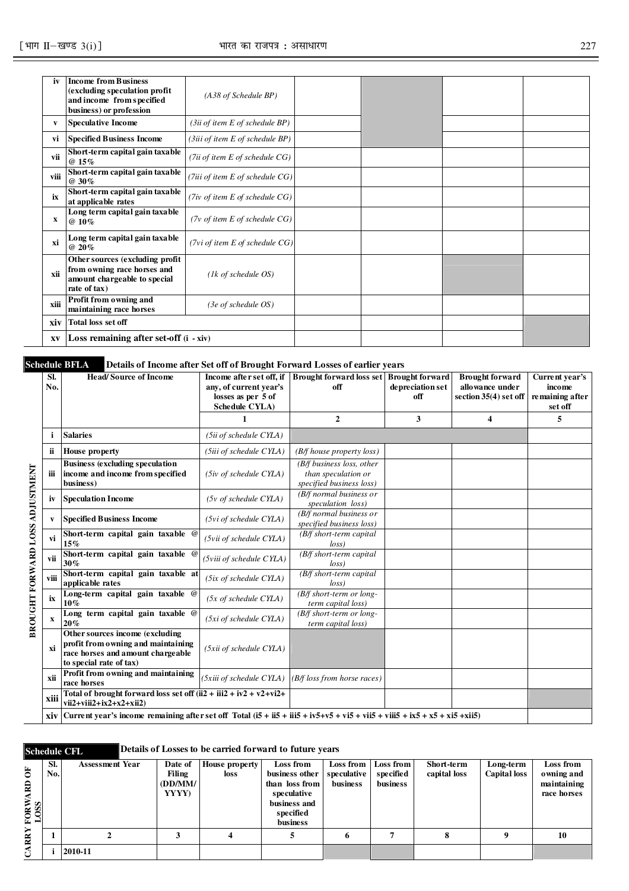| | | | | | | |
|---|---|---|---|---|---|---|
| iv | **Income from Business (excluding speculation profit and income from specified business) or profession** | *(A38 of Schedule BP)* | | | | |
| v | **Speculative Income** | *(3ii of item E of schedule BP)* | | | | |
| vi | **Specified Business Income** | *(3iii of item E of schedule BP)* | | | | |
| vii | **Short-term capital gain taxable @ 15%** | *(7ii of item E of schedule CG)* | | | | |
| viii | **Short-term capital gain taxable @ 30%** | *(7iii of item E of schedule CG)* | | | | |
| ix | **Short-term capital gain taxable at applicable rates** | *(7iv of item E of schedule CG)* | | | | |
| x | **Long term capital gain taxable @ 10%** | *(7v of item E of schedule CG)* | | | | |
| xi | **Long term capital gain taxable @ 20%** | *(7vi of item E of schedule CG)* | | | | |
| xii | **Other sources (excluding profit from owning race horses and amount chargeable to special rate of tax)** | *(1k of schedule OS)* | | | | |
| xiii | **Profit from owning and maintaining race horses** | *(3e of schedule OS)* | | | | |
| xiv | **Total loss set off** | | | | | |
| xv | **Loss remaining after set-off (i - xiv)** | | | | | |

**Schedule BFLA** **Details of Income after Set off of Brought Forward Losses of earlier years**

**BROUGHT FORWARD LOSS ADJUSTMENT**

| Sl. No. | Head/ Source of Income | Income after set off, if any, of current year's losses as per 5 of Schedule CYLA) | Brought forward loss set off | Brought forward depreciation set off | Brought forward allowance under section 35(4) set off | Current year's income remaining after set off |
|---|---|---|---|---|---|---|
| | | 1 | 2 | 3 | 4 | 5 |
| i | **Salaries** | *(5ii of schedule CYLA)* | | | | |
| ii | **House property** | *(5iii of schedule CYLA)* | *(B/f house property loss)* | | | |
| iii | **Business (excluding speculation income and income from specified business)** | *(5iv of schedule CYLA)* | *(B/f business loss, other than speculation or specified business loss)* | | | |
| iv | **Speculation Income** | *(5v of schedule CYLA)* | *(B/f normal business or speculation loss)* | | | |
| v | **Specified Business Income** | *(5vi of schedule CYLA)* | *(B/f normal business or specified business loss)* | | | |
| vi | **Short-term capital gain taxable @ 15%** | *(5vii of schedule CYLA)* | *(B/f short-term capital loss)* | | | |
| vii | **Short-term capital gain taxable @ 30%** | *(5viii of schedule CYLA)* | *(B/f short-term capital loss)* | | | |
| viii | **Short-term capital gain taxable at applicable rates** | *(5ix of schedule CYLA)* | *(B/f short-term capital loss)* | | | |
| ix | **Long-term capital gain taxable @ 10%** | *(5x of schedule CYLA)* | *(B/f short-term or long-term capital loss)* | | | |
| x | **Long term capital gain taxable @ 20%** | *(5xi of schedule CYLA)* | *(B/f short-term or long-term capital loss)* | | | |
| xi | **Other sources income (excluding profit from owning and maintaining race horses and amount chargeable to special rate of tax)** | *(5xii of schedule CYLA)* | | | | |
| xii | **Profit from owning and maintaining race horses** | *(5xiii of schedule CYLA)* | *(B/f loss from horse races)* | | | |
| xiii | **Total of brought forward loss set off (ii2 + iii2 + iv2 + v2+vi2+ vii2+viii2+ix2+x2+xii2)** | | | | | |
| xiv | **Current year's income remaining after set off Total (i5 + ii5 + iii5 + iv5+v5 + vi5 + vii5 + viii5 + ix5 + x5 + xi5 +xii5)** | | | | | |

**Schedule CFL** **Details of Losses to be carried forward to future years**

**CARRY FORWARD OF LOSS**

| Sl. No. | Assessment Year | Date of Filing (DD/MM/ YYYY) | House property loss | Loss from business other than loss from speculative business and specified business | Loss from speculative business | Loss from specified business | Short-term capital loss | Long-term Capital loss | Loss from owning and maintaining race horses |
|---|---|---|---|---|---|---|---|---|---|
| 1 | 2 | 3 | 4 | 5 | 6 | 7 | 8 | 9 | 10 |
| i | 2010-11 | | | | | | | | |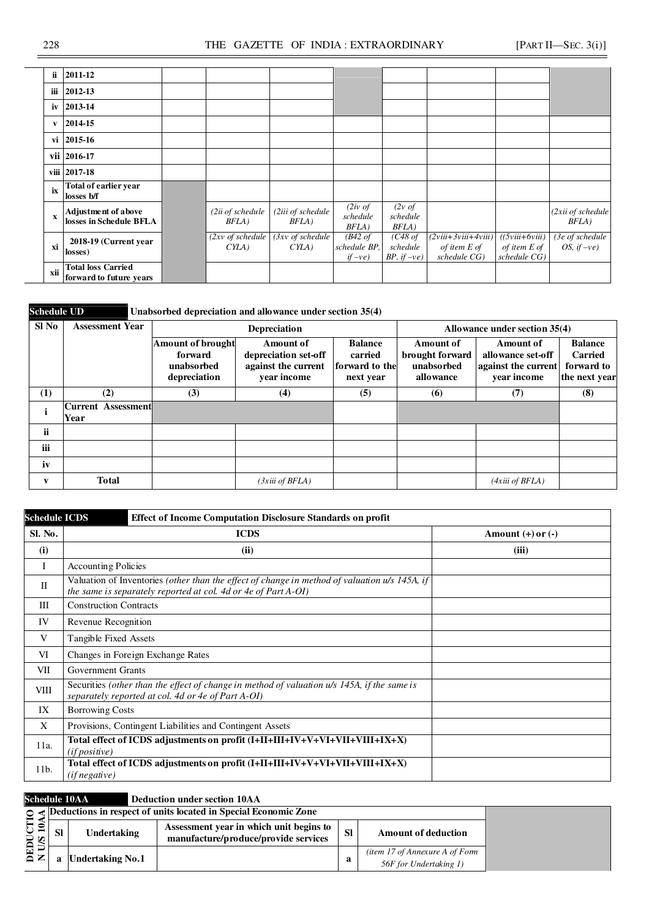| | | | | | | | | | |
|---|---|---|---|---|---|---|---|---|---|
| ii | 2011-12 | | | | | | | | |
| iii | 2012-13 | | | | | | | | |
| iv | 2013-14 | | | | | | | | |
| v | 2014-15 | | | | | | | | |
| vi | 2015-16 | | | | | | | | |
| vii | 2016-17 | | | | | | | | |
| viii | 2017-18 | | | | | | | | |
| ix | Total of earlier year losses b/f | | | | | | | | |
| x | Adjustment of above losses in Schedule BFLA | | *(2ii of schedule BFLA)* | *(2iii of schedule BFLA)* | *(2iv of schedule BFLA)* | *(2v of schedule BFLA)* | | | *(2xii of schedule BFLA)* |
| xi | 2018-19 (Current year losses) | | *(2xv of schedule CYLA)* | *(3xv of schedule CYLA)* | *(B42 of schedule BP, if –ve)* | *(C48 of schedule BP, if –ve)* | *(2viii+3viii+4viii) of item E of schedule CG)* | *((5viii+6viii) of item E of schedule CG)* | *(3e of schedule OS, if –ve)* |
| xii | Total loss Carried forward to future years | | | | | | | | |

**Schedule UD** **Unabsorbed depreciation and allowance under section 35(4)**

| Sl No | Assessment Year | Depreciation | | | Allowance under section 35(4) | | |
|---|---|---|---|---|---|---|---|
| | | Amount of brought forward unabsorbed depreciation | Amount of depreciation set-off against the current year income | Balance carried forward to the next year | Amount of brought forward unabsorbed allowance | Amount of allowance set-off against the current year income | Balance Carried forward to the next year |
| (1) | (2) | (3) | (4) | (5) | (6) | (7) | (8) |
| i | Current Assessment Year | | | | | | |
| ii | | | | | | | |
| iii | | | | | | | |
| iv | | | | | | | |
| v | Total | | *(3xiii of BFLA)* | | | *(4xiii of BFLA)* | |

**Schedule ICDS** **Effect of Income Computation Disclosure Standards on profit**

| Sl. No. | ICDS | Amount (+) or (-) |
|---|---|---|
| (i) | (ii) | (iii) |
| I | Accounting Policies | |
| II | Valuation of Inventories *(other than the effect of change in method of valuation u/s 145A, if the same is separately reported at col. 4d or 4e of Part A-OI)* | |
| III | Construction Contracts | |
| IV | Revenue Recognition | |
| V | Tangible Fixed Assets | |
| VI | Changes in Foreign Exchange Rates | |
| VII | Government Grants | |
| VIII | Securities *(other than the effect of change in method of valuation u/s 145A, if the same is separately reported at col. 4d or 4e of Part A-OI)* | |
| IX | Borrowing Costs | |
| X | Provisions, Contingent Liabilities and Contingent Assets | |
| 11a. | **Total effect of ICDS adjustments on profit (I+II+III+IV+V+VI+VII+VIII+IX+X)** *(if positive)* | |
| 11b. | **Total effect of ICDS adjustments on profit (I+II+III+IV+V+VI+VII+VIII+IX+X)** *(if negative)* | |

**Schedule 10AA** **Deduction under section 10AA**

| DEDUCTION U/S 10AA | Deductions in respect of units located in Special Economic Zone | | | | |
|---|---|---|---|---|---|
| | Sl | Undertaking | Assessment year in which unit begins to manufacture/produce/provide services | Sl | Amount of deduction |
| | a | Undertaking No.1 | | a | *(item 17 of Annexure A of Form 56F for Undertaking 1)* |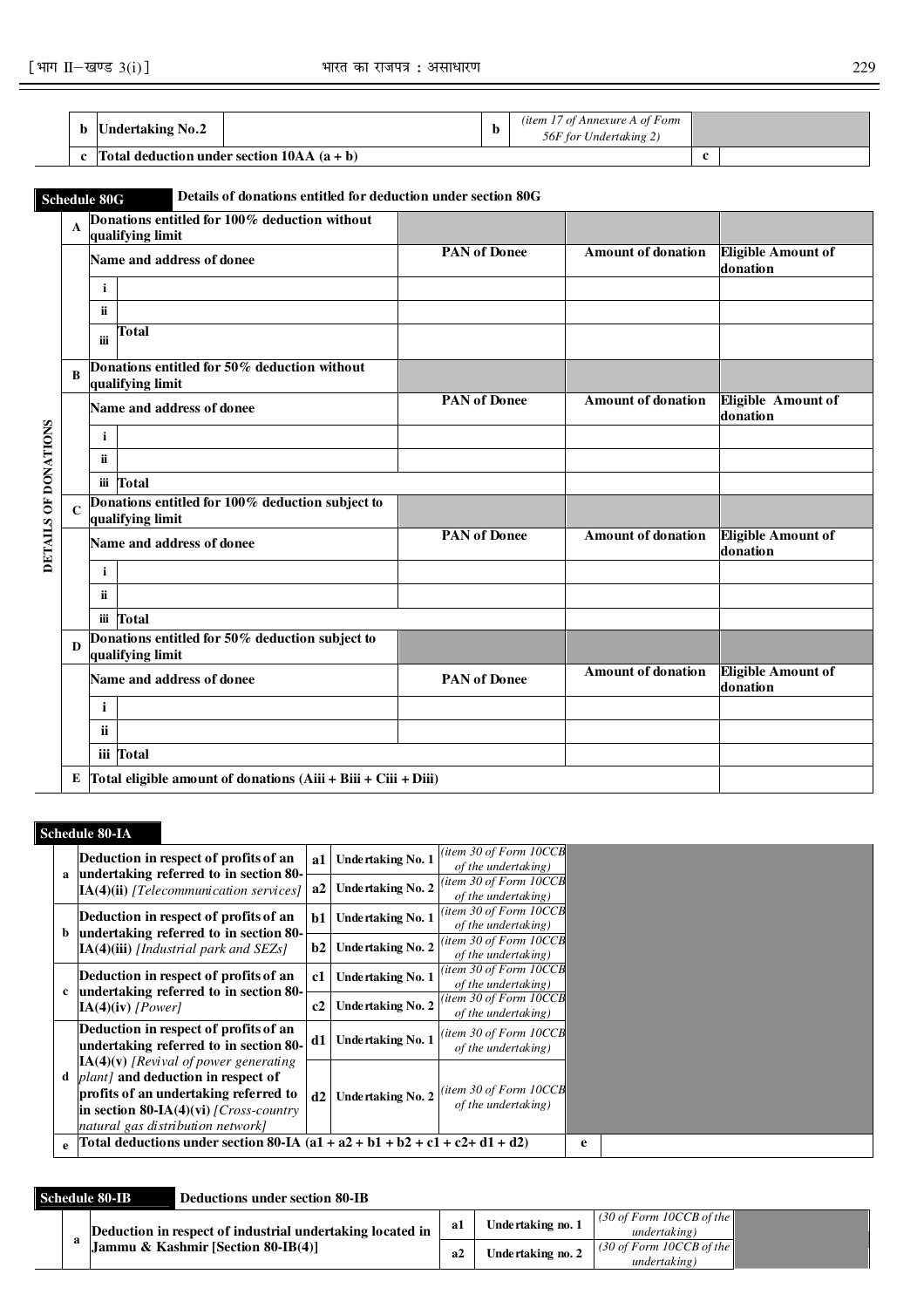| | | | | | |
|---|---|---|---|---|---|
| b | Undertaking No.2 | | b | *(item 17 of Annexure A of Form 56F for Undertaking 2)* | |
| c | Total deduction under section 10AA (a + b) | | | c | |

**Schedule 80G** — **Details of donations entitled for deduction under section 80G**

| DETAILS OF DONATIONS | | | | | |
|---|---|---|---|---|---|
| **A** | **Donations entitled for 100% deduction without qualifying limit** | | | | |
| | **Name and address of donee** | | **PAN of Donee** | **Amount of donation** | **Eligible Amount of donation** |
| | i | | | | |
| | ii | | | | |
| | iii | **Total** | | | |
| **B** | **Donations entitled for 50% deduction without qualifying limit** | | | | |
| | **Name and address of donee** | | **PAN of Donee** | **Amount of donation** | **Eligible Amount of donation** |
| | i | | | | |
| | ii | | | | |
| | iii | **Total** | | | |
| **C** | **Donations entitled for 100% deduction subject to qualifying limit** | | | | |
| | **Name and address of donee** | | **PAN of Donee** | **Amount of donation** | **Eligible Amount of donation** |
| | i | | | | |
| | ii | | | | |
| | iii | **Total** | | | |
| **D** | **Donations entitled for 50% deduction subject to qualifying limit** | | | | |
| | **Name and address of donee** | | **PAN of Donee** | **Amount of donation** | **Eligible Amount of donation** |
| | i | | | | |
| | ii | | | | |
| | iii | **Total** | | | |
| **E** | **Total eligible amount of donations (Aiii + Biii + Ciii + Diii)** | | | | |

**Schedule 80-IA**

| | | | | | |
|---|---|---|---|---|---|
| a | **Deduction in respect of profits of an undertaking referred to in section 80-IA(4)(ii)** *[Telecommunication services]* | a1 | **Undertaking No. 1** | *(item 30 of Form 10CCB of the undertaking)* | |
| | | a2 | **Undertaking No. 2** | *(item 30 of Form 10CCB of the undertaking)* | |
| b | **Deduction in respect of profits of an undertaking referred to in section 80-IA(4)(iii)** *[Industrial park and SEZs]* | b1 | **Undertaking No. 1** | *(item 30 of Form 10CCB of the undertaking)* | |
| | | b2 | **Undertaking No. 2** | *(item 30 of Form 10CCB of the undertaking)* | |
| c | **Deduction in respect of profits of an undertaking referred to in section 80-IA(4)(iv)** *[Power]* | c1 | **Undertaking No. 1** | *(item 30 of Form 10CCB of the undertaking)* | |
| | | c2 | **Undertaking No. 2** | *(item 30 of Form 10CCB of the undertaking)* | |
| d | **Deduction in respect of profits of an undertaking referred to in section 80-IA(4)(v)** *[Revival of power generating plant]* **and deduction in respect of profits of an undertaking referred to in section 80-IA(4)(vi)** *[Cross-country natural gas distribution network]* | d1 | **Undertaking No. 1** | *(item 30 of Form 10CCB of the undertaking)* | |
| | | d2 | **Undertaking No. 2** | *(item 30 of Form 10CCB of the undertaking)* | |
| e | **Total deductions under section 80-IA (a1 + a2 + b1 + b2 + c1 + c2+ d1 + d2)** | | | e | |

**Schedule 80-IB** — **Deductions under section 80-IB**

| | | | | | |
|---|---|---|---|---|---|
| a | **Deduction in respect of industrial undertaking located in Jammu & Kashmir [Section 80-IB(4)]** | a1 | **Undertaking no. 1** | *(30 of Form 10CCB of the undertaking)* | |
| | | a2 | **Undertaking no. 2** | *(30 of Form 10CCB of the undertaking)* | |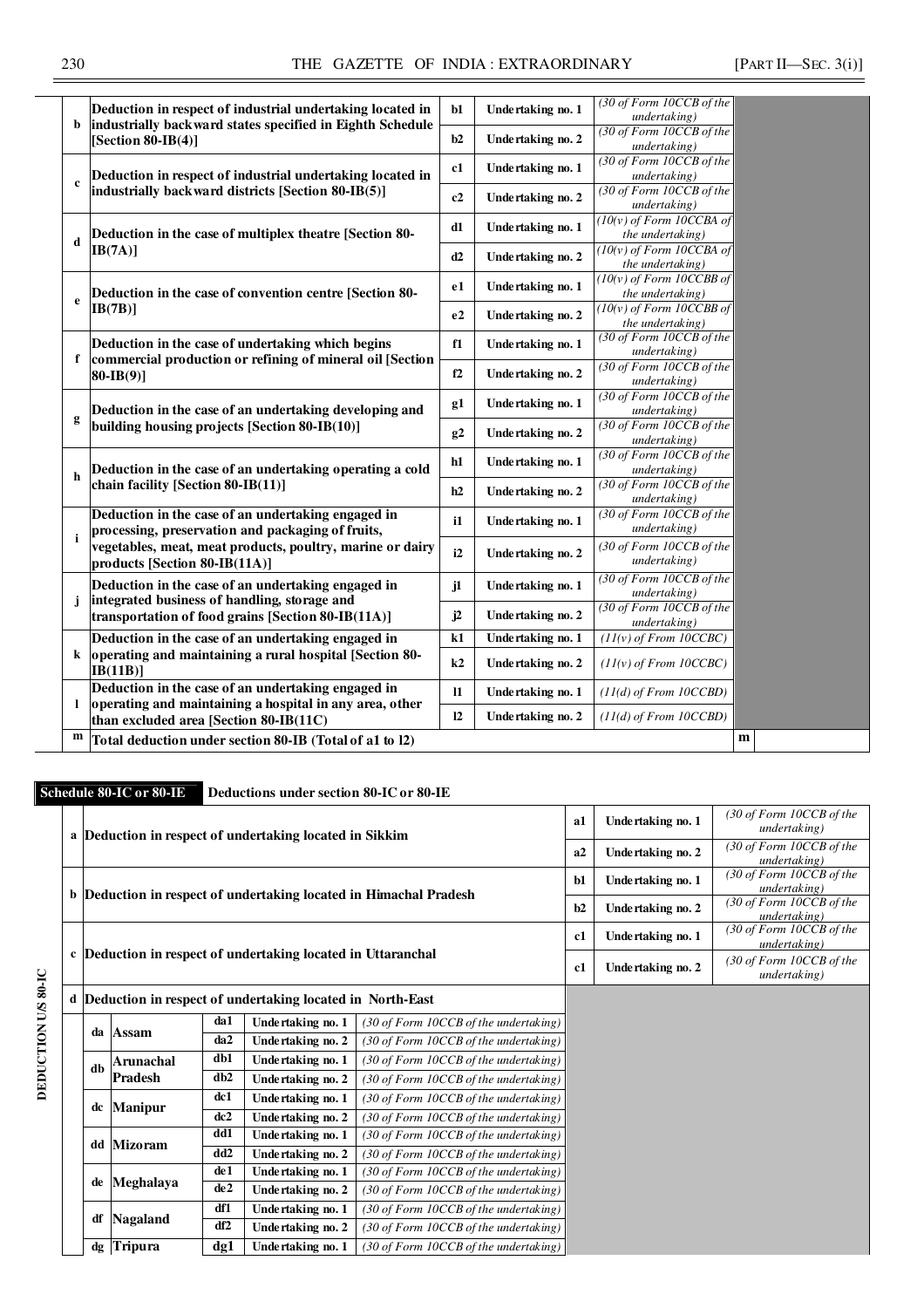| | | | | | | |
|---|---|---|---|---|---|---|
| b | **Deduction in respect of industrial undertaking located in industrially backward states specified in Eighth Schedule [Section 80-IB(4)]** | b1 | **Undertaking no. 1** | *(30 of Form 10CCB of the undertaking)* | | |
| | | b2 | **Undertaking no. 2** | *(30 of Form 10CCB of the undertaking)* | | |
| c | **Deduction in respect of industrial undertaking located in industrially backward districts [Section 80-IB(5)]** | c1 | **Undertaking no. 1** | *(30 of Form 10CCB of the undertaking)* | | |
| | | c2 | **Undertaking no. 2** | *(30 of Form 10CCB of the undertaking)* | | |
| d | **Deduction in the case of multiplex theatre [Section 80-IB(7A)]** | d1 | **Undertaking no. 1** | *(10(v) of Form 10CCBA of the undertaking)* | | |
| | | d2 | **Undertaking no. 2** | *(10(v) of Form 10CCBA of the undertaking)* | | |
| e | **Deduction in the case of convention centre [Section 80-IB(7B)]** | e1 | **Undertaking no. 1** | *(10(v) of Form 10CCBB of the undertaking)* | | |
| | | e2 | **Undertaking no. 2** | *(10(v) of Form 10CCBB of the undertaking)* | | |
| f | **Deduction in the case of undertaking which begins commercial production or refining of mineral oil [Section 80-IB(9)]** | f1 | **Undertaking no. 1** | *(30 of Form 10CCB of the undertaking)* | | |
| | | f2 | **Undertaking no. 2** | *(30 of Form 10CCB of the undertaking)* | | |
| g | **Deduction in the case of an undertaking developing and building housing projects [Section 80-IB(10)]** | g1 | **Undertaking no. 1** | *(30 of Form 10CCB of the undertaking)* | | |
| | | g2 | **Undertaking no. 2** | *(30 of Form 10CCB of the undertaking)* | | |
| h | **Deduction in the case of an undertaking operating a cold chain facility [Section 80-IB(11)]** | h1 | **Undertaking no. 1** | *(30 of Form 10CCB of the undertaking)* | | |
| | | h2 | **Undertaking no. 2** | *(30 of Form 10CCB of the undertaking)* | | |
| i | **Deduction in the case of an undertaking engaged in processing, preservation and packaging of fruits, vegetables, meat, meat products, poultry, marine or dairy products [Section 80-IB(11A)]** | i1 | **Undertaking no. 1** | *(30 of Form 10CCB of the undertaking)* | | |
| | | i2 | **Undertaking no. 2** | *(30 of Form 10CCB of the undertaking)* | | |
| j | **Deduction in the case of an undertaking engaged in integrated business of handling, storage and transportation of food grains [Section 80-IB(11A)]** | j1 | **Undertaking no. 1** | *(30 of Form 10CCB of the undertaking)* | | |
| | | j2 | **Undertaking no. 2** | *(30 of Form 10CCB of the undertaking)* | | |
| k | **Deduction in the case of an undertaking engaged in operating and maintaining a rural hospital [Section 80-IB(11B)]** | k1 | **Undertaking no. 1** | *(11(v) of From 10CCBC)* | | |
| | | k2 | **Undertaking no. 2** | *(11(v) of From 10CCBC)* | | |
| l | **Deduction in the case of an undertaking engaged in operating and maintaining a hospital in any area, other than excluded area [Section 80-IB(11C)** | l1 | **Undertaking no. 1** | *(11(d) of From 10CCBD)* | | |
| | | l2 | **Undertaking no. 2** | *(11(d) of From 10CCBD)* | | |
| m | **Total deduction under section 80-IB (Total of a1 to l2)** | | | | **m** | |

**Schedule 80-IC or 80-IE** **Deductions under section 80-IC or 80-IE**

**DEDUCTION U/S 80-IC**

| | | | | |
|---|---|---|---|---|
| a | **Deduction in respect of undertaking located in Sikkim** | a1 | **Undertaking no. 1** | *(30 of Form 10CCB of the undertaking)* |
| | | a2 | **Undertaking no. 2** | *(30 of Form 10CCB of the undertaking)* |
| b | **Deduction in respect of undertaking located in Himachal Pradesh** | b1 | **Undertaking no. 1** | *(30 of Form 10CCB of the undertaking)* |
| | | b2 | **Undertaking no. 2** | *(30 of Form 10CCB of the undertaking)* |
| c | **Deduction in respect of undertaking located in Uttaranchal** | c1 | **Undertaking no. 1** | *(30 of Form 10CCB of the undertaking)* |
| | | c1 | **Undertaking no. 2** | *(30 of Form 10CCB of the undertaking)* |
| d | **Deduction in respect of undertaking located in North-East** | | | |

| | | | | |
|---|---|---|---|---|
| da | **Assam** | da1 | **Undertaking no. 1** | *(30 of Form 10CCB of the undertaking)* |
| | | da2 | **Undertaking no. 2** | *(30 of Form 10CCB of the undertaking)* |
| db | **Arunachal Pradesh** | db1 | **Undertaking no. 1** | *(30 of Form 10CCB of the undertaking)* |
| | | db2 | **Undertaking no. 2** | *(30 of Form 10CCB of the undertaking)* |
| dc | **Manipur** | dc1 | **Undertaking no. 1** | *(30 of Form 10CCB of the undertaking)* |
| | | dc2 | **Undertaking no. 2** | *(30 of Form 10CCB of the undertaking)* |
| dd | **Mizoram** | dd1 | **Undertaking no. 1** | *(30 of Form 10CCB of the undertaking)* |
| | | dd2 | **Undertaking no. 2** | *(30 of Form 10CCB of the undertaking)* |
| de | **Meghalaya** | de1 | **Undertaking no. 1** | *(30 of Form 10CCB of the undertaking)* |
| | | de2 | **Undertaking no. 2** | *(30 of Form 10CCB of the undertaking)* |
| df | **Nagaland** | df1 | **Undertaking no. 1** | *(30 of Form 10CCB of the undertaking)* |
| | | df2 | **Undertaking no. 2** | *(30 of Form 10CCB of the undertaking)* |
| dg | **Tripura** | dg1 | **Undertaking no. 1** | *(30 of Form 10CCB of the undertaking)* |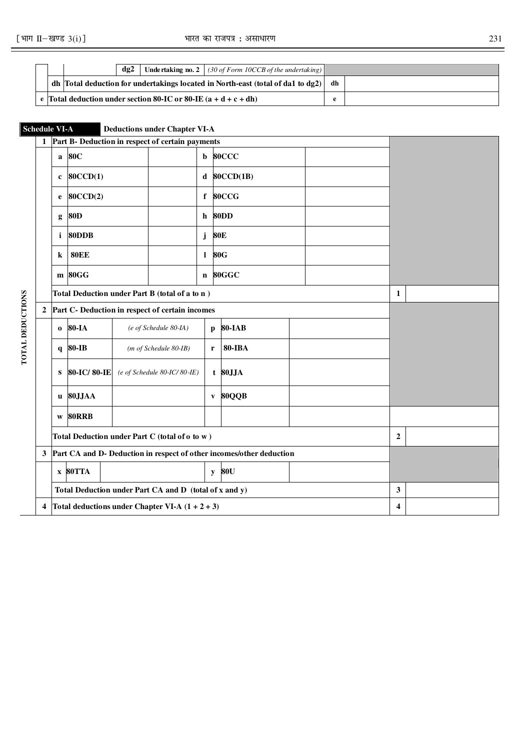| | | | | |
|---|---|---|---|---|
| | dg2 | Undertaking no. 2 | *(30 of Form 10CCB of the undertaking)* | |
| dh | Total deduction for undertakings located in North-east (total of da1 to dg2) | | dh | |
| e | Total deduction under section 80-IC or 80-IE (a + d + c + dh) | | e | |

**Schedule VI-A** **Deductions under Chapter VI-A**

| TOTAL DEDUCTIONS | | | | | | | | |
|---|---|---|---|---|---|---|---|---|
| 1 | **Part B- Deduction in respect of certain payments** | | | | | | | |
| | a | **80C** | | b | **80CCC** | | | |
| | c | **80CCD(1)** | | d | **80CCD(1B)** | | | |
| | e | **80CCD(2)** | | f | **80CCG** | | | |
| | g | **80D** | | h | **80DD** | | | |
| | i | **80DDB** | | j | **80E** | | | |
| | k | **80EE** | | l | **80G** | | | |
| | m | **80GG** | | n | **80GGC** | | | |
| | **Total Deduction under Part B (total of a to n )** | | | | | | **1** | |
| 2 | **Part C- Deduction in respect of certain incomes** | | | | | | | |
| | o | **80-IA** | *(e of Schedule 80-IA)* | p | **80-IAB** | | | |
| | q | **80-IB** | *(m of Schedule 80-IB)* | r | **80-IBA** | | | |
| | s | **80-IC/ 80-IE** | *(e of Schedule 80-IC/ 80-IE)* | t | **80JJA** | | | |
| | u | **80JJAA** | | v | **80QQB** | | | |
| | w | **80RRB** | | | | | | |
| | **Total Deduction under Part C (total of o to w )** | | | | | | **2** | |
| 3 | **Part CA and D- Deduction in respect of other incomes/other deduction** | | | | | | | |
| | x | **80TTA** | | y | **80U** | | | |
| | **Total Deduction under Part CA and D (total of x and y)** | | | | | | **3** | |
| 4 | **Total deductions under Chapter VI-A (1 + 2 + 3)** | | | | | | **4** | |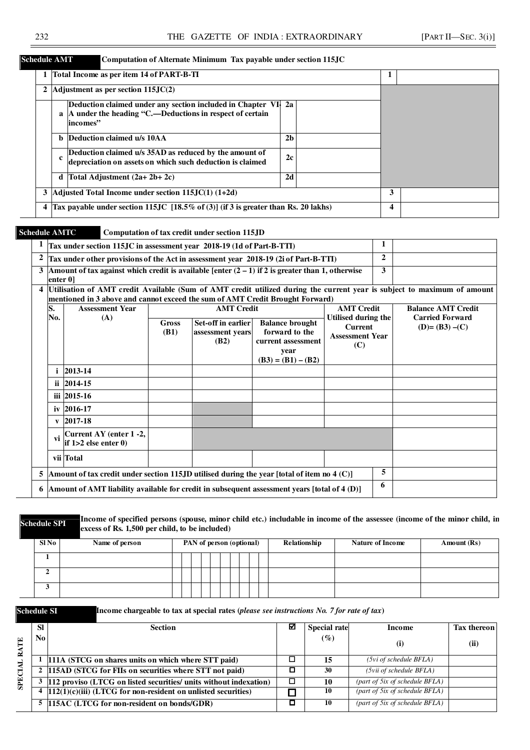**Schedule AMT** **Computation of Alternate Minimum Tax payable under section 115JC**

| | | | | | | |
|---|---|---|---|---|---|---|
| 1 | Total Income as per item 14 of PART-B-TI | | | | 1 | |
| 2 | Adjustment as per section 115JC(2) | | | | | |
| | a | Deduction claimed under any section included in Chapter VI-A under the heading "C.—Deductions in respect of certain incomes" | 2a | | | |
| | b | Deduction claimed u/s 10AA | 2b | | | |
| | c | Deduction claimed u/s 35AD as reduced by the amount of depreciation on assets on which such deduction is claimed | 2c | | | |
| | d | Total Adjustment (2a+ 2b+ 2c) | 2d | | | |
| 3 | Adjusted Total Income under section 115JC(1) (1+2d) | | | | 3 | |
| 4 | Tax payable under section 115JC [18.5% of (3)] (if 3 is greater than Rs. 20 lakhs) | | | | 4 | |

**Schedule AMTC** **Computation of tax credit under section 115JD**

| | | |
|---|---|---|
| 1 | Tax under section 115JC in assessment year 2018-19 (1d of Part-B-TTI) | 1 | |
| 2 | Tax under other provisions of the Act in assessment year 2018-19 (2i of Part-B-TTI) | 2 | |
| 3 | Amount of tax against which credit is available [enter (2 – 1) if 2 is greater than 1, otherwise enter 0] | 3 | |

4 Utilisation of AMT credit Available (Sum of AMT credit utilized during the current year is subject to maximum of amount mentioned in 3 above and cannot exceed the sum of AMT Credit Brought Forward)

| S. No. | Assessment Year (A) | AMT Credit | | | AMT Credit Utilised during the Current Assessment Year (C) | Balance AMT Credit Carried Forward (D)= (B3) –(C) |
|---|---|---|---|---|---|---|
| | | Gross (B1) | Set-off in earlier assessment years (B2) | Balance brought forward to the current assessment year (B3) = (B1) – (B2) | | |
| i | 2013-14 | | | | | |
| ii | 2014-15 | | | | | |
| iii | 2015-16 | | | | | |
| iv | 2016-17 | | | | | |
| v | 2017-18 | | | | | |
| vi | Current AY (enter 1 -2, if 1>2 else enter 0) | | | | | |
| vii | Total | | | | | |

| | | | |
|---|---|---|---|
| 5 | Amount of tax credit under section 115JD utilised during the year [total of item no 4 (C)] | 5 | |
| 6 | Amount of AMT liability available for credit in subsequent assessment years [total of 4 (D)] | 6 | |

**Schedule SPI** **Income of specified persons (spouse, minor child etc.) includable in income of the assessee (income of the minor child, in excess of Rs. 1,500 per child, to be included)**

| Sl No | Name of person | PAN of person (optional) | Relationship | Nature of Income | Amount (Rs) |
|---|---|---|---|---|---|
| 1 | | | | | |
| 2 | | | | | |
| 3 | | | | | |

**Schedule SI** **Income chargeable to tax at special rates (*please see instructions No. 7 for rate of tax*)**

SPECIAL RATE

| Sl No | Section | ☑ | Special rate (%) | Income (i) | Tax thereon (ii) |
|---|---|---|---|---|---|
| 1 | 111A (STCG on shares units on which where STT paid) | ☐ | 15 | *(5vi of schedule BFLA)* | |
| 2 | 115AD (STCG for FIIs on securities where STT not paid) | ☐ | 30 | *(5vii of schedule BFLA)* | |
| 3 | 112 proviso (LTCG on listed securities/ units without indexation) | ☐ | 10 | *(part of 5ix of schedule BFLA)* | |
| 4 | 112(1)(c)(iii) (LTCG for non-resident on unlisted securities) | ☐ | 10 | *(part of 5ix of schedule BFLA)* | |
| 5 | 115AC (LTCG for non-resident on bonds/GDR) | ☐ | 10 | *(part of 5ix of schedule BFLA)* | |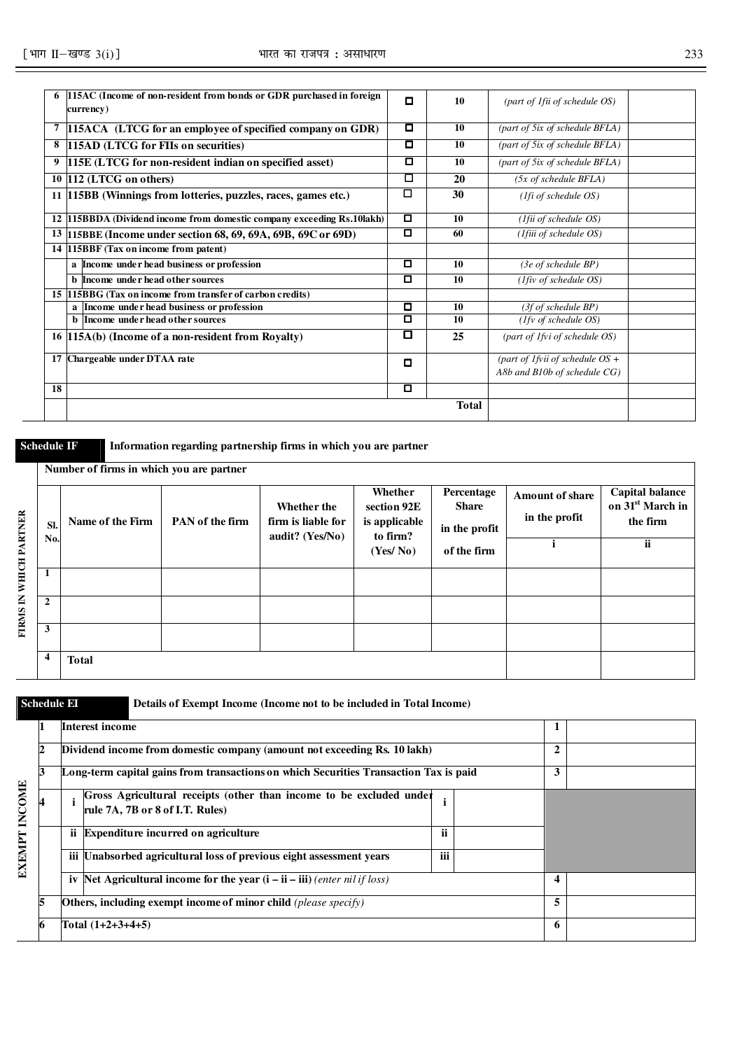| | | | | | |
|---|---|---|---|---|---|
| 6 | 115AC (Income of non-resident from bonds or GDR purchased in foreign currency) | ☐ | 10 | *(part of 1fii of schedule OS)* | |
| 7 | 115ACA (LTCG for an employee of specified company on GDR) | ☐ | 10 | *(part of 5ix of schedule BFLA)* | |
| 8 | 115AD (LTCG for FIIs on securities) | ☐ | 10 | *(part of 5ix of schedule BFLA)* | |
| 9 | 115E (LTCG for non-resident indian on specified asset) | ☐ | 10 | *(part of 5ix of schedule BFLA)* | |
| 10 | 112 (LTCG on others) | ☐ | 20 | *(5x of schedule BFLA)* | |
| 11 | 115BB (Winnings from lotteries, puzzles, races, games etc.) | ☐ | 30 | *(1fi of schedule OS)* | |
| 12 | 115BBDA (Dividend income from domestic company exceeding Rs.10lakh) | ☐ | 10 | *(1fii of schedule OS)* | |
| 13 | 115BBE (Income under section 68, 69, 69A, 69B, 69C or 69D) | ☐ | 60 | *(1fiii of schedule OS)* | |
| 14 | 115BBF (Tax on income from patent) | | | | |
| | a Income under head business or profession | ☐ | 10 | *(3e of schedule BP)* | |
| | b Income under head other sources | ☐ | 10 | *(1fiv of schedule OS)* | |
| 15 | 115BBG (Tax on income from transfer of carbon credits) | | | | |
| | a Income under head business or profession | ☐ | 10 | *(3f of schedule BP)* | |
| | b Income under head other sources | ☐ | 10 | *(1fv of schedule OS)* | |
| 16 | 115A(b) (Income of a non-resident from Royalty) | ☐ | 25 | *(part of 1fvi of schedule OS)* | |
| 17 | Chargeable under DTAA rate | ☐ | | *(part of 1fvii of schedule OS + A8b and B10b of schedule CG)* | |
| 18 | | ☐ | | | |
| | | | **Total** | | |

**Schedule IF** **Information regarding partnership firms in which you are partner**

FIRMS IN WHICH PARTNER

| Number of firms in which you are partner | | | | | | | |
|---|---|---|---|---|---|---|---|
| Sl. No. | Name of the Firm | PAN of the firm | Whether the firm is liable for audit? (Yes/No) | Whether section 92E is applicable to firm? (Yes/ No) | Percentage Share in the profit of the firm | Amount of share in the profit | Capital balance on 31st March in the firm |
| | | | | | | i | ii |
| 1 | | | | | | | |
| 2 | | | | | | | |
| 3 | | | | | | | |
| 4 | **Total** | | | | | | |

**Schedule EI** **Details of Exempt Income (Income not to be included in Total Income)**

EXEMPT INCOME

| | | | | | |
|---|---|---|---|---|---|
| 1 | Interest income | | | 1 | |
| 2 | Dividend income from domestic company (amount not exceeding Rs. 10 lakh) | | | 2 | |
| 3 | Long-term capital gains from transactions on which Securities Transaction Tax is paid | | | 3 | |
| 4 | i Gross Agricultural receipts (other than income to be excluded under rule 7A, 7B or 8 of I.T. Rules) | i | | | |
| | ii Expenditure incurred on agriculture | ii | | | |
| | iii Unabsorbed agricultural loss of previous eight assessment years | iii | | | |
| | iv Net Agricultural income for the year (i – ii – iii) *(enter nil if loss)* | | | 4 | |
| 5 | Others, including exempt income of minor child *(please specify)* | | | 5 | |
| 6 | Total (1+2+3+4+5) | | | 6 | |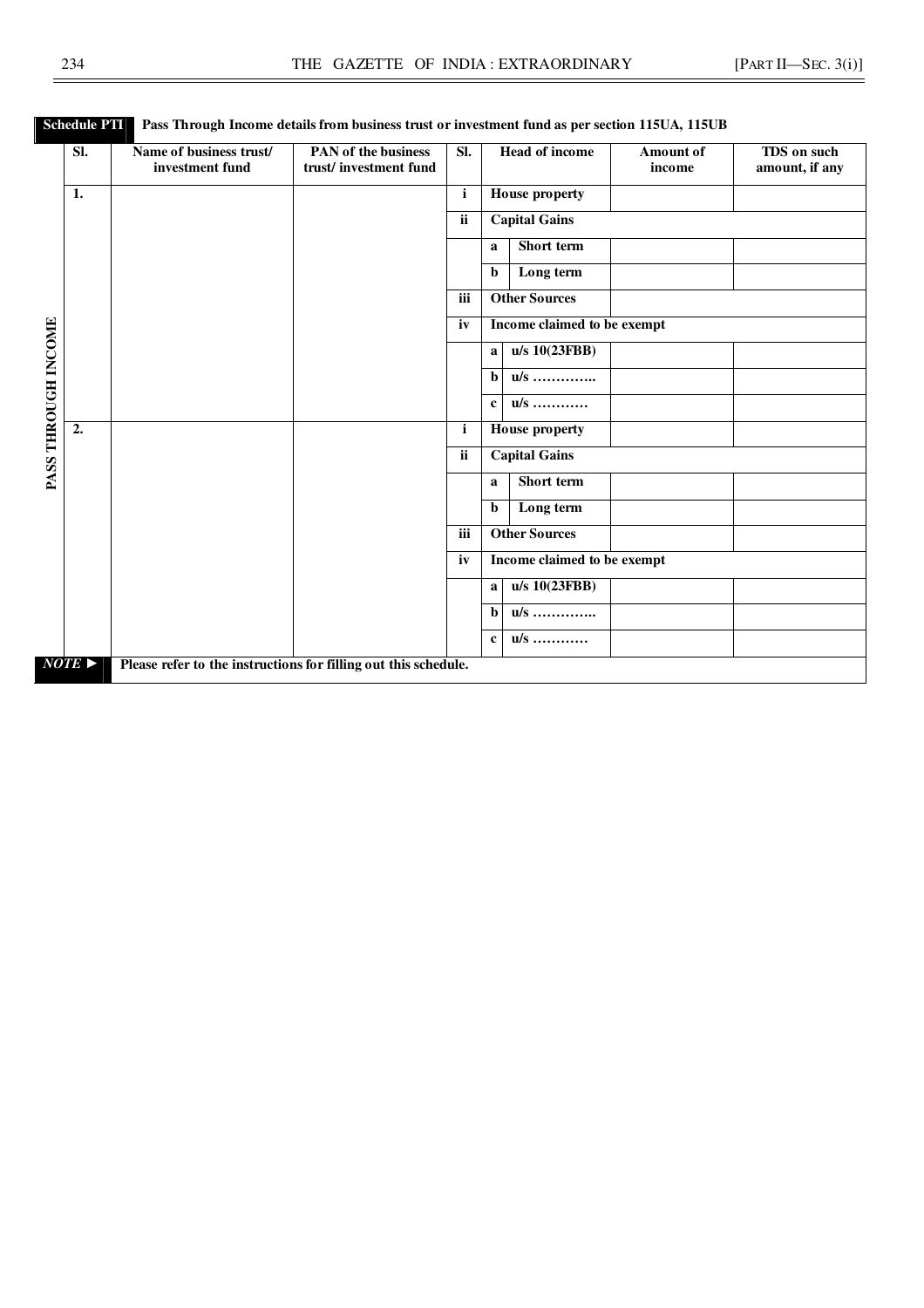**Schedule PTI** Pass Through Income details from business trust or investment fund as per section 115UA, 115UB

| | Sl. | Name of business trust/ investment fund | PAN of the business trust/ investment fund | Sl. | Head of income | | Amount of income | TDS on such amount, if any |
|---|---|---|---|---|---|---|---|---|
| PASS THROUGH INCOME | 1. | | | i | House property | | | |
| | | | | ii | Capital Gains | | | |
| | | | | | a | Short term | | |
| | | | | | b | Long term | | |
| | | | | iii | Other Sources | | | |
| | | | | iv | Income claimed to be exempt | | | |
| | | | | | a | u/s 10(23FBB) | | |
| | | | | | b | u/s ………….. | | |
| | | | | | c | u/s ………… | | |
| | 2. | | | i | House property | | | |
| | | | | ii | Capital Gains | | | |
| | | | | | a | Short term | | |
| | | | | | b | Long term | | |
| | | | | iii | Other Sources | | | |
| | | | | iv | Income claimed to be exempt | | | |
| | | | | | a | u/s 10(23FBB) | | |
| | | | | | b | u/s ………….. | | |
| | | | | | c | u/s ………… | | |

*NOTE* ► Please refer to the instructions for filling out this schedule.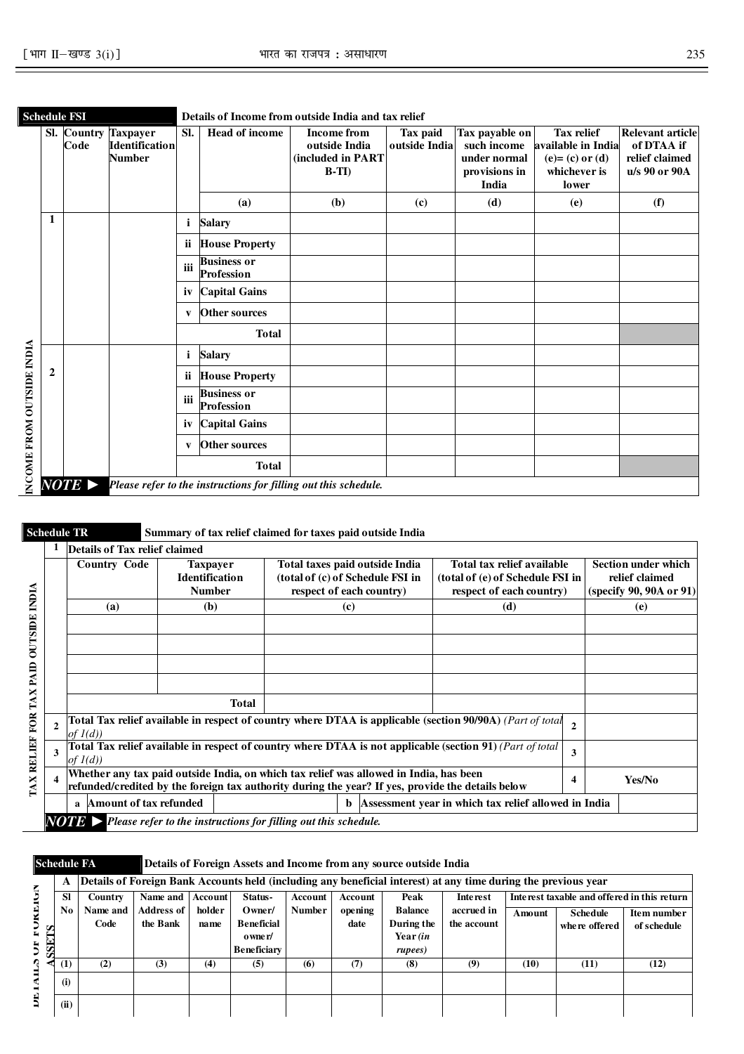## Schedule FSI — Details of Income from outside India and tax relief

INCOME FROM OUTSIDE INDIA

| Sl. | Country Code | Taxpayer Identification Number | Sl. | Head of income | Income from outside India (included in PART B-TI) | Tax paid outside India | Tax payable on such income under normal provisions in India | Tax relief available in India (e)= (c) or (d) whichever is lower | Relevant article of DTAA if relief claimed u/s 90 or 90A |
|---|---|---|---|---|---|---|---|---|---|
| | | | | (a) | (b) | (c) | (d) | (e) | (f) |
| 1 | | | i | Salary | | | | | |
| | | | ii | House Property | | | | | |
| | | | iii | Business or Profession | | | | | |
| | | | iv | Capital Gains | | | | | |
| | | | v | Other sources | | | | | |
| | | | | Total | | | | | |
| 2 | | | i | Salary | | | | | |
| | | | ii | House Property | | | | | |
| | | | iii | Business or Profession | | | | | |
| | | | iv | Capital Gains | | | | | |
| | | | v | Other sources | | | | | |
| | | | | Total | | | | | |

***NOTE ►*** *Please refer to the instructions for filling out this schedule.*

## Schedule TR — Summary of tax relief claimed for taxes paid outside India

TAX RELIEF FOR TAX PAID OUTSIDE INDIA

**1 Details of Tax relief claimed**

| Country Code | Taxpayer Identification Number | Total taxes paid outside India (total of (c) of Schedule FSI in respect of each country) | Total tax relief available (total of (e) of Schedule FSI in respect of each country) | Section under which relief claimed (specify 90, 90A or 91) |
|---|---|---|---|---|
| (a) | (b) | (c) | (d) | (e) |
| | | | | |
| | | | | |
| | | | | |
| | | | | |
| | Total | | | |

| | | | |
|---|---|---|---|
| 2 | Total Tax relief available in respect of country where DTAA is applicable (section 90/90A) *(Part of total of 1(d))* | 2 | |
| 3 | Total Tax relief available in respect of country where DTAA is not applicable (section 91) *(Part of total of 1(d))* | 3 | |
| 4 | Whether any tax paid outside India, on which tax relief was allowed in India, has been refunded/credited by the foreign tax authority during the year? If yes, provide the details below | 4 | Yes/No |

| a | Amount of tax refunded | | b | Assessment year in which tax relief allowed in India | |
|---|---|---|---|---|---|

***NOTE ►*** *Please refer to the instructions for filling out this schedule.*

## Schedule FA — Details of Foreign Assets and Income from any source outside India

DETAILS OF FOREIGN ASSETS

**A Details of Foreign Bank Accounts held (including any beneficial interest) at any time during the previous year**

| Sl No | Country Name and Code | Name and Address of the Bank | Account holder name | Status- Owner/ Beneficial owner/ Beneficiary | Account Number | Account opening date | Peak Balance During the Year *(in rupees)* | Interest accrued in the account | Interest taxable and offered in this return | | |
|---|---|---|---|---|---|---|---|---|---|---|---|
| | | | | | | | | | Amount | Schedule where offered | Item number of schedule |
| (1) | (2) | (3) | (4) | (5) | (6) | (7) | (8) | (9) | (10) | (11) | (12) |
| (i) | | | | | | | | | | | |
| (ii) | | | | | | | | | | | |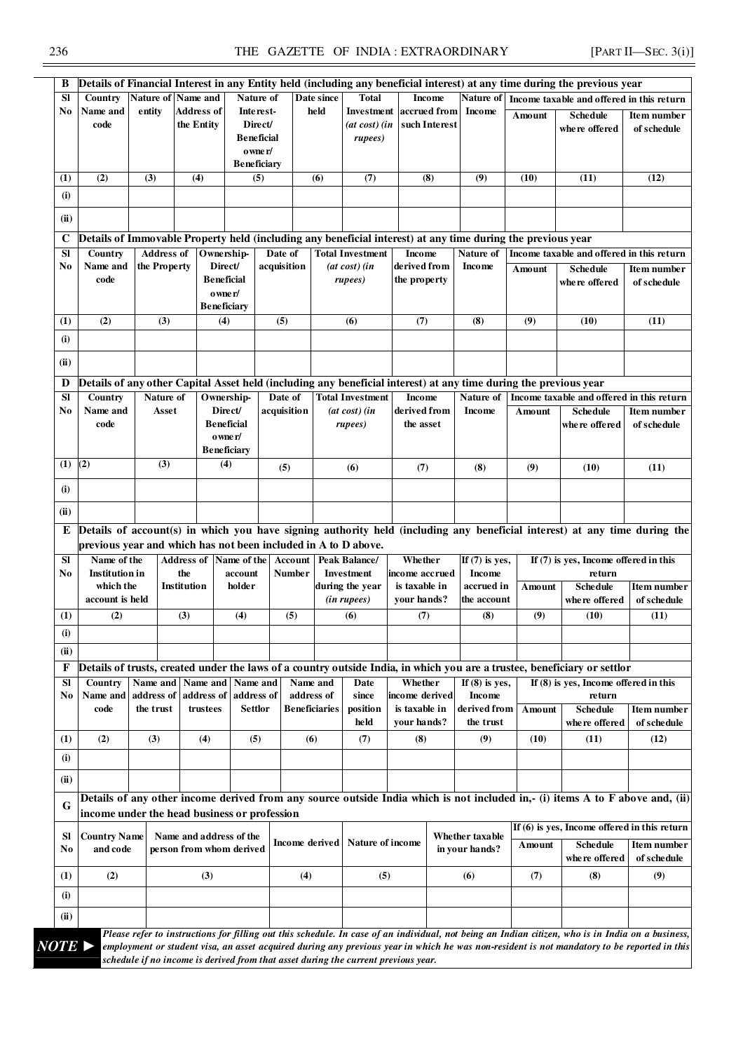**B Details of Financial Interest in any Entity held (including any beneficial interest) at any time during the previous year**

| Sl No | Country Name and code | Nature of entity | Name and Address of the Entity | Nature of Interest- Direct/ Beneficial owner/ Beneficiary | Date since held | Total Investment (at cost) (in rupees) | Income accrued from such Interest | Nature of Income | Income taxable and offered in this return | | |
|---|---|---|---|---|---|---|---|---|---|---|---|
| | | | | | | | | | Amount | Schedule where offered | Item number of schedule |
| (1) | (2) | (3) | (4) | (5) | (6) | (7) | (8) | (9) | (10) | (11) | (12) |
| (i) | | | | | | | | | | | |
| (ii) | | | | | | | | | | | |

**C Details of Immovable Property held (including any beneficial interest) at any time during the previous year**

| Sl No | Country Name and code | Address of the Property | Ownership- Direct/ Beneficial owner/ Beneficiary | Date of acquisition | Total Investment (at cost) (in rupees) | Income derived from the property | Nature of Income | Income taxable and offered in this return | | |
|---|---|---|---|---|---|---|---|---|---|---|
| | | | | | | | | Amount | Schedule where offered | Item number of schedule |
| (1) | (2) | (3) | (4) | (5) | (6) | (7) | (8) | (9) | (10) | (11) |
| (i) | | | | | | | | | | |
| (ii) | | | | | | | | | | |

**D Details of any other Capital Asset held (including any beneficial interest) at any time during the previous year**

| Sl No | Country Name and code | Nature of Asset | Ownership- Direct/ Beneficial owner/ Beneficiary | Date of acquisition | Total Investment (at cost) (in rupees) | Income derived from the asset | Nature of Income | Income taxable and offered in this return | | |
|---|---|---|---|---|---|---|---|---|---|---|
| | | | | | | | | Amount | Schedule where offered | Item number of schedule |
| (1) | (2) | (3) | (4) | (5) | (6) | (7) | (8) | (9) | (10) | (11) |
| (i) | | | | | | | | | | |
| (ii) | | | | | | | | | | |

**E Details of account(s) in which you have signing authority held (including any beneficial interest) at any time during the previous year and which has not been included in A to D above.**

| Sl No | Name of the Institution in which the account is held | Address of the Institution | Name of the account holder | Account Number | Peak Balance/ Investment during the year (in rupees) | Whether income accrued is taxable in your hands? | If (7) is yes, Income accrued in the account | If (7) is yes, Income offered in this return | | |
|---|---|---|---|---|---|---|---|---|---|---|
| | | | | | | | | Amount | Schedule where offered | Item number of schedule |
| (1) | (2) | (3) | (4) | (5) | (6) | (7) | (8) | (9) | (10) | (11) |
| (i) | | | | | | | | | | |
| (ii) | | | | | | | | | | |

**F Details of trusts, created under the laws of a country outside India, in which you are a trustee, beneficiary or settlor**

| Sl No | Country Name and code | Name and address of the trust | Name and address of trustees | Name and address of Settlor | Name and address of Beneficiaries | Date since position held | Whether income derived is taxable in your hands? | If (8) is yes, Income derived from the trust | If (8) is yes, Income offered in this return | | |
|---|---|---|---|---|---|---|---|---|---|---|---|
| | | | | | | | | | Amount | Schedule where offered | Item number of schedule |
| (1) | (2) | (3) | (4) | (5) | (6) | (7) | (8) | (9) | (10) | (11) | (12) |
| (i) | | | | | | | | | | | |
| (ii) | | | | | | | | | | | |

**G Details of any other income derived from any source outside India which is not included in,- (i) items A to F above and, (ii) income under the head business or profession**

| Sl No | Country Name and code | Name and address of the person from whom derived | Income derived | Nature of income | Whether taxable in your hands? | If (6) is yes, Income offered in this return | | |
|---|---|---|---|---|---|---|---|---|
| | | | | | | Amount | Schedule where offered | Item number of schedule |
| (1) | (2) | (3) | (4) | (5) | (6) | (7) | (8) | (9) |
| (i) | | | | | | | | |
| (ii) | | | | | | | | |

**NOTE ►** *Please refer to instructions for filling out this schedule. In case of an individual, not being an Indian citizen, who is in India on a business, employment or student visa, an asset acquired during any previous year in which he was non-resident is not mandatory to be reported in this schedule if no income is derived from that asset during the current previous year.*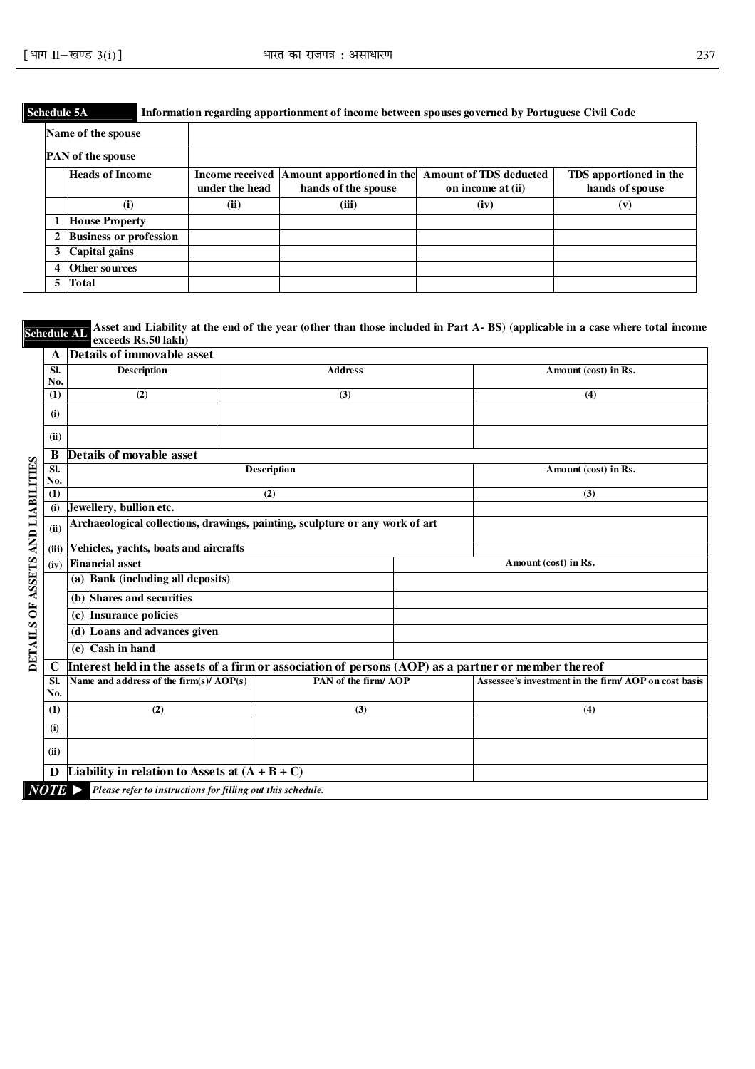**Schedule 5A** **Information regarding apportionment of income between spouses governed by Portuguese Civil Code**

| | | | | | |
|---|---|---|---|---|---|
| Name of the spouse | | | | | |
| PAN of the spouse | | | | | |
| | Heads of Income | Income received under the head | Amount apportioned in the hands of the spouse | Amount of TDS deducted on income at (ii) | TDS apportioned in the hands of spouse |
| | (i) | (ii) | (iii) | (iv) | (v) |
| 1 | House Property | | | | |
| 2 | Business or profession | | | | |
| 3 | Capital gains | | | | |
| 4 | Other sources | | | | |
| 5 | Total | | | | |

**Schedule AL** **Asset and Liability at the end of the year (other than those included in Part A- BS) (applicable in a case where total income exceeds Rs.50 lakh)**

**DETAILS OF ASSETS AND LIABILITIES**

**A** **Details of immovable asset**

| Sl. No. | Description | Address | Amount (cost) in Rs. |
|---|---|---|---|
| (1) | (2) | (3) | (4) |
| (i) | | | |
| (ii) | | | |

**B** **Details of movable asset**

| Sl. No. | Description | Amount (cost) in Rs. |
|---|---|---|
| (1) | (2) | (3) |
| (i) | Jewellery, bullion etc. | |
| (ii) | Archaeological collections, drawings, painting, sculpture or any work of art | |
| (iii) | Vehicles, yachts, boats and aircrafts | |
| (iv) | Financial asset | Amount (cost) in Rs. |
| | (a) Bank (including all deposits) | |
| | (b) Shares and securities | |
| | (c) Insurance policies | |
| | (d) Loans and advances given | |
| | (e) Cash in hand | |

**C** **Interest held in the assets of a firm or association of persons (AOP) as a partner or member thereof**

| Sl. No. | Name and address of the firm(s)/ AOP(s) | PAN of the firm/ AOP | Assessee's investment in the firm/ AOP on cost basis |
|---|---|---|---|
| (1) | (2) | (3) | (4) |
| (i) | | | |
| (ii) | | | |

**D** **Liability in relation to Assets at (A + B + C)**

*NOTE ►* *Please refer to instructions for filling out this schedule.*